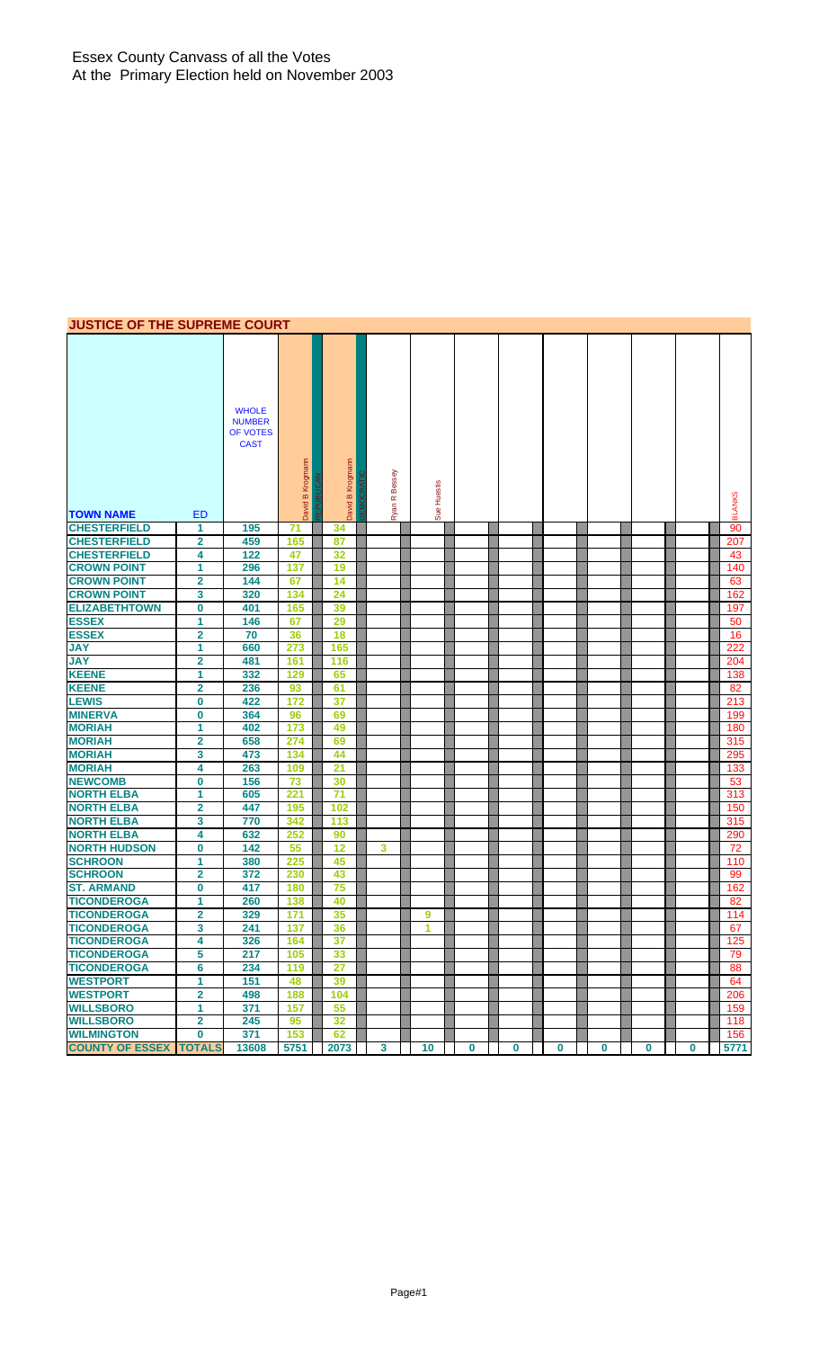Essex County Canvass of all the Votes
At the Primary Election held on November 2003

## JUSTICE OF THE SUPREME COURT

| TOWN NAME | ED | WHOLE NUMBER OF VOTES CAST | David B Krogmann (REPUBLICAN) | David B Krogmann (DEMOCRATIC) | Ryan R Bessey | Sue Huestis | | | | | | | BLANKS |
|---|---|---|---|---|---|---|---|---|---|---|---|---|---|
| CHESTERFIELD | 1 | 195 | 71 | 34 | | | | | | | | | 90 |
| CHESTERFIELD | 2 | 459 | 165 | 87 | | | | | | | | | 207 |
| CHESTERFIELD | 4 | 122 | 47 | 32 | | | | | | | | | 43 |
| CROWN POINT | 1 | 296 | 137 | 19 | | | | | | | | | 140 |
| CROWN POINT | 2 | 144 | 67 | 14 | | | | | | | | | 63 |
| CROWN POINT | 3 | 320 | 134 | 24 | | | | | | | | | 162 |
| ELIZABETHTOWN | 0 | 401 | 165 | 39 | | | | | | | | | 197 |
| ESSEX | 1 | 146 | 67 | 29 | | | | | | | | | 50 |
| ESSEX | 2 | 70 | 36 | 18 | | | | | | | | | 16 |
| JAY | 1 | 660 | 273 | 165 | | | | | | | | | 222 |
| JAY | 2 | 481 | 161 | 116 | | | | | | | | | 204 |
| KEENE | 1 | 332 | 129 | 65 | | | | | | | | | 138 |
| KEENE | 2 | 236 | 93 | 61 | | | | | | | | | 82 |
| LEWIS | 0 | 422 | 172 | 37 | | | | | | | | | 213 |
| MINERVA | 0 | 364 | 96 | 69 | | | | | | | | | 199 |
| MORIAH | 1 | 402 | 173 | 49 | | | | | | | | | 180 |
| MORIAH | 2 | 658 | 274 | 69 | | | | | | | | | 315 |
| MORIAH | 3 | 473 | 134 | 44 | | | | | | | | | 295 |
| MORIAH | 4 | 263 | 109 | 21 | | | | | | | | | 133 |
| NEWCOMB | 0 | 156 | 73 | 30 | | | | | | | | | 53 |
| NORTH ELBA | 1 | 605 | 221 | 71 | | | | | | | | | 313 |
| NORTH ELBA | 2 | 447 | 195 | 102 | | | | | | | | | 150 |
| NORTH ELBA | 3 | 770 | 342 | 113 | | | | | | | | | 315 |
| NORTH ELBA | 4 | 632 | 252 | 90 | | | | | | | | | 290 |
| NORTH HUDSON | 0 | 142 | 55 | 12 | 3 | | | | | | | | 72 |
| SCHROON | 1 | 380 | 225 | 45 | | | | | | | | | 110 |
| SCHROON | 2 | 372 | 230 | 43 | | | | | | | | | 99 |
| ST. ARMAND | 0 | 417 | 180 | 75 | | | | | | | | | 162 |
| TICONDEROGA | 1 | 260 | 138 | 40 | | | | | | | | | 82 |
| TICONDEROGA | 2 | 329 | 171 | 35 | | 9 | | | | | | | 114 |
| TICONDEROGA | 3 | 241 | 137 | 36 | | 1 | | | | | | | 67 |
| TICONDEROGA | 4 | 326 | 164 | 37 | | | | | | | | | 125 |
| TICONDEROGA | 5 | 217 | 105 | 33 | | | | | | | | | 79 |
| TICONDEROGA | 6 | 234 | 119 | 27 | | | | | | | | | 88 |
| WESTPORT | 1 | 151 | 48 | 39 | | | | | | | | | 64 |
| WESTPORT | 2 | 498 | 188 | 104 | | | | | | | | | 206 |
| WILLSBORO | 1 | 371 | 157 | 55 | | | | | | | | | 159 |
| WILLSBORO | 2 | 245 | 95 | 32 | | | | | | | | | 118 |
| WILMINGTON | 0 | 371 | 153 | 62 | | | | | | | | | 156 |
| COUNTY OF ESSEX | TOTALS | 13608 | 5751 | 2073 | 3 | 10 | 0 | 0 | 0 | 0 | 0 | 0 | 5771 |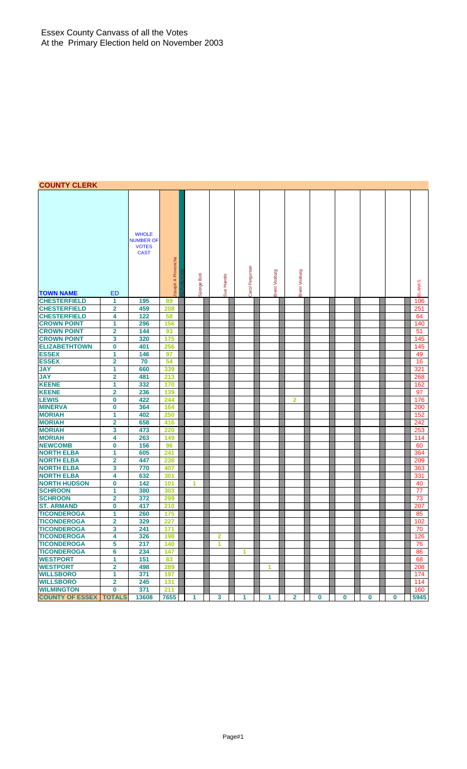Essex County Canvass of all the Votes
At the Primary Election held on November 2003

## COUNTY CLERK

| TOWN NAME | ED | WHOLE NUMBER OF VOTES CAST | Joseph A Provoncha REPUBLICAN | Sponge Bob | Sue Huestis | Carol Fergurson | Brent Vosburg | Brent Vosburg | | | | | BLANKS |
|---|---|---|---|---|---|---|---|---|---|---|---|---|---|
| CHESTERFIELD | 1 | 195 | 89 | | | | | | | | | | 106 |
| CHESTERFIELD | 2 | 459 | 208 | | | | | | | | | | 251 |
| CHESTERFIELD | 4 | 122 | 58 | | | | | | | | | | 64 |
| CROWN POINT | 1 | 296 | 156 | | | | | | | | | | 140 |
| CROWN POINT | 2 | 144 | 93 | | | | | | | | | | 51 |
| CROWN POINT | 3 | 320 | 175 | | | | | | | | | | 145 |
| ELIZABETHTOWN | 0 | 401 | 256 | | | | | | | | | | 145 |
| ESSEX | 1 | 146 | 97 | | | | | | | | | | 49 |
| ESSEX | 2 | 70 | 54 | | | | | | | | | | 16 |
| JAY | 1 | 660 | 339 | | | | | | | | | | 321 |
| JAY | 2 | 481 | 213 | | | | | | | | | | 268 |
| KEENE | 1 | 332 | 170 | | | | | | | | | | 162 |
| KEENE | 2 | 236 | 139 | | | | | | | | | | 97 |
| LEWIS | 0 | 422 | 244 | | | | | 2 | | | | | 176 |
| MINERVA | 0 | 364 | 164 | | | | | | | | | | 200 |
| MORIAH | 1 | 402 | 250 | | | | | | | | | | 152 |
| MORIAH | 2 | 658 | 416 | | | | | | | | | | 242 |
| MORIAH | 3 | 473 | 220 | | | | | | | | | | 253 |
| MORIAH | 4 | 263 | 149 | | | | | | | | | | 114 |
| NEWCOMB | 0 | 156 | 96 | | | | | | | | | | 60 |
| NORTH ELBA | 1 | 605 | 241 | | | | | | | | | | 364 |
| NORTH ELBA | 2 | 447 | 238 | | | | | | | | | | 209 |
| NORTH ELBA | 3 | 770 | 407 | | | | | | | | | | 363 |
| NORTH ELBA | 4 | 632 | 301 | | | | | | | | | | 331 |
| NORTH HUDSON | 0 | 142 | 101 | 1 | | | | | | | | | 40 |
| SCHROON | 1 | 380 | 303 | | | | | | | | | | 77 |
| SCHROON | 2 | 372 | 299 | | | | | | | | | | 73 |
| ST. ARMAND | 0 | 417 | 210 | | | | | | | | | | 207 |
| TICONDEROGA | 1 | 260 | 175 | | | | | | | | | | 85 |
| TICONDEROGA | 2 | 329 | 227 | | | | | | | | | | 102 |
| TICONDEROGA | 3 | 241 | 171 | | | | | | | | | | 70 |
| TICONDEROGA | 4 | 326 | 198 | | 2 | | | | | | | | 126 |
| TICONDEROGA | 5 | 217 | 140 | | 1 | | | | | | | | 76 |
| TICONDEROGA | 6 | 234 | 147 | | | 1 | | | | | | | 86 |
| WESTPORT | 1 | 151 | 83 | | | | | | | | | | 68 |
| WESTPORT | 2 | 498 | 289 | | | | 1 | | | | | | 208 |
| WILLSBORO | 1 | 371 | 197 | | | | | | | | | | 174 |
| WILLSBORO | 2 | 245 | 131 | | | | | | | | | | 114 |
| WILMINGTON | 0 | 371 | 211 | | | | | | | | | | 160 |
| COUNTY OF ESSEX | TOTALS | 13608 | 7655 | 1 | 3 | 1 | 1 | 2 | 0 | 0 | 0 | 0 | 5945 |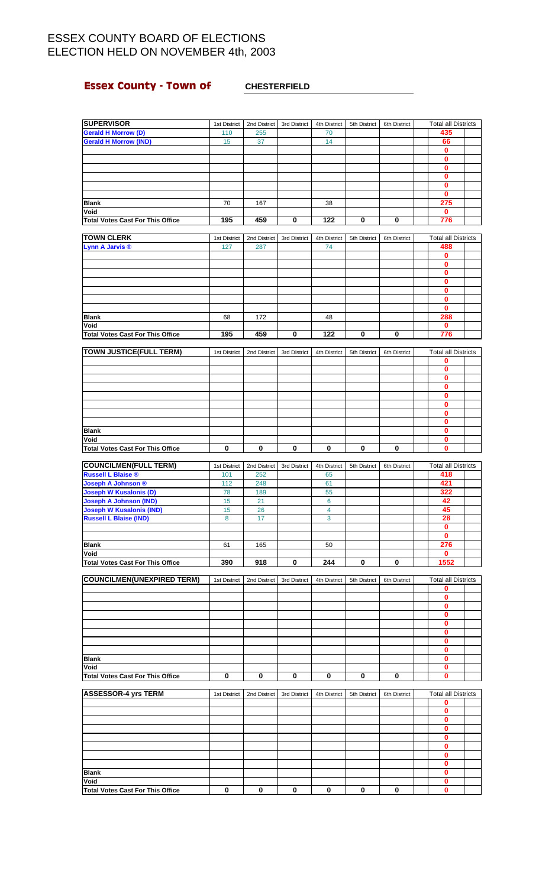# ESSEX COUNTY BOARD OF ELECTIONS
# ELECTION HELD ON NOVEMBER 4th, 2003

## Essex County - Town of CHESTERFIELD

| SUPERVISOR | 1st District | 2nd District | 3rd District | 4th District | 5th District | 6th District | Total all Districts |
|---|---|---|---|---|---|---|---|
| Gerald H Morrow (D) | 110 | 255 | | 70 | | | 435 |
| Gerald H Morrow (IND) | 15 | 37 | | 14 | | | 66 |
| | | | | | | | 0 |
| | | | | | | | 0 |
| | | | | | | | 0 |
| | | | | | | | 0 |
| | | | | | | | 0 |
| | | | | | | | 0 |
| Blank | 70 | 167 | | 38 | | | 275 |
| Void | | | | | | | 0 |
| Total Votes Cast For This Office | 195 | 459 | 0 | 122 | 0 | 0 | 776 |

| TOWN CLERK | 1st District | 2nd District | 3rd District | 4th District | 5th District | 6th District | Total all Districts |
|---|---|---|---|---|---|---|---|
| Lynn A Jarvis ® | 127 | 287 | | 74 | | | 488 |
| | | | | | | | 0 |
| | | | | | | | 0 |
| | | | | | | | 0 |
| | | | | | | | 0 |
| | | | | | | | 0 |
| | | | | | | | 0 |
| | | | | | | | 0 |
| Blank | 68 | 172 | | 48 | | | 288 |
| Void | | | | | | | 0 |
| Total Votes Cast For This Office | 195 | 459 | 0 | 122 | 0 | 0 | 776 |

| TOWN JUSTICE(FULL TERM) | 1st District | 2nd District | 3rd District | 4th District | 5th District | 6th District | Total all Districts |
|---|---|---|---|---|---|---|---|
| | | | | | | | 0 |
| | | | | | | | 0 |
| | | | | | | | 0 |
| | | | | | | | 0 |
| | | | | | | | 0 |
| | | | | | | | 0 |
| | | | | | | | 0 |
| | | | | | | | 0 |
| Blank | | | | | | | 0 |
| Void | | | | | | | 0 |
| Total Votes Cast For This Office | 0 | 0 | 0 | 0 | 0 | 0 | 0 |

| COUNCILMEN(FULL TERM) | 1st District | 2nd District | 3rd District | 4th District | 5th District | 6th District | Total all Districts |
|---|---|---|---|---|---|---|---|
| Russell L Blaise ® | 101 | 252 | | 65 | | | 418 |
| Joseph A Johnson ® | 112 | 248 | | 61 | | | 421 |
| Joseph W Kusalonis (D) | 78 | 189 | | 55 | | | 322 |
| Joseph A Johnson (IND) | 15 | 21 | | 6 | | | 42 |
| Joseph W Kusalonis (IND) | 15 | 26 | | 4 | | | 45 |
| Russell L Blaise (IND) | 8 | 17 | | 3 | | | 28 |
| | | | | | | | 0 |
| | | | | | | | 0 |
| Blank | 61 | 165 | | 50 | | | 276 |
| Void | | | | | | | 0 |
| Total Votes Cast For This Office | 390 | 918 | 0 | 244 | 0 | 0 | 1552 |

| COUNCILMEN(UNEXPIRED TERM) | 1st District | 2nd District | 3rd District | 4th District | 5th District | 6th District | Total all Districts |
|---|---|---|---|---|---|---|---|
| | | | | | | | 0 |
| | | | | | | | 0 |
| | | | | | | | 0 |
| | | | | | | | 0 |
| | | | | | | | 0 |
| | | | | | | | 0 |
| | | | | | | | 0 |
| | | | | | | | 0 |
| Blank | | | | | | | 0 |
| Void | | | | | | | 0 |
| Total Votes Cast For This Office | 0 | 0 | 0 | 0 | 0 | 0 | 0 |

| ASSESSOR-4 yrs TERM | 1st District | 2nd District | 3rd District | 4th District | 5th District | 6th District | Total all Districts |
|---|---|---|---|---|---|---|---|
| | | | | | | | 0 |
| | | | | | | | 0 |
| | | | | | | | 0 |
| | | | | | | | 0 |
| | | | | | | | 0 |
| | | | | | | | 0 |
| | | | | | | | 0 |
| | | | | | | | 0 |
| Blank | | | | | | | 0 |
| Void | | | | | | | 0 |
| Total Votes Cast For This Office | 0 | 0 | 0 | 0 | 0 | 0 | 0 |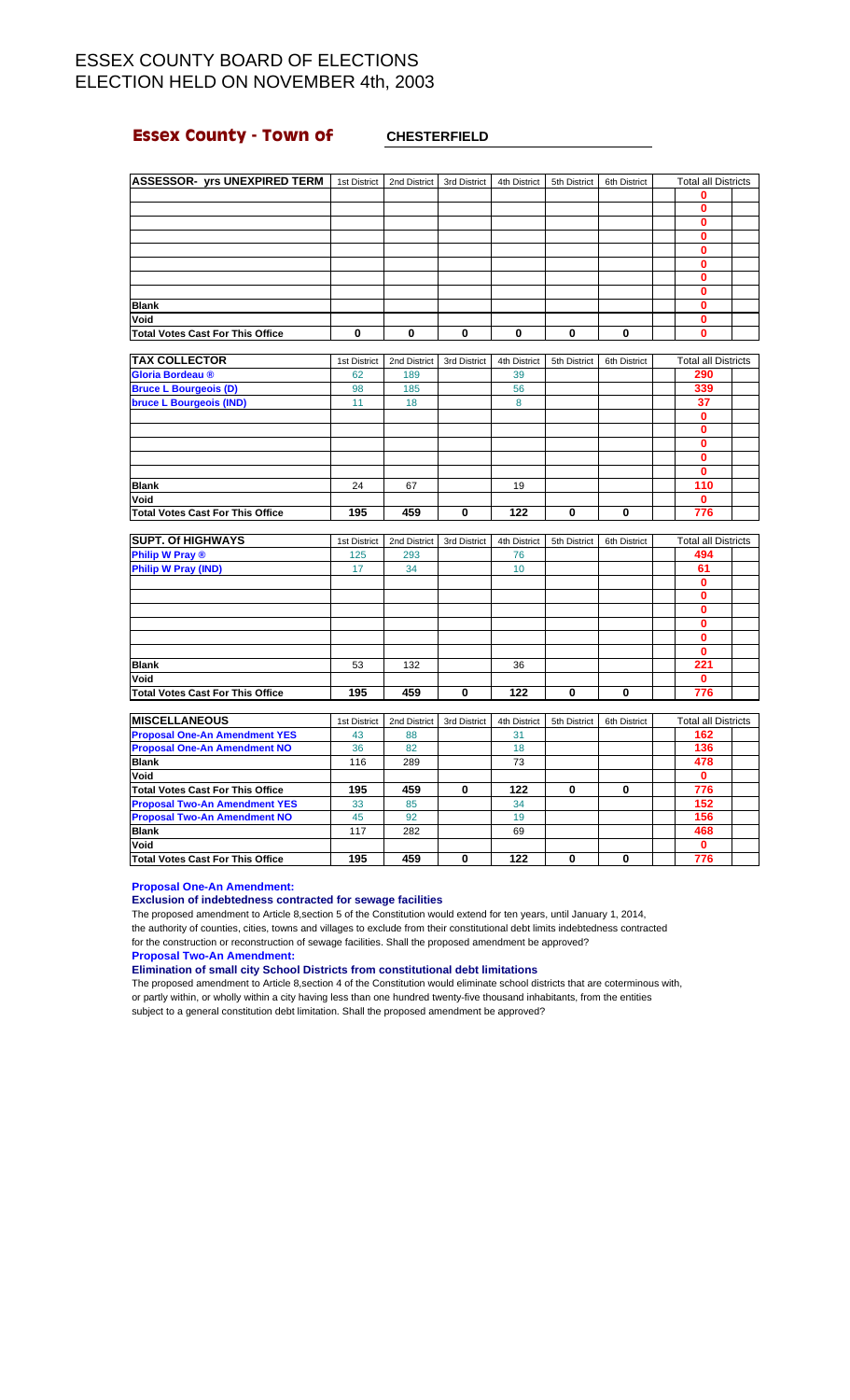# ESSEX COUNTY BOARD OF ELECTIONS
# ELECTION HELD ON NOVEMBER 4th, 2003

## Essex County - Town of CHESTERFIELD

| ASSESSOR- yrs UNEXPIRED TERM | 1st District | 2nd District | 3rd District | 4th District | 5th District | 6th District | Total all Districts |
|---|---|---|---|---|---|---|---|
| | | | | | | | 0 |
| | | | | | | | 0 |
| | | | | | | | 0 |
| | | | | | | | 0 |
| | | | | | | | 0 |
| | | | | | | | 0 |
| | | | | | | | 0 |
| | | | | | | | 0 |
| Blank | | | | | | | 0 |
| Void | | | | | | | 0 |
| Total Votes Cast For This Office | 0 | 0 | 0 | 0 | 0 | 0 | 0 |

| TAX COLLECTOR | 1st District | 2nd District | 3rd District | 4th District | 5th District | 6th District | Total all Districts |
|---|---|---|---|---|---|---|---|
| Gloria Bordeau ® | 62 | 189 | | 39 | | | 290 |
| Bruce L Bourgeois (D) | 98 | 185 | | 56 | | | 339 |
| bruce L Bourgeois (IND) | 11 | 18 | | 8 | | | 37 |
| | | | | | | | 0 |
| | | | | | | | 0 |
| | | | | | | | 0 |
| | | | | | | | 0 |
| | | | | | | | 0 |
| Blank | 24 | 67 | | 19 | | | 110 |
| Void | | | | | | | 0 |
| Total Votes Cast For This Office | 195 | 459 | 0 | 122 | 0 | 0 | 776 |

| SUPT. Of HIGHWAYS | 1st District | 2nd District | 3rd District | 4th District | 5th District | 6th District | Total all Districts |
|---|---|---|---|---|---|---|---|
| Philip W Pray ® | 125 | 293 | | 76 | | | 494 |
| Philip W Pray (IND) | 17 | 34 | | 10 | | | 61 |
| | | | | | | | 0 |
| | | | | | | | 0 |
| | | | | | | | 0 |
| | | | | | | | 0 |
| | | | | | | | 0 |
| | | | | | | | 0 |
| Blank | 53 | 132 | | 36 | | | 221 |
| Void | | | | | | | 0 |
| Total Votes Cast For This Office | 195 | 459 | 0 | 122 | 0 | 0 | 776 |

| MISCELLANEOUS | 1st District | 2nd District | 3rd District | 4th District | 5th District | 6th District | Total all Districts |
|---|---|---|---|---|---|---|---|
| Proposal One-An Amendment YES | 43 | 88 | | 31 | | | 162 |
| Proposal One-An Amendment NO | 36 | 82 | | 18 | | | 136 |
| Blank | 116 | 289 | | 73 | | | 478 |
| Void | | | | | | | 0 |
| Total Votes Cast For This Office | 195 | 459 | 0 | 122 | 0 | 0 | 776 |
| Proposal Two-An Amendment YES | 33 | 85 | | 34 | | | 152 |
| Proposal Two-An Amendment NO | 45 | 92 | | 19 | | | 156 |
| Blank | 117 | 282 | | 69 | | | 468 |
| Void | | | | | | | 0 |
| Total Votes Cast For This Office | 195 | 459 | 0 | 122 | 0 | 0 | 776 |

**Proposal One-An Amendment:**

**Exclusion of indebtedness contracted for sewage facilities**

The proposed amendment to Article 8,section 5 of the Constitution would extend for ten years, until January 1, 2014, the authority of counties, cities, towns and villages to exclude from their constitutional debt limits indebtedness contracted for the construction or reconstruction of sewage facilities. Shall the proposed amendment be approved?

**Proposal Two-An Amendment:**

**Elimination of small city School Districts from constitutional debt limitations**

The proposed amendment to Article 8,section 4 of the Constitution would eliminate school districts that are coterminous with, or partly within, or wholly within a city having less than one hundred twenty-five thousand inhabitants, from the entities subject to a general constitution debt limitation. Shall the proposed amendment be approved?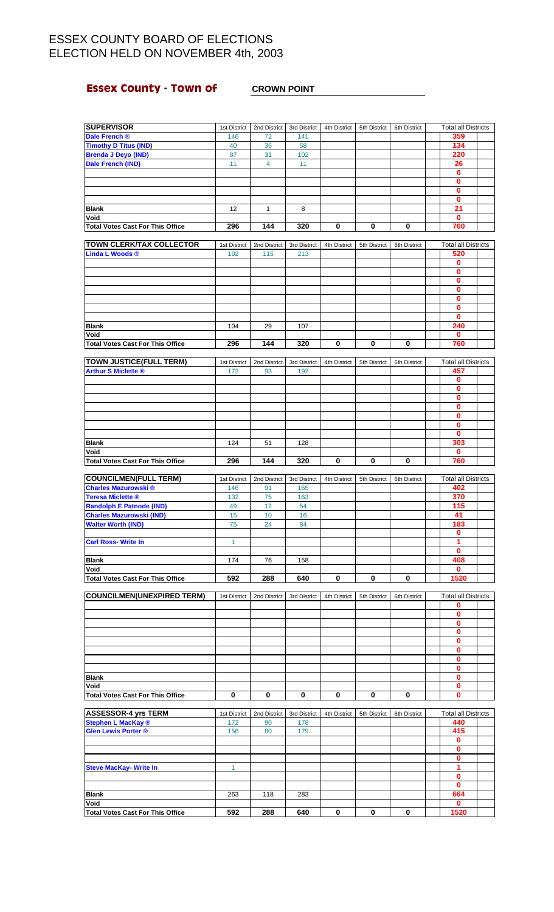# ESSEX COUNTY BOARD OF ELECTIONS
# ELECTION HELD ON NOVEMBER 4th, 2003

## Essex County - Town of CROWN POINT

| SUPERVISOR | 1st District | 2nd District | 3rd District | 4th District | 5th District | 6th District | Total all Districts |
|---|---|---|---|---|---|---|---|
| Dale French ® | 146 | 72 | 141 | | | | 359 |
| Timothy D Titus (IND) | 40 | 36 | 58 | | | | 134 |
| Brenda J Deyo (IND) | 87 | 31 | 102 | | | | 220 |
| Dale French (IND) | 11 | 4 | 11 | | | | 26 |
| | | | | | | | 0 |
| | | | | | | | 0 |
| | | | | | | | 0 |
| | | | | | | | 0 |
| Blank | 12 | 1 | 8 | | | | 21 |
| Void | | | | | | | 0 |
| Total Votes Cast For This Office | 296 | 144 | 320 | 0 | 0 | 0 | 760 |

| TOWN CLERK/TAX COLLECTOR | 1st District | 2nd District | 3rd District | 4th District | 5th District | 6th District | Total all Districts |
|---|---|---|---|---|---|---|---|
| Linda L Woods ® | 192 | 115 | 213 | | | | 520 |
| | | | | | | | 0 |
| | | | | | | | 0 |
| | | | | | | | 0 |
| | | | | | | | 0 |
| | | | | | | | 0 |
| | | | | | | | 0 |
| | | | | | | | 0 |
| Blank | 104 | 29 | 107 | | | | 240 |
| Void | | | | | | | 0 |
| Total Votes Cast For This Office | 296 | 144 | 320 | 0 | 0 | 0 | 760 |

| TOWN JUSTICE(FULL TERM) | 1st District | 2nd District | 3rd District | 4th District | 5th District | 6th District | Total all Districts |
|---|---|---|---|---|---|---|---|
| Arthur S Miclette ® | 172 | 93 | 192 | | | | 457 |
| | | | | | | | 0 |
| | | | | | | | 0 |
| | | | | | | | 0 |
| | | | | | | | 0 |
| | | | | | | | 0 |
| | | | | | | | 0 |
| | | | | | | | 0 |
| Blank | 124 | 51 | 128 | | | | 303 |
| Void | | | | | | | 0 |
| Total Votes Cast For This Office | 296 | 144 | 320 | 0 | 0 | 0 | 760 |

| COUNCILMEN(FULL TERM) | 1st District | 2nd District | 3rd District | 4th District | 5th District | 6th District | Total all Districts |
|---|---|---|---|---|---|---|---|
| Charles Mazurowski ® | 146 | 91 | 165 | | | | 402 |
| Teresa Miclette ® | 132 | 75 | 163 | | | | 370 |
| Randolph E Patnode (IND) | 49 | 12 | 54 | | | | 115 |
| Charles Mazurowski (IND) | 15 | 10 | 16 | | | | 41 |
| Walter Worth (IND) | 75 | 24 | 84 | | | | 183 |
| | | | | | | | 0 |
| Carl Ross- Write In | 1 | | | | | | 1 |
| | | | | | | | 0 |
| Blank | 174 | 76 | 158 | | | | 408 |
| Void | | | | | | | 0 |
| Total Votes Cast For This Office | 592 | 288 | 640 | 0 | 0 | 0 | 1520 |

| COUNCILMEN(UNEXPIRED TERM) | 1st District | 2nd District | 3rd District | 4th District | 5th District | 6th District | Total all Districts |
|---|---|---|---|---|---|---|---|
| | | | | | | | 0 |
| | | | | | | | 0 |
| | | | | | | | 0 |
| | | | | | | | 0 |
| | | | | | | | 0 |
| | | | | | | | 0 |
| | | | | | | | 0 |
| | | | | | | | 0 |
| Blank | | | | | | | 0 |
| Void | | | | | | | 0 |
| Total Votes Cast For This Office | 0 | 0 | 0 | 0 | 0 | 0 | 0 |

| ASSESSOR-4 yrs TERM | 1st District | 2nd District | 3rd District | 4th District | 5th District | 6th District | Total all Districts |
|---|---|---|---|---|---|---|---|
| Stephen L MacKay ® | 172 | 90 | 178 | | | | 440 |
| Glen Lewis Porter ® | 156 | 80 | 179 | | | | 415 |
| | | | | | | | 0 |
| | | | | | | | 0 |
| | | | | | | | 0 |
| Steve MacKay- Write In | 1 | | | | | | 1 |
| | | | | | | | 0 |
| | | | | | | | 0 |
| Blank | 263 | 118 | 283 | | | | 664 |
| Void | | | | | | | 0 |
| Total Votes Cast For This Office | 592 | 288 | 640 | 0 | 0 | 0 | 1520 |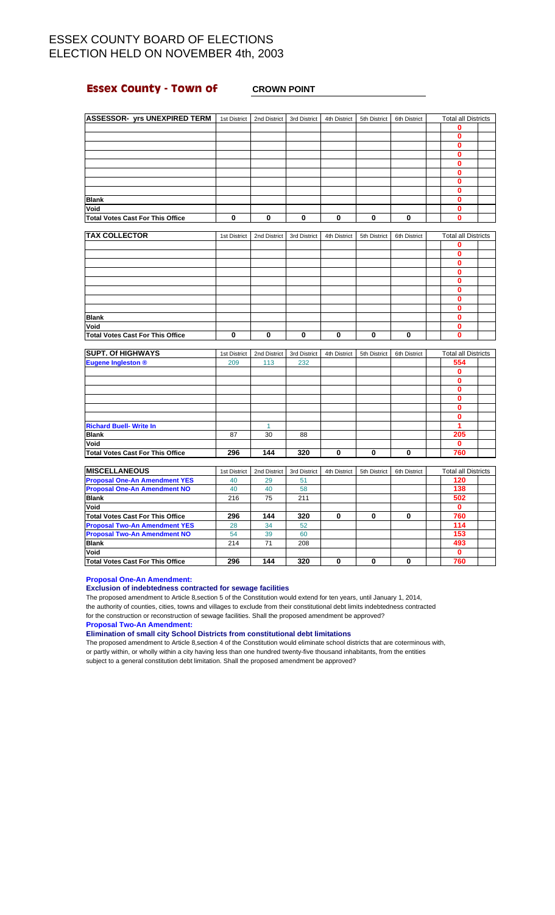# ESSEX COUNTY BOARD OF ELECTIONS
# ELECTION HELD ON NOVEMBER 4th, 2003

## Essex County - Town of CROWN POINT

| ASSESSOR- yrs UNEXPIRED TERM | 1st District | 2nd District | 3rd District | 4th District | 5th District | 6th District | Total all Districts |
|---|---|---|---|---|---|---|---|
| | | | | | | | 0 |
| | | | | | | | 0 |
| | | | | | | | 0 |
| | | | | | | | 0 |
| | | | | | | | 0 |
| | | | | | | | 0 |
| | | | | | | | 0 |
| | | | | | | | 0 |
| Blank | | | | | | | 0 |
| Void | | | | | | | 0 |
| Total Votes Cast For This Office | 0 | 0 | 0 | 0 | 0 | 0 | 0 |

| TAX COLLECTOR | 1st District | 2nd District | 3rd District | 4th District | 5th District | 6th District | Total all Districts |
|---|---|---|---|---|---|---|---|
| | | | | | | | 0 |
| | | | | | | | 0 |
| | | | | | | | 0 |
| | | | | | | | 0 |
| | | | | | | | 0 |
| | | | | | | | 0 |
| | | | | | | | 0 |
| | | | | | | | 0 |
| Blank | | | | | | | 0 |
| Void | | | | | | | 0 |
| Total Votes Cast For This Office | 0 | 0 | 0 | 0 | 0 | 0 | 0 |

| SUPT. Of HIGHWAYS | 1st District | 2nd District | 3rd District | 4th District | 5th District | 6th District | Total all Districts |
|---|---|---|---|---|---|---|---|
| Eugene Ingleston ® | 209 | 113 | 232 | | | | 554 |
| | | | | | | | 0 |
| | | | | | | | 0 |
| | | | | | | | 0 |
| | | | | | | | 0 |
| | | | | | | | 0 |
| | | | | | | | 0 |
| Richard Buell- Write In | | 1 | | | | | 1 |
| Blank | 87 | 30 | 88 | | | | 205 |
| Void | | | | | | | 0 |
| Total Votes Cast For This Office | 296 | 144 | 320 | 0 | 0 | 0 | 760 |

| MISCELLANEOUS | 1st District | 2nd District | 3rd District | 4th District | 5th District | 6th District | Total all Districts |
|---|---|---|---|---|---|---|---|
| Proposal One-An Amendment YES | 40 | 29 | 51 | | | | 120 |
| Proposal One-An Amendment NO | 40 | 40 | 58 | | | | 138 |
| Blank | 216 | 75 | 211 | | | | 502 |
| Void | | | | | | | 0 |
| Total Votes Cast For This Office | 296 | 144 | 320 | 0 | 0 | 0 | 760 |
| Proposal Two-An Amendment YES | 28 | 34 | 52 | | | | 114 |
| Proposal Two-An Amendment NO | 54 | 39 | 60 | | | | 153 |
| Blank | 214 | 71 | 208 | | | | 493 |
| Void | | | | | | | 0 |
| Total Votes Cast For This Office | 296 | 144 | 320 | 0 | 0 | 0 | 760 |

**Proposal One-An Amendment:**

**Exclusion of indebtedness contracted for sewage facilities**

The proposed amendment to Article 8,section 5 of the Constitution would extend for ten years, until January 1, 2014, the authority of counties, cities, towns and villages to exclude from their constitutional debt limits indebtedness contracted for the construction or reconstruction of sewage facilities. Shall the proposed amendment be approved?

**Proposal Two-An Amendment:**

**Elimination of small city School Districts from constitutional debt limitations**

The proposed amendment to Article 8,section 4 of the Constitution would eliminate school districts that are coterminous with, or partly within, or wholly within a city having less than one hundred twenty-five thousand inhabitants, from the entities subject to a general constitution debt limitation. Shall the proposed amendment be approved?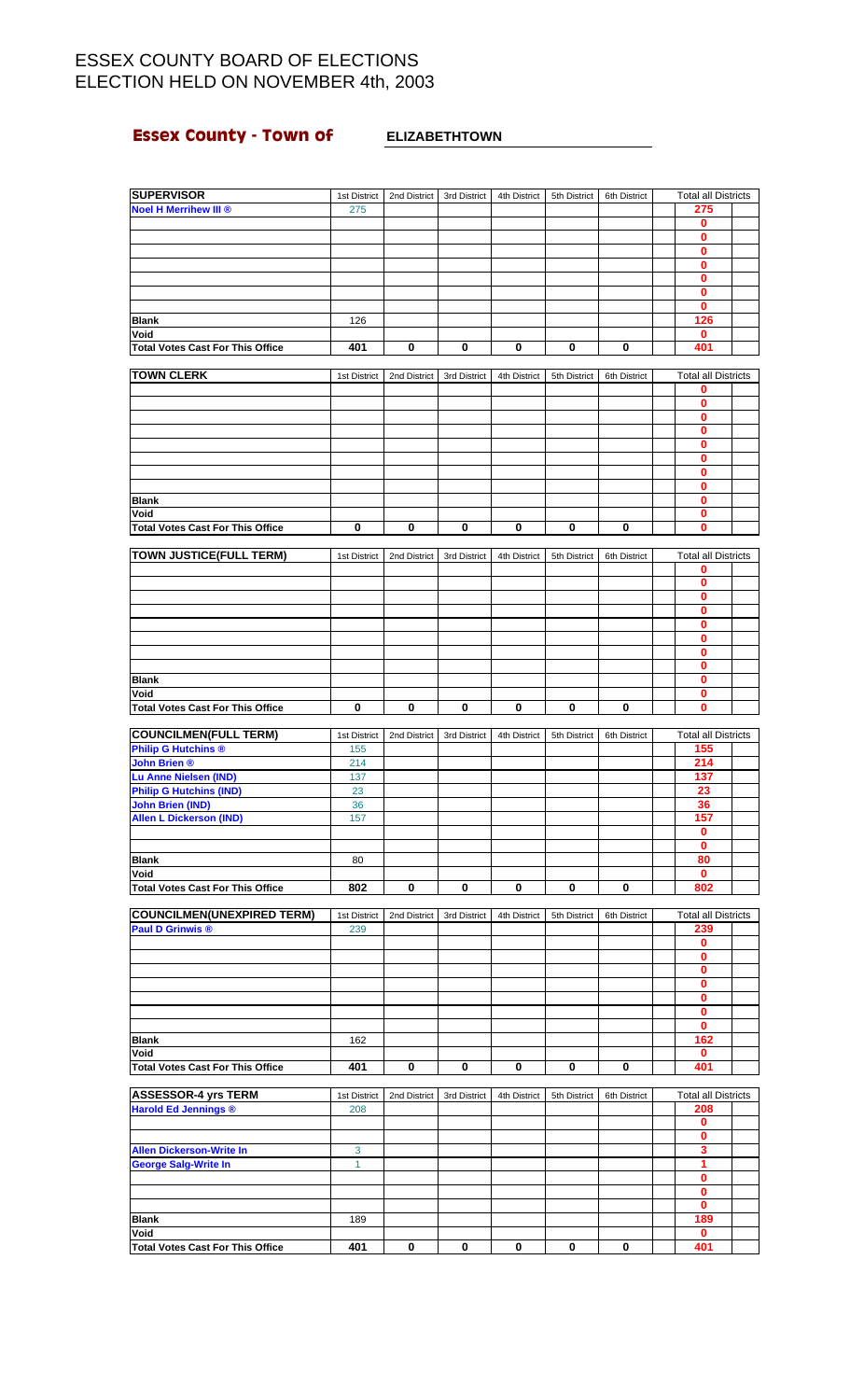# ESSEX COUNTY BOARD OF ELECTIONS
# ELECTION HELD ON NOVEMBER 4th, 2003

## Essex County - Town of ELIZABETHTOWN

| SUPERVISOR | 1st District | 2nd District | 3rd District | 4th District | 5th District | 6th District | Total all Districts |
|---|---|---|---|---|---|---|---|
| Noel H Merrihew III ® | 275 | | | | | | 275 |
| | | | | | | | 0 |
| | | | | | | | 0 |
| | | | | | | | 0 |
| | | | | | | | 0 |
| | | | | | | | 0 |
| | | | | | | | 0 |
| | | | | | | | 0 |
| Blank | 126 | | | | | | 126 |
| Void | | | | | | | 0 |
| Total Votes Cast For This Office | 401 | 0 | 0 | 0 | 0 | 0 | 401 |

| TOWN CLERK | 1st District | 2nd District | 3rd District | 4th District | 5th District | 6th District | Total all Districts |
|---|---|---|---|---|---|---|---|
| | | | | | | | 0 |
| | | | | | | | 0 |
| | | | | | | | 0 |
| | | | | | | | 0 |
| | | | | | | | 0 |
| | | | | | | | 0 |
| | | | | | | | 0 |
| | | | | | | | 0 |
| Blank | | | | | | | 0 |
| Void | | | | | | | 0 |
| Total Votes Cast For This Office | 0 | 0 | 0 | 0 | 0 | 0 | 0 |

| TOWN JUSTICE(FULL TERM) | 1st District | 2nd District | 3rd District | 4th District | 5th District | 6th District | Total all Districts |
|---|---|---|---|---|---|---|---|
| | | | | | | | 0 |
| | | | | | | | 0 |
| | | | | | | | 0 |
| | | | | | | | 0 |
| | | | | | | | 0 |
| | | | | | | | 0 |
| | | | | | | | 0 |
| | | | | | | | 0 |
| Blank | | | | | | | 0 |
| Void | | | | | | | 0 |
| Total Votes Cast For This Office | 0 | 0 | 0 | 0 | 0 | 0 | 0 |

| COUNCILMEN(FULL TERM) | 1st District | 2nd District | 3rd District | 4th District | 5th District | 6th District | Total all Districts |
|---|---|---|---|---|---|---|---|
| Philip G Hutchins ® | 155 | | | | | | 155 |
| John Brien ® | 214 | | | | | | 214 |
| Lu Anne Nielsen (IND) | 137 | | | | | | 137 |
| Philip G Hutchins (IND) | 23 | | | | | | 23 |
| John Brien (IND) | 36 | | | | | | 36 |
| Allen L Dickerson (IND) | 157 | | | | | | 157 |
| | | | | | | | 0 |
| | | | | | | | 0 |
| Blank | 80 | | | | | | 80 |
| Void | | | | | | | 0 |
| Total Votes Cast For This Office | 802 | 0 | 0 | 0 | 0 | 0 | 802 |

| COUNCILMEN(UNEXPIRED TERM) | 1st District | 2nd District | 3rd District | 4th District | 5th District | 6th District | Total all Districts |
|---|---|---|---|---|---|---|---|
| Paul D Grinwis ® | 239 | | | | | | 239 |
| | | | | | | | 0 |
| | | | | | | | 0 |
| | | | | | | | 0 |
| | | | | | | | 0 |
| | | | | | | | 0 |
| | | | | | | | 0 |
| | | | | | | | 0 |
| Blank | 162 | | | | | | 162 |
| Void | | | | | | | 0 |
| Total Votes Cast For This Office | 401 | 0 | 0 | 0 | 0 | 0 | 401 |

| ASSESSOR-4 yrs TERM | 1st District | 2nd District | 3rd District | 4th District | 5th District | 6th District | Total all Districts |
|---|---|---|---|---|---|---|---|
| Harold Ed Jennings ® | 208 | | | | | | 208 |
| | | | | | | | 0 |
| | | | | | | | 0 |
| Allen Dickerson-Write In | 3 | | | | | | 3 |
| George Salg-Write In | 1 | | | | | | 1 |
| | | | | | | | 0 |
| | | | | | | | 0 |
| | | | | | | | 0 |
| Blank | 189 | | | | | | 189 |
| Void | | | | | | | 0 |
| Total Votes Cast For This Office | 401 | 0 | 0 | 0 | 0 | 0 | 401 |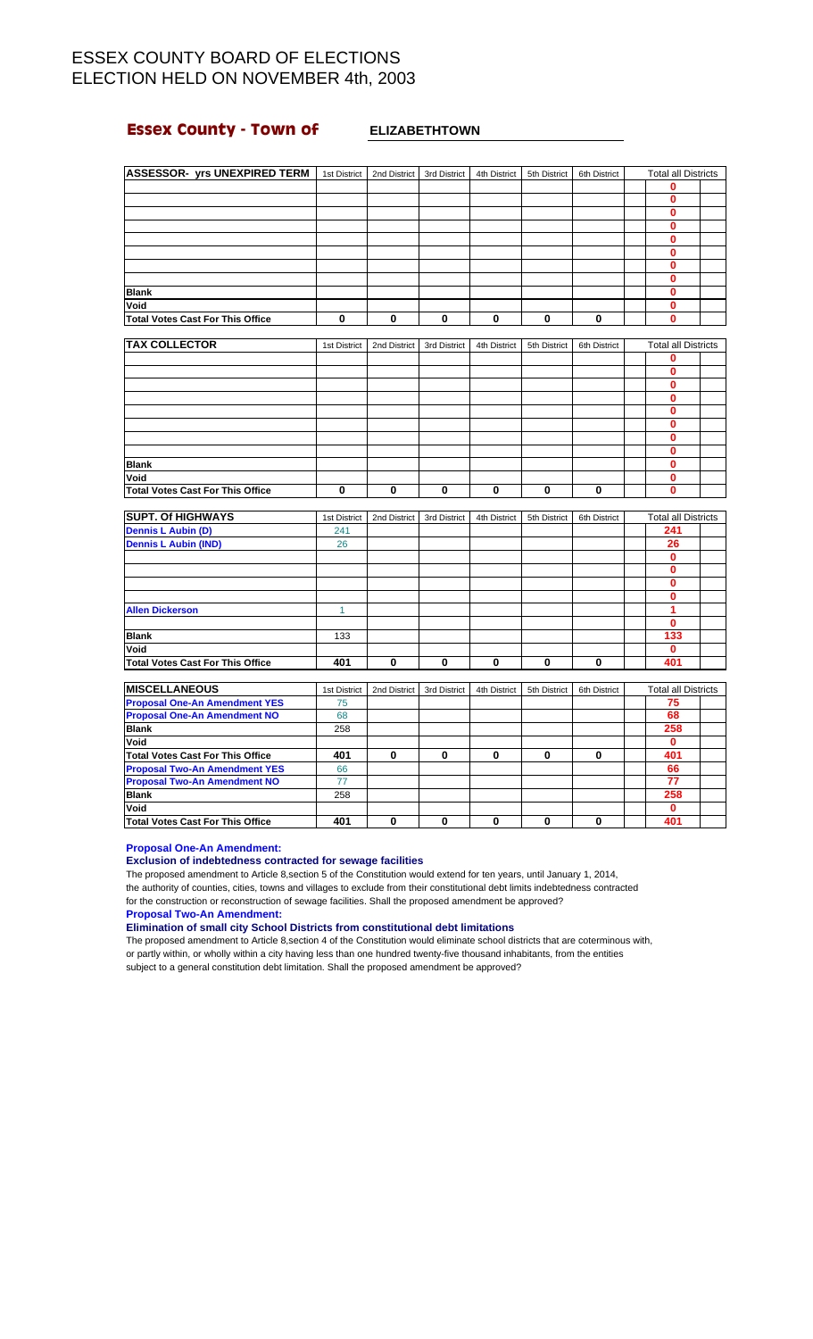# ESSEX COUNTY BOARD OF ELECTIONS
# ELECTION HELD ON NOVEMBER 4th, 2003

## Essex County - Town of ELIZABETHTOWN

| ASSESSOR- yrs UNEXPIRED TERM | 1st District | 2nd District | 3rd District | 4th District | 5th District | 6th District | Total all Districts |
|---|---|---|---|---|---|---|---|
| | | | | | | | 0 |
| | | | | | | | 0 |
| | | | | | | | 0 |
| | | | | | | | 0 |
| | | | | | | | 0 |
| | | | | | | | 0 |
| | | | | | | | 0 |
| | | | | | | | 0 |
| Blank | | | | | | | 0 |
| Void | | | | | | | 0 |
| Total Votes Cast For This Office | 0 | 0 | 0 | 0 | 0 | 0 | 0 |

| TAX COLLECTOR | 1st District | 2nd District | 3rd District | 4th District | 5th District | 6th District | Total all Districts |
|---|---|---|---|---|---|---|---|
| | | | | | | | 0 |
| | | | | | | | 0 |
| | | | | | | | 0 |
| | | | | | | | 0 |
| | | | | | | | 0 |
| | | | | | | | 0 |
| | | | | | | | 0 |
| | | | | | | | 0 |
| Blank | | | | | | | 0 |
| Void | | | | | | | 0 |
| Total Votes Cast For This Office | 0 | 0 | 0 | 0 | 0 | 0 | 0 |

| SUPT. Of HIGHWAYS | 1st District | 2nd District | 3rd District | 4th District | 5th District | 6th District | Total all Districts |
|---|---|---|---|---|---|---|---|
| Dennis L Aubin (D) | 241 | | | | | | 241 |
| Dennis L Aubin (IND) | 26 | | | | | | 26 |
| | | | | | | | 0 |
| | | | | | | | 0 |
| | | | | | | | 0 |
| | | | | | | | 0 |
| Allen Dickerson | 1 | | | | | | 1 |
| | | | | | | | 0 |
| Blank | 133 | | | | | | 133 |
| Void | | | | | | | 0 |
| Total Votes Cast For This Office | 401 | 0 | 0 | 0 | 0 | 0 | 401 |

| MISCELLANEOUS | 1st District | 2nd District | 3rd District | 4th District | 5th District | 6th District | Total all Districts |
|---|---|---|---|---|---|---|---|
| Proposal One-An Amendment YES | 75 | | | | | | 75 |
| Proposal One-An Amendment NO | 68 | | | | | | 68 |
| Blank | 258 | | | | | | 258 |
| Void | | | | | | | 0 |
| Total Votes Cast For This Office | 401 | 0 | 0 | 0 | 0 | 0 | 401 |
| Proposal Two-An Amendment YES | 66 | | | | | | 66 |
| Proposal Two-An Amendment NO | 77 | | | | | | 77 |
| Blank | 258 | | | | | | 258 |
| Void | | | | | | | 0 |
| Total Votes Cast For This Office | 401 | 0 | 0 | 0 | 0 | 0 | 401 |

**Proposal One-An Amendment:**

**Exclusion of indebtedness contracted for sewage facilities**

The proposed amendment to Article 8,section 5 of the Constitution would extend for ten years, until January 1, 2014, the authority of counties, cities, towns and villages to exclude from their constitutional debt limits indebtedness contracted for the construction or reconstruction of sewage facilities. Shall the proposed amendment be approved?

**Proposal Two-An Amendment:**

**Elimination of small city School Districts from constitutional debt limitations**

The proposed amendment to Article 8,section 4 of the Constitution would eliminate school districts that are coterminous with, or partly within, or wholly within a city having less than one hundred twenty-five thousand inhabitants, from the entities subject to a general constitution debt limitation. Shall the proposed amendment be approved?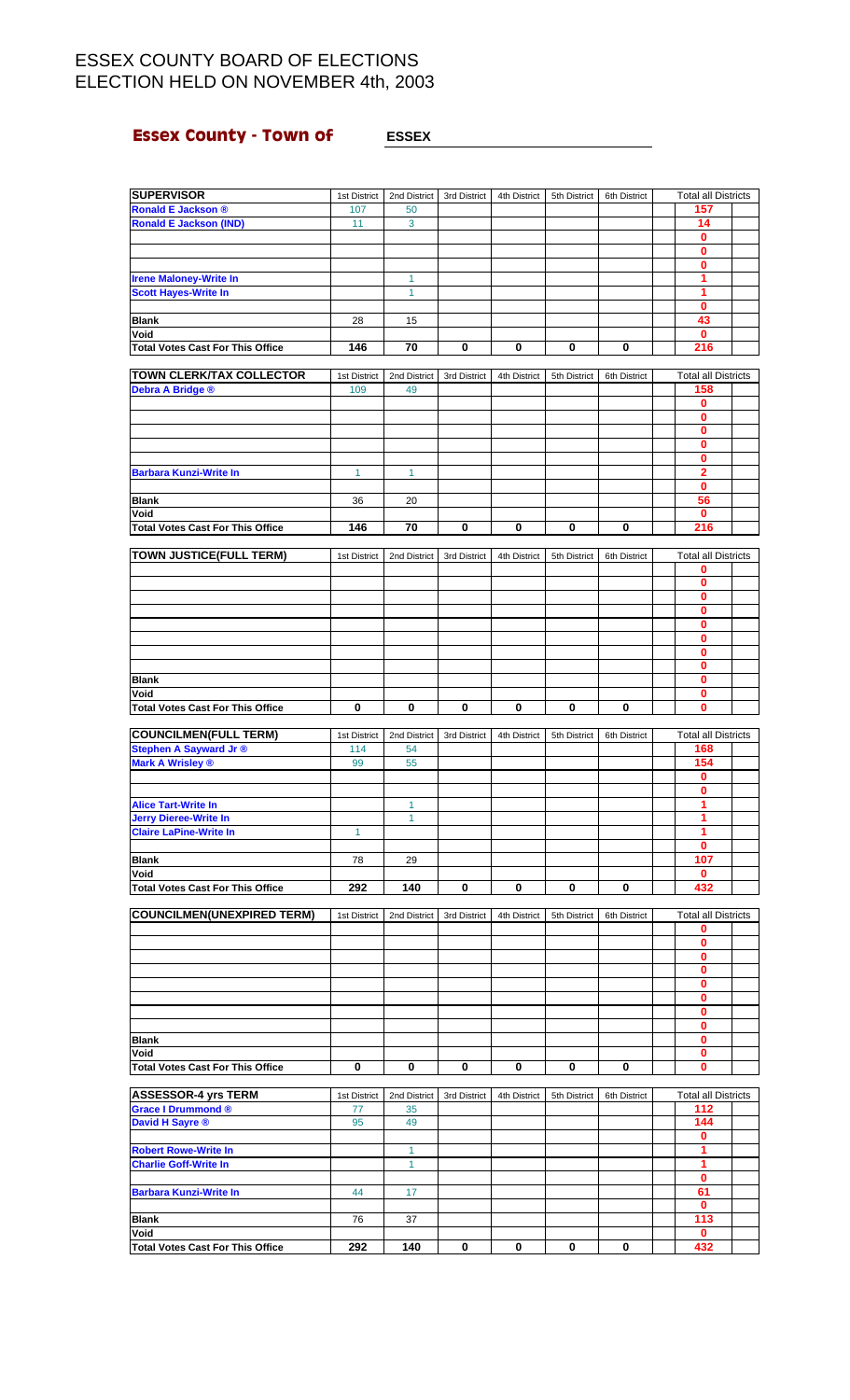# ESSEX COUNTY BOARD OF ELECTIONS
# ELECTION HELD ON NOVEMBER 4th, 2003

## Essex County - Town of ESSEX

| SUPERVISOR | 1st District | 2nd District | 3rd District | 4th District | 5th District | 6th District | Total all Districts |
|---|---|---|---|---|---|---|---|
| Ronald E Jackson ® | 107 | 50 | | | | | 157 |
| Ronald E Jackson (IND) | 11 | 3 | | | | | 14 |
| | | | | | | | 0 |
| | | | | | | | 0 |
| | | | | | | | 0 |
| Irene Maloney-Write In | | 1 | | | | | 1 |
| Scott Hayes-Write In | | 1 | | | | | 1 |
| | | | | | | | 0 |
| Blank | 28 | 15 | | | | | 43 |
| Void | | | | | | | 0 |
| Total Votes Cast For This Office | 146 | 70 | 0 | 0 | 0 | 0 | 216 |

| TOWN CLERK/TAX COLLECTOR | 1st District | 2nd District | 3rd District | 4th District | 5th District | 6th District | Total all Districts |
|---|---|---|---|---|---|---|---|
| Debra A Bridge ® | 109 | 49 | | | | | 158 |
| | | | | | | | 0 |
| | | | | | | | 0 |
| | | | | | | | 0 |
| | | | | | | | 0 |
| | | | | | | | 0 |
| Barbara Kunzi-Write In | 1 | 1 | | | | | 2 |
| | | | | | | | 0 |
| Blank | 36 | 20 | | | | | 56 |
| Void | | | | | | | 0 |
| Total Votes Cast For This Office | 146 | 70 | 0 | 0 | 0 | 0 | 216 |

| TOWN JUSTICE(FULL TERM) | 1st District | 2nd District | 3rd District | 4th District | 5th District | 6th District | Total all Districts |
|---|---|---|---|---|---|---|---|
| | | | | | | | 0 |
| | | | | | | | 0 |
| | | | | | | | 0 |
| | | | | | | | 0 |
| | | | | | | | 0 |
| | | | | | | | 0 |
| | | | | | | | 0 |
| | | | | | | | 0 |
| Blank | | | | | | | 0 |
| Void | | | | | | | 0 |
| Total Votes Cast For This Office | 0 | 0 | 0 | 0 | 0 | 0 | 0 |

| COUNCILMEN(FULL TERM) | 1st District | 2nd District | 3rd District | 4th District | 5th District | 6th District | Total all Districts |
|---|---|---|---|---|---|---|---|
| Stephen A Sayward Jr ® | 114 | 54 | | | | | 168 |
| Mark A Wrisley ® | 99 | 55 | | | | | 154 |
| | | | | | | | 0 |
| | | | | | | | 0 |
| Alice Tart-Write In | | 1 | | | | | 1 |
| Jerry Dieree-Write In | | 1 | | | | | 1 |
| Claire LaPine-Write In | 1 | | | | | | 1 |
| | | | | | | | 0 |
| Blank | 78 | 29 | | | | | 107 |
| Void | | | | | | | 0 |
| Total Votes Cast For This Office | 292 | 140 | 0 | 0 | 0 | 0 | 432 |

| COUNCILMEN(UNEXPIRED TERM) | 1st District | 2nd District | 3rd District | 4th District | 5th District | 6th District | Total all Districts |
|---|---|---|---|---|---|---|---|
| | | | | | | | 0 |
| | | | | | | | 0 |
| | | | | | | | 0 |
| | | | | | | | 0 |
| | | | | | | | 0 |
| | | | | | | | 0 |
| | | | | | | | 0 |
| | | | | | | | 0 |
| Blank | | | | | | | 0 |
| Void | | | | | | | 0 |
| Total Votes Cast For This Office | 0 | 0 | 0 | 0 | 0 | 0 | 0 |

| ASSESSOR-4 yrs TERM | 1st District | 2nd District | 3rd District | 4th District | 5th District | 6th District | Total all Districts |
|---|---|---|---|---|---|---|---|
| Grace I Drummond ® | 77 | 35 | | | | | 112 |
| David H Sayre ® | 95 | 49 | | | | | 144 |
| | | | | | | | 0 |
| Robert Rowe-Write In | | 1 | | | | | 1 |
| Charlie Goff-Write In | | 1 | | | | | 1 |
| | | | | | | | 0 |
| Barbara Kunzi-Write In | 44 | 17 | | | | | 61 |
| | | | | | | | 0 |
| Blank | 76 | 37 | | | | | 113 |
| Void | | | | | | | 0 |
| Total Votes Cast For This Office | 292 | 140 | 0 | 0 | 0 | 0 | 432 |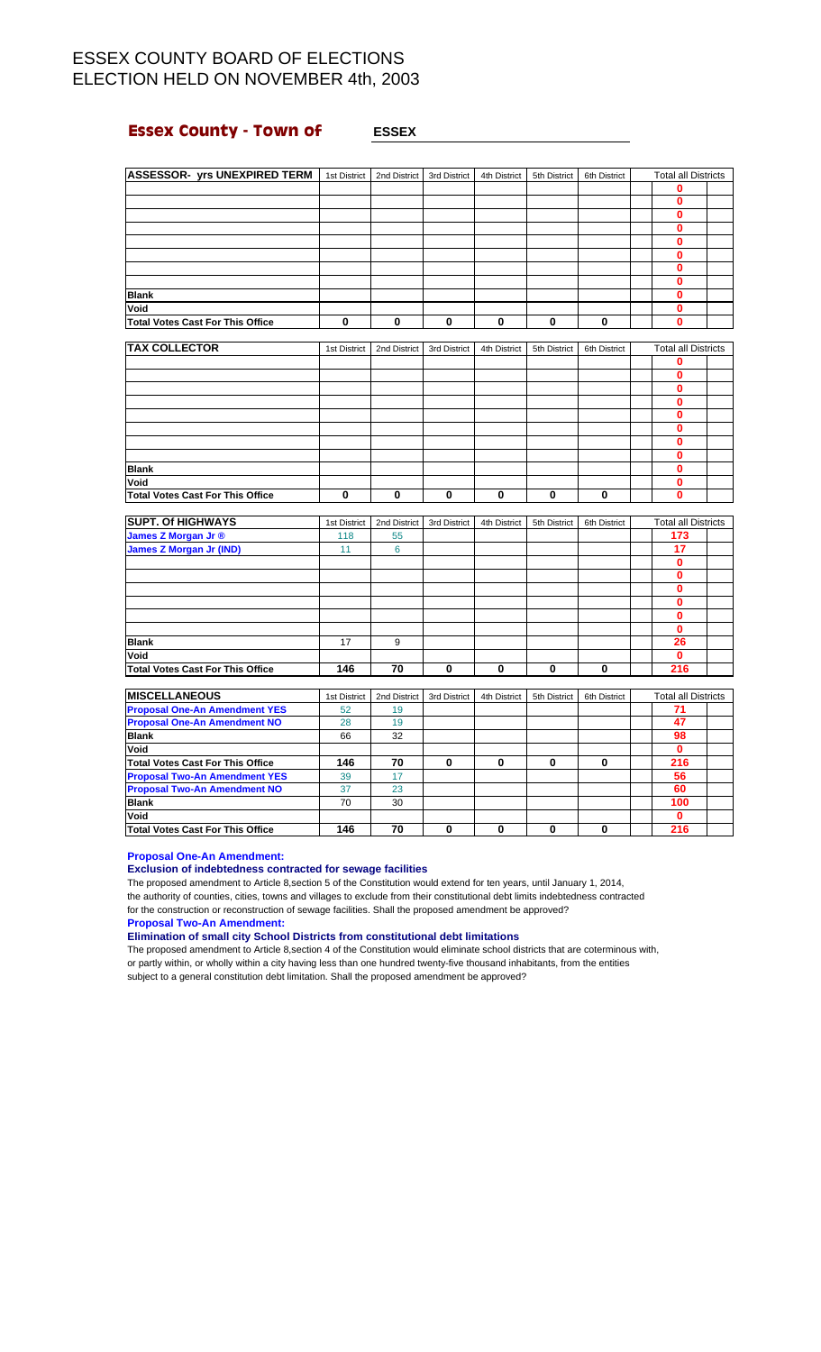# ESSEX COUNTY BOARD OF ELECTIONS
# ELECTION HELD ON NOVEMBER 4th, 2003

## Essex County - Town of ESSEX

| ASSESSOR- yrs UNEXPIRED TERM | 1st District | 2nd District | 3rd District | 4th District | 5th District | 6th District | Total all Districts |
|---|---|---|---|---|---|---|---|
| | | | | | | | 0 |
| | | | | | | | 0 |
| | | | | | | | 0 |
| | | | | | | | 0 |
| | | | | | | | 0 |
| | | | | | | | 0 |
| | | | | | | | 0 |
| | | | | | | | 0 |
| Blank | | | | | | | 0 |
| Void | | | | | | | 0 |
| Total Votes Cast For This Office | 0 | 0 | 0 | 0 | 0 | 0 | 0 |

| TAX COLLECTOR | 1st District | 2nd District | 3rd District | 4th District | 5th District | 6th District | Total all Districts |
|---|---|---|---|---|---|---|---|
| | | | | | | | 0 |
| | | | | | | | 0 |
| | | | | | | | 0 |
| | | | | | | | 0 |
| | | | | | | | 0 |
| | | | | | | | 0 |
| | | | | | | | 0 |
| | | | | | | | 0 |
| Blank | | | | | | | 0 |
| Void | | | | | | | 0 |
| Total Votes Cast For This Office | 0 | 0 | 0 | 0 | 0 | 0 | 0 |

| SUPT. Of HIGHWAYS | 1st District | 2nd District | 3rd District | 4th District | 5th District | 6th District | Total all Districts |
|---|---|---|---|---|---|---|---|
| James Z Morgan Jr ® | 118 | 55 | | | | | 173 |
| James Z Morgan Jr (IND) | 11 | 6 | | | | | 17 |
| | | | | | | | 0 |
| | | | | | | | 0 |
| | | | | | | | 0 |
| | | | | | | | 0 |
| | | | | | | | 0 |
| | | | | | | | 0 |
| Blank | 17 | 9 | | | | | 26 |
| Void | | | | | | | 0 |
| Total Votes Cast For This Office | 146 | 70 | 0 | 0 | 0 | 0 | 216 |

| MISCELLANEOUS | 1st District | 2nd District | 3rd District | 4th District | 5th District | 6th District | Total all Districts |
|---|---|---|---|---|---|---|---|
| Proposal One-An Amendment YES | 52 | 19 | | | | | 71 |
| Proposal One-An Amendment NO | 28 | 19 | | | | | 47 |
| Blank | 66 | 32 | | | | | 98 |
| Void | | | | | | | 0 |
| Total Votes Cast For This Office | 146 | 70 | 0 | 0 | 0 | 0 | 216 |
| Proposal Two-An Amendment YES | 39 | 17 | | | | | 56 |
| Proposal Two-An Amendment NO | 37 | 23 | | | | | 60 |
| Blank | 70 | 30 | | | | | 100 |
| Void | | | | | | | 0 |
| Total Votes Cast For This Office | 146 | 70 | 0 | 0 | 0 | 0 | 216 |

**Proposal One-An Amendment:**

**Exclusion of indebtedness contracted for sewage facilities**

The proposed amendment to Article 8,section 5 of the Constitution would extend for ten years, until January 1, 2014, the authority of counties, cities, towns and villages to exclude from their constitutional debt limits indebtedness contracted for the construction or reconstruction of sewage facilities. Shall the proposed amendment be approved?

**Proposal Two-An Amendment:**

**Elimination of small city School Districts from constitutional debt limitations**

The proposed amendment to Article 8,section 4 of the Constitution would eliminate school districts that are coterminous with, or partly within, or wholly within a city having less than one hundred twenty-five thousand inhabitants, from the entities subject to a general constitution debt limitation. Shall the proposed amendment be approved?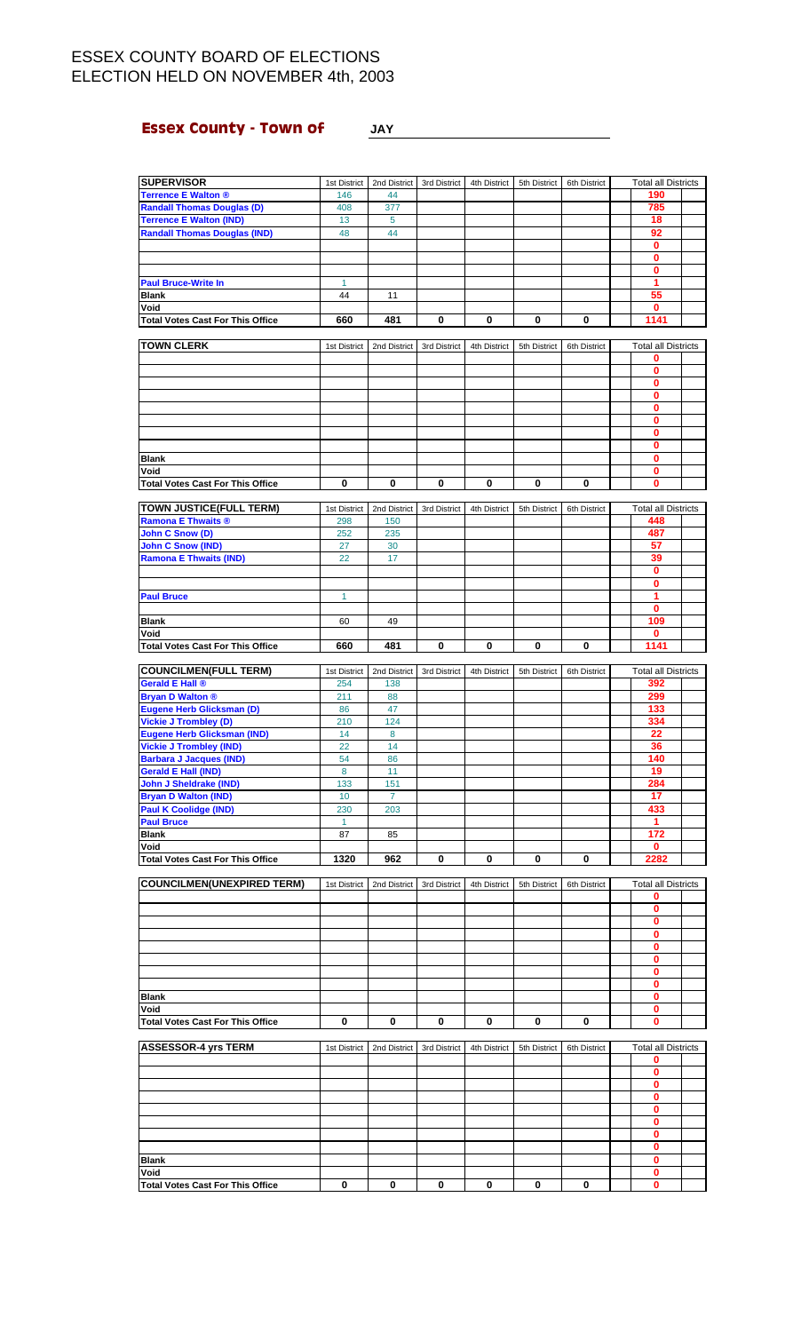# ESSEX COUNTY BOARD OF ELECTIONS
# ELECTION HELD ON NOVEMBER 4th, 2003

## Essex County - Town of JAY

| SUPERVISOR | 1st District | 2nd District | 3rd District | 4th District | 5th District | 6th District | Total all Districts |
|---|---|---|---|---|---|---|---|
| Terrence E Walton ® | 146 | 44 | | | | | 190 |
| Randall Thomas Douglas (D) | 408 | 377 | | | | | 785 |
| Terrence E Walton (IND) | 13 | 5 | | | | | 18 |
| Randall Thomas Douglas (IND) | 48 | 44 | | | | | 92 |
| | | | | | | | 0 |
| | | | | | | | 0 |
| | | | | | | | 0 |
| Paul Bruce-Write In | 1 | | | | | | 1 |
| Blank | 44 | 11 | | | | | 55 |
| Void | | | | | | | 0 |
| Total Votes Cast For This Office | 660 | 481 | 0 | 0 | 0 | 0 | 1141 |

| TOWN CLERK | 1st District | 2nd District | 3rd District | 4th District | 5th District | 6th District | Total all Districts |
|---|---|---|---|---|---|---|---|
| | | | | | | | 0 |
| | | | | | | | 0 |
| | | | | | | | 0 |
| | | | | | | | 0 |
| | | | | | | | 0 |
| | | | | | | | 0 |
| | | | | | | | 0 |
| | | | | | | | 0 |
| Blank | | | | | | | 0 |
| Void | | | | | | | 0 |
| Total Votes Cast For This Office | 0 | 0 | 0 | 0 | 0 | 0 | 0 |

| TOWN JUSTICE(FULL TERM) | 1st District | 2nd District | 3rd District | 4th District | 5th District | 6th District | Total all Districts |
|---|---|---|---|---|---|---|---|
| Ramona E Thwaits ® | 298 | 150 | | | | | 448 |
| John C Snow (D) | 252 | 235 | | | | | 487 |
| John C Snow (IND) | 27 | 30 | | | | | 57 |
| Ramona E Thwaits (IND) | 22 | 17 | | | | | 39 |
| | | | | | | | 0 |
| | | | | | | | 0 |
| Paul Bruce | 1 | | | | | | 1 |
| | | | | | | | 0 |
| Blank | 60 | 49 | | | | | 109 |
| Void | | | | | | | 0 |
| Total Votes Cast For This Office | 660 | 481 | 0 | 0 | 0 | 0 | 1141 |

| COUNCILMEN(FULL TERM) | 1st District | 2nd District | 3rd District | 4th District | 5th District | 6th District | Total all Districts |
|---|---|---|---|---|---|---|---|
| Gerald E Hall ® | 254 | 138 | | | | | 392 |
| Bryan D Walton ® | 211 | 88 | | | | | 299 |
| Eugene Herb Glicksman (D) | 86 | 47 | | | | | 133 |
| Vickie J Trombley (D) | 210 | 124 | | | | | 334 |
| Eugene Herb Glicksman (IND) | 14 | 8 | | | | | 22 |
| Vickie J Trombley (IND) | 22 | 14 | | | | | 36 |
| Barbara J Jacques (IND) | 54 | 86 | | | | | 140 |
| Gerald E Hall (IND) | 8 | 11 | | | | | 19 |
| John J Sheldrake (IND) | 133 | 151 | | | | | 284 |
| Bryan D Walton (IND) | 10 | 7 | | | | | 17 |
| Paul K Coolidge (IND) | 230 | 203 | | | | | 433 |
| Paul Bruce | 1 | | | | | | 1 |
| Blank | 87 | 85 | | | | | 172 |
| Void | | | | | | | 0 |
| Total Votes Cast For This Office | 1320 | 962 | 0 | 0 | 0 | 0 | 2282 |

| COUNCILMEN(UNEXPIRED TERM) | 1st District | 2nd District | 3rd District | 4th District | 5th District | 6th District | Total all Districts |
|---|---|---|---|---|---|---|---|
| | | | | | | | 0 |
| | | | | | | | 0 |
| | | | | | | | 0 |
| | | | | | | | 0 |
| | | | | | | | 0 |
| | | | | | | | 0 |
| | | | | | | | 0 |
| | | | | | | | 0 |
| Blank | | | | | | | 0 |
| Void | | | | | | | 0 |
| Total Votes Cast For This Office | 0 | 0 | 0 | 0 | 0 | 0 | 0 |

| ASSESSOR-4 yrs TERM | 1st District | 2nd District | 3rd District | 4th District | 5th District | 6th District | Total all Districts |
|---|---|---|---|---|---|---|---|
| | | | | | | | 0 |
| | | | | | | | 0 |
| | | | | | | | 0 |
| | | | | | | | 0 |
| | | | | | | | 0 |
| | | | | | | | 0 |
| | | | | | | | 0 |
| | | | | | | | 0 |
| Blank | | | | | | | 0 |
| Void | | | | | | | 0 |
| Total Votes Cast For This Office | 0 | 0 | 0 | 0 | 0 | 0 | 0 |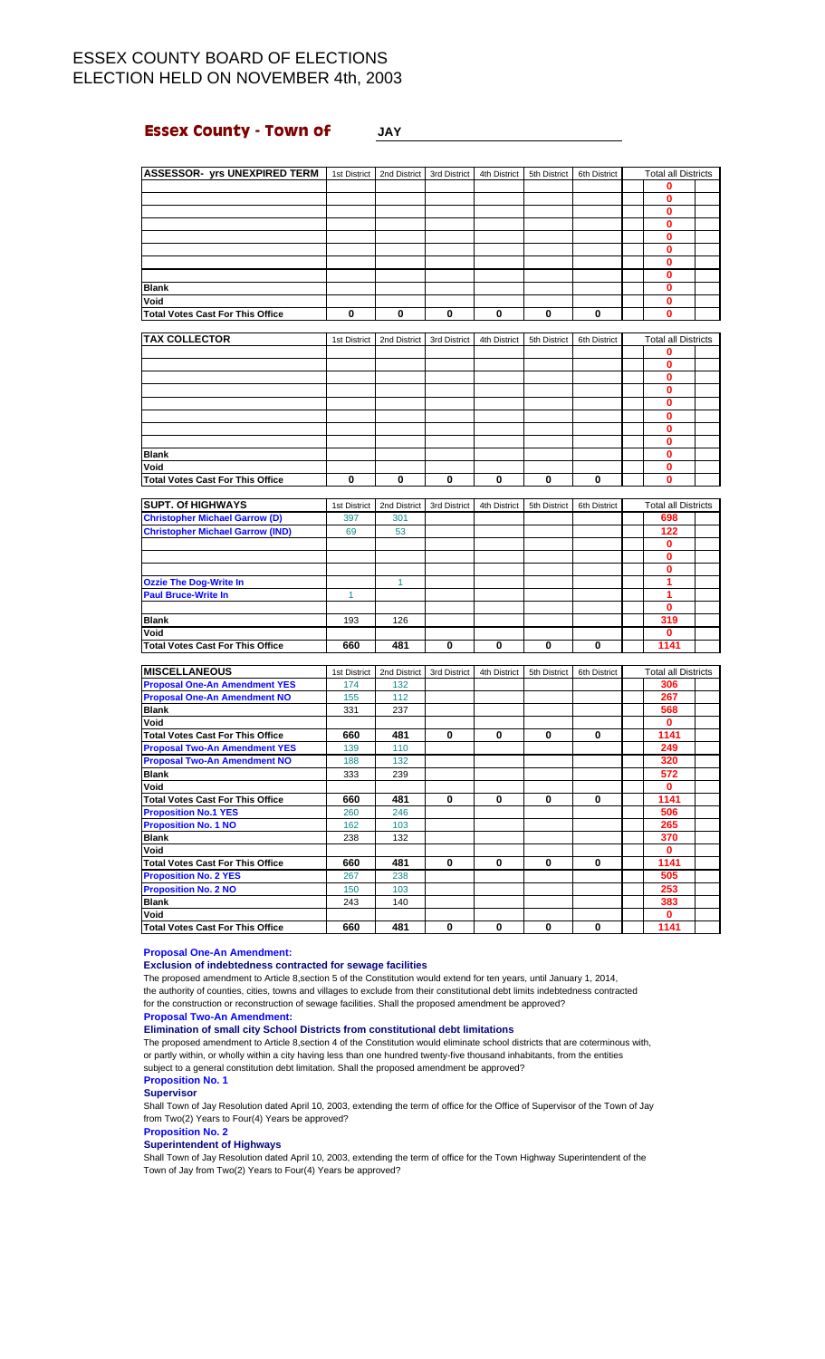# ESSEX COUNTY BOARD OF ELECTIONS
# ELECTION HELD ON NOVEMBER 4th, 2003

## Essex County - Town of JAY

| ASSESSOR- yrs UNEXPIRED TERM | 1st District | 2nd District | 3rd District | 4th District | 5th District | 6th District | Total all Districts |
|---|---|---|---|---|---|---|---|
| | | | | | | | 0 |
| | | | | | | | 0 |
| | | | | | | | 0 |
| | | | | | | | 0 |
| | | | | | | | 0 |
| | | | | | | | 0 |
| | | | | | | | 0 |
| | | | | | | | 0 |
| Blank | | | | | | | 0 |
| Void | | | | | | | 0 |
| Total Votes Cast For This Office | 0 | 0 | 0 | 0 | 0 | 0 | 0 |

| TAX COLLECTOR | 1st District | 2nd District | 3rd District | 4th District | 5th District | 6th District | Total all Districts |
|---|---|---|---|---|---|---|---|
| | | | | | | | 0 |
| | | | | | | | 0 |
| | | | | | | | 0 |
| | | | | | | | 0 |
| | | | | | | | 0 |
| | | | | | | | 0 |
| | | | | | | | 0 |
| | | | | | | | 0 |
| Blank | | | | | | | 0 |
| Void | | | | | | | 0 |
| Total Votes Cast For This Office | 0 | 0 | 0 | 0 | 0 | 0 | 0 |

| SUPT. Of HIGHWAYS | 1st District | 2nd District | 3rd District | 4th District | 5th District | 6th District | Total all Districts |
|---|---|---|---|---|---|---|---|
| Christopher Michael Garrow (D) | 397 | 301 | | | | | 698 |
| Christopher Michael Garrow (IND) | 69 | 53 | | | | | 122 |
| | | | | | | | 0 |
| | | | | | | | 0 |
| | | | | | | | 0 |
| Ozzie The Dog-Write In | | 1 | | | | | 1 |
| Paul Bruce-Write In | 1 | | | | | | 1 |
| | | | | | | | 0 |
| Blank | 193 | 126 | | | | | 319 |
| Void | | | | | | | 0 |
| Total Votes Cast For This Office | 660 | 481 | 0 | 0 | 0 | 0 | 1141 |

| MISCELLANEOUS | 1st District | 2nd District | 3rd District | 4th District | 5th District | 6th District | Total all Districts |
|---|---|---|---|---|---|---|---|
| Proposal One-An Amendment YES | 174 | 132 | | | | | 306 |
| Proposal One-An Amendment NO | 155 | 112 | | | | | 267 |
| Blank | 331 | 237 | | | | | 568 |
| Void | | | | | | | 0 |
| Total Votes Cast For This Office | 660 | 481 | 0 | 0 | 0 | 0 | 1141 |
| Proposal Two-An Amendment YES | 139 | 110 | | | | | 249 |
| Proposal Two-An Amendment NO | 188 | 132 | | | | | 320 |
| Blank | 333 | 239 | | | | | 572 |
| Void | | | | | | | 0 |
| Total Votes Cast For This Office | 660 | 481 | 0 | 0 | 0 | 0 | 1141 |
| Proposition No.1 YES | 260 | 246 | | | | | 506 |
| Proposition No. 1 NO | 162 | 103 | | | | | 265 |
| Blank | 238 | 132 | | | | | 370 |
| Void | | | | | | | 0 |
| Total Votes Cast For This Office | 660 | 481 | 0 | 0 | 0 | 0 | 1141 |
| Proposition No. 2 YES | 267 | 238 | | | | | 505 |
| Proposition No. 2 NO | 150 | 103 | | | | | 253 |
| Blank | 243 | 140 | | | | | 383 |
| Void | | | | | | | 0 |
| Total Votes Cast For This Office | 660 | 481 | 0 | 0 | 0 | 0 | 1141 |

**Proposal One-An Amendment:**

**Exclusion of indebtedness contracted for sewage facilities**

The proposed amendment to Article 8,section 5 of the Constitution would extend for ten years, until January 1, 2014, the authority of counties, cities, towns and villages to exclude from their constitutional debt limits indebtedness contracted for the construction or reconstruction of sewage facilities. Shall the proposed amendment be approved?

**Proposal Two-An Amendment:**

**Elimination of small city School Districts from constitutional debt limitations**

The proposed amendment to Article 8,section 4 of the Constitution would eliminate school districts that are coterminous with, or partly within, or wholly within a city having less than one hundred twenty-five thousand inhabitants, from the entities subject to a general constitution debt limitation. Shall the proposed amendment be approved?

**Proposition No. 1**

**Supervisor**

Shall Town of Jay Resolution dated April 10, 2003, extending the term of office for the Office of Supervisor of the Town of Jay from Two(2) Years to Four(4) Years be approved?

**Proposition No. 2**

**Superintendent of Highways**

Shall Town of Jay Resolution dated April 10, 2003, extending the term of office for the Town Highway Superintendent of the Town of Jay from Two(2) Years to Four(4) Years be approved?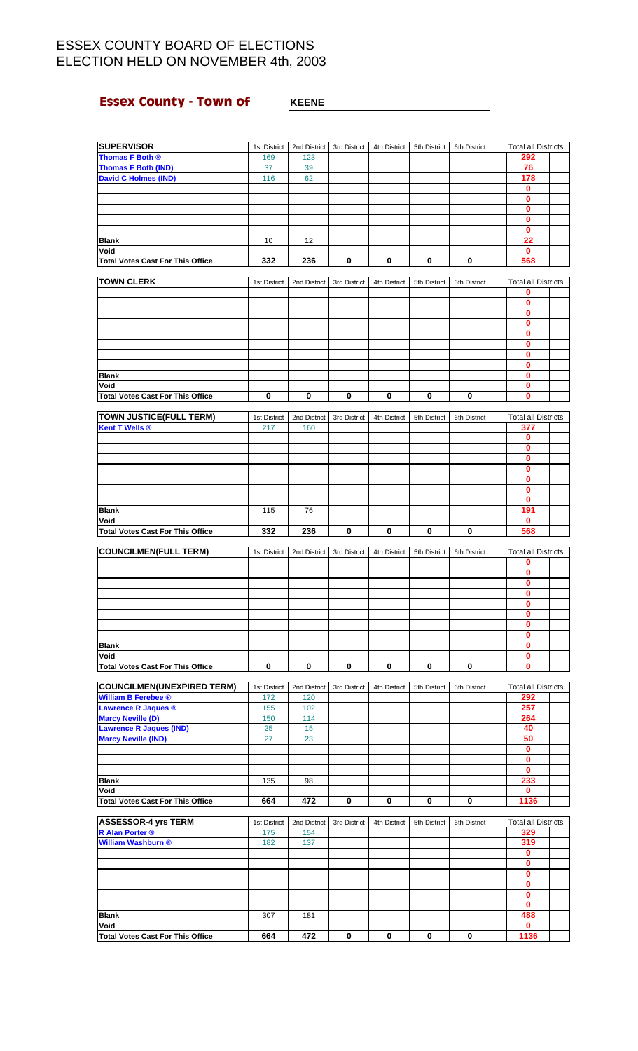# ESSEX COUNTY BOARD OF ELECTIONS
# ELECTION HELD ON NOVEMBER 4th, 2003

## Essex County - Town of KEENE

| SUPERVISOR | 1st District | 2nd District | 3rd District | 4th District | 5th District | 6th District | Total all Districts |
|---|---|---|---|---|---|---|---|
| Thomas F Both ® | 169 | 123 | | | | | 292 |
| Thomas F Both (IND) | 37 | 39 | | | | | 76 |
| David C Holmes (IND) | 116 | 62 | | | | | 178 |
| | | | | | | | 0 |
| | | | | | | | 0 |
| | | | | | | | 0 |
| | | | | | | | 0 |
| | | | | | | | 0 |
| Blank | 10 | 12 | | | | | 22 |
| Void | | | | | | | 0 |
| Total Votes Cast For This Office | 332 | 236 | 0 | 0 | 0 | 0 | 568 |

| TOWN CLERK | 1st District | 2nd District | 3rd District | 4th District | 5th District | 6th District | Total all Districts |
|---|---|---|---|---|---|---|---|
| | | | | | | | 0 |
| | | | | | | | 0 |
| | | | | | | | 0 |
| | | | | | | | 0 |
| | | | | | | | 0 |
| | | | | | | | 0 |
| | | | | | | | 0 |
| | | | | | | | 0 |
| Blank | | | | | | | 0 |
| Void | | | | | | | 0 |
| Total Votes Cast For This Office | 0 | 0 | 0 | 0 | 0 | 0 | 0 |

| TOWN JUSTICE(FULL TERM) | 1st District | 2nd District | 3rd District | 4th District | 5th District | 6th District | Total all Districts |
|---|---|---|---|---|---|---|---|
| Kent T Wells ® | 217 | 160 | | | | | 377 |
| | | | | | | | 0 |
| | | | | | | | 0 |
| | | | | | | | 0 |
| | | | | | | | 0 |
| | | | | | | | 0 |
| | | | | | | | 0 |
| | | | | | | | 0 |
| Blank | 115 | 76 | | | | | 191 |
| Void | | | | | | | 0 |
| Total Votes Cast For This Office | 332 | 236 | 0 | 0 | 0 | 0 | 568 |

| COUNCILMEN(FULL TERM) | 1st District | 2nd District | 3rd District | 4th District | 5th District | 6th District | Total all Districts |
|---|---|---|---|---|---|---|---|
| | | | | | | | 0 |
| | | | | | | | 0 |
| | | | | | | | 0 |
| | | | | | | | 0 |
| | | | | | | | 0 |
| | | | | | | | 0 |
| | | | | | | | 0 |
| | | | | | | | 0 |
| Blank | | | | | | | 0 |
| Void | | | | | | | 0 |
| Total Votes Cast For This Office | 0 | 0 | 0 | 0 | 0 | 0 | 0 |

| COUNCILMEN(UNEXPIRED TERM) | 1st District | 2nd District | 3rd District | 4th District | 5th District | 6th District | Total all Districts |
|---|---|---|---|---|---|---|---|
| William B Ferebee ® | 172 | 120 | | | | | 292 |
| Lawrence R Jaques ® | 155 | 102 | | | | | 257 |
| Marcy Neville (D) | 150 | 114 | | | | | 264 |
| Lawrence R Jaques (IND) | 25 | 15 | | | | | 40 |
| Marcy Neville (IND) | 27 | 23 | | | | | 50 |
| | | | | | | | 0 |
| | | | | | | | 0 |
| | | | | | | | 0 |
| Blank | 135 | 98 | | | | | 233 |
| Void | | | | | | | 0 |
| Total Votes Cast For This Office | 664 | 472 | 0 | 0 | 0 | 0 | 1136 |

| ASSESSOR-4 yrs TERM | 1st District | 2nd District | 3rd District | 4th District | 5th District | 6th District | Total all Districts |
|---|---|---|---|---|---|---|---|
| R Alan Porter ® | 175 | 154 | | | | | 329 |
| William Washburn ® | 182 | 137 | | | | | 319 |
| | | | | | | | 0 |
| | | | | | | | 0 |
| | | | | | | | 0 |
| | | | | | | | 0 |
| | | | | | | | 0 |
| | | | | | | | 0 |
| Blank | 307 | 181 | | | | | 488 |
| Void | | | | | | | 0 |
| Total Votes Cast For This Office | 664 | 472 | 0 | 0 | 0 | 0 | 1136 |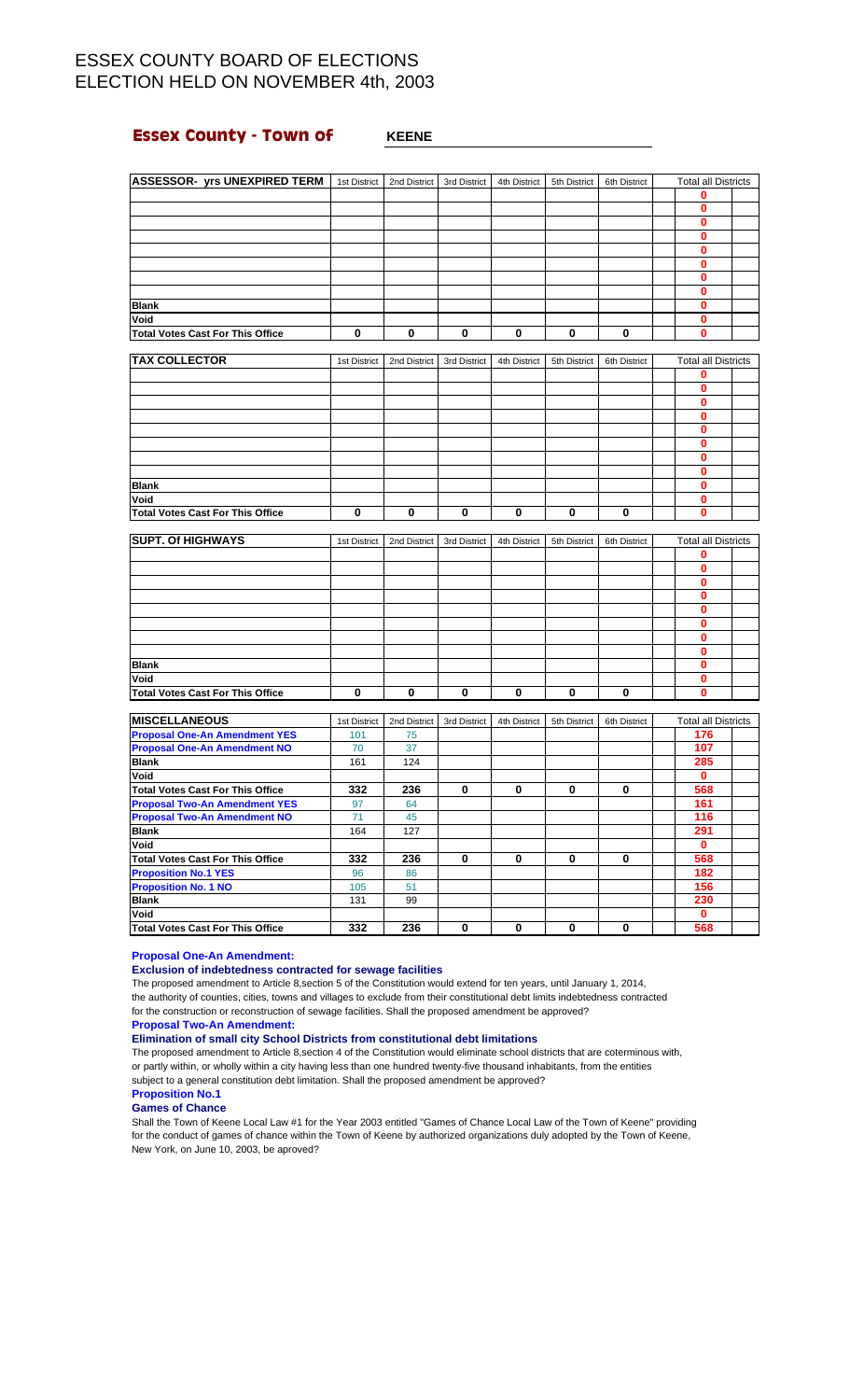# ESSEX COUNTY BOARD OF ELECTIONS
# ELECTION HELD ON NOVEMBER 4th, 2003

## Essex County - Town of KEENE

| ASSESSOR- yrs UNEXPIRED TERM | 1st District | 2nd District | 3rd District | 4th District | 5th District | 6th District | Total all Districts |
|---|---|---|---|---|---|---|---|
| | | | | | | | 0 |
| | | | | | | | 0 |
| | | | | | | | 0 |
| | | | | | | | 0 |
| | | | | | | | 0 |
| | | | | | | | 0 |
| | | | | | | | 0 |
| | | | | | | | 0 |
| Blank | | | | | | | 0 |
| Void | | | | | | | 0 |
| Total Votes Cast For This Office | 0 | 0 | 0 | 0 | 0 | 0 | 0 |

| TAX COLLECTOR | 1st District | 2nd District | 3rd District | 4th District | 5th District | 6th District | Total all Districts |
|---|---|---|---|---|---|---|---|
| | | | | | | | 0 |
| | | | | | | | 0 |
| | | | | | | | 0 |
| | | | | | | | 0 |
| | | | | | | | 0 |
| | | | | | | | 0 |
| | | | | | | | 0 |
| | | | | | | | 0 |
| Blank | | | | | | | 0 |
| Void | | | | | | | 0 |
| Total Votes Cast For This Office | 0 | 0 | 0 | 0 | 0 | 0 | 0 |

| SUPT. Of HIGHWAYS | 1st District | 2nd District | 3rd District | 4th District | 5th District | 6th District | Total all Districts |
|---|---|---|---|---|---|---|---|
| | | | | | | | 0 |
| | | | | | | | 0 |
| | | | | | | | 0 |
| | | | | | | | 0 |
| | | | | | | | 0 |
| | | | | | | | 0 |
| | | | | | | | 0 |
| | | | | | | | 0 |
| Blank | | | | | | | 0 |
| Void | | | | | | | 0 |
| Total Votes Cast For This Office | 0 | 0 | 0 | 0 | 0 | 0 | 0 |

| MISCELLANEOUS | 1st District | 2nd District | 3rd District | 4th District | 5th District | 6th District | Total all Districts |
|---|---|---|---|---|---|---|---|
| Proposal One-An Amendment YES | 101 | 75 | | | | | 176 |
| Proposal One-An Amendment NO | 70 | 37 | | | | | 107 |
| Blank | 161 | 124 | | | | | 285 |
| Void | | | | | | | 0 |
| Total Votes Cast For This Office | 332 | 236 | 0 | 0 | 0 | 0 | 568 |
| Proposal Two-An Amendment YES | 97 | 64 | | | | | 161 |
| Proposal Two-An Amendment NO | 71 | 45 | | | | | 116 |
| Blank | 164 | 127 | | | | | 291 |
| Void | | | | | | | 0 |
| Total Votes Cast For This Office | 332 | 236 | 0 | 0 | 0 | 0 | 568 |
| Proposition No.1 YES | 96 | 86 | | | | | 182 |
| Proposition No. 1 NO | 105 | 51 | | | | | 156 |
| Blank | 131 | 99 | | | | | 230 |
| Void | | | | | | | 0 |
| Total Votes Cast For This Office | 332 | 236 | 0 | 0 | 0 | 0 | 568 |

**Proposal One-An Amendment:**

**Exclusion of indebtedness contracted for sewage facilities**

The proposed amendment to Article 8,section 5 of the Constitution would extend for ten years, until January 1, 2014, the authority of counties, cities, towns and villages to exclude from their constitutional debt limits indebtedness contracted for the construction or reconstruction of sewage facilities. Shall the proposed amendment be approved?

**Proposal Two-An Amendment:**

**Elimination of small city School Districts from constitutional debt limitations**

The proposed amendment to Article 8,section 4 of the Constitution would eliminate school districts that are coterminous with, or partly within, or wholly within a city having less than one hundred twenty-five thousand inhabitants, from the entities subject to a general constitution debt limitation. Shall the proposed amendment be approved?

**Proposition No.1**

**Games of Chance**

Shall the Town of Keene Local Law #1 for the Year 2003 entitled "Games of Chance Local Law of the Town of Keene" providing for the conduct of games of chance within the Town of Keene by authorized organizations duly adopted by the Town of Keene, New York, on June 10, 2003, be aproved?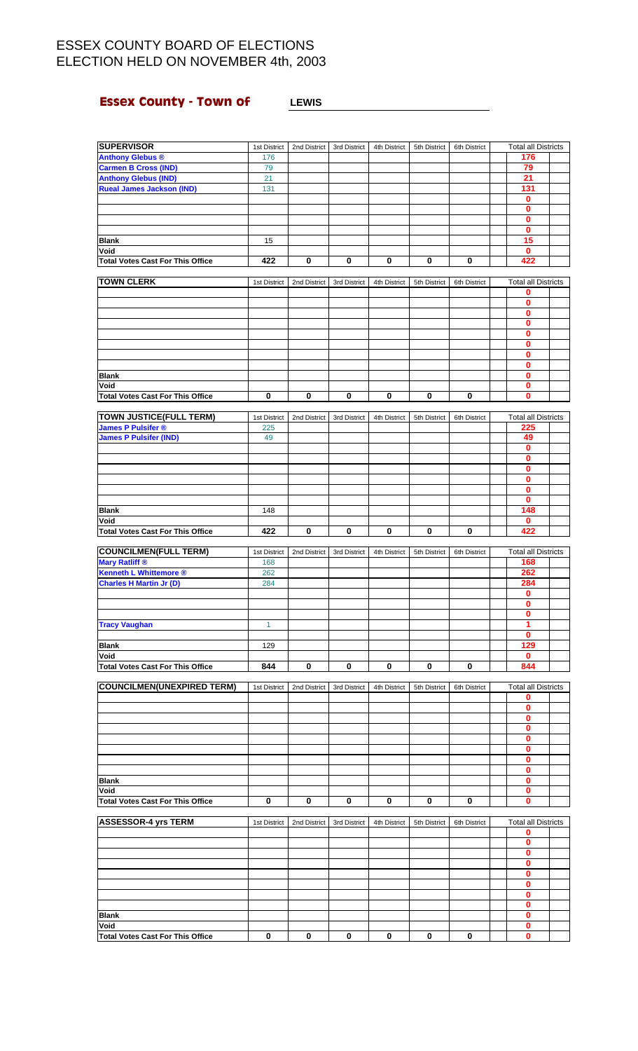# ESSEX COUNTY BOARD OF ELECTIONS
# ELECTION HELD ON NOVEMBER 4th, 2003

**Essex County - Town of** **LEWIS**

| SUPERVISOR | 1st District | 2nd District | 3rd District | 4th District | 5th District | 6th District | Total all Districts |
|---|---|---|---|---|---|---|---|
| Anthony Glebus ® | 176 | | | | | | 176 |
| Carmen B Cross (IND) | 79 | | | | | | 79 |
| Anthony Glebus (IND) | 21 | | | | | | 21 |
| Rueal James Jackson (IND) | 131 | | | | | | 131 |
| | | | | | | | 0 |
| | | | | | | | 0 |
| | | | | | | | 0 |
| | | | | | | | 0 |
| Blank | 15 | | | | | | 15 |
| Void | | | | | | | 0 |
| Total Votes Cast For This Office | 422 | 0 | 0 | 0 | 0 | 0 | 422 |

| TOWN CLERK | 1st District | 2nd District | 3rd District | 4th District | 5th District | 6th District | Total all Districts |
|---|---|---|---|---|---|---|---|
| | | | | | | | 0 |
| | | | | | | | 0 |
| | | | | | | | 0 |
| | | | | | | | 0 |
| | | | | | | | 0 |
| | | | | | | | 0 |
| | | | | | | | 0 |
| | | | | | | | 0 |
| Blank | | | | | | | 0 |
| Void | | | | | | | 0 |
| Total Votes Cast For This Office | 0 | 0 | 0 | 0 | 0 | 0 | 0 |

| TOWN JUSTICE(FULL TERM) | 1st District | 2nd District | 3rd District | 4th District | 5th District | 6th District | Total all Districts |
|---|---|---|---|---|---|---|---|
| James P Pulsifer ® | 225 | | | | | | 225 |
| James P Pulsifer (IND) | 49 | | | | | | 49 |
| | | | | | | | 0 |
| | | | | | | | 0 |
| | | | | | | | 0 |
| | | | | | | | 0 |
| | | | | | | | 0 |
| | | | | | | | 0 |
| Blank | 148 | | | | | | 148 |
| Void | | | | | | | 0 |
| Total Votes Cast For This Office | 422 | 0 | 0 | 0 | 0 | 0 | 422 |

| COUNCILMEN(FULL TERM) | 1st District | 2nd District | 3rd District | 4th District | 5th District | 6th District | Total all Districts |
|---|---|---|---|---|---|---|---|
| Mary Ratliff ® | 168 | | | | | | 168 |
| Kenneth L Whittemore ® | 262 | | | | | | 262 |
| Charles H Martin Jr (D) | 284 | | | | | | 284 |
| | | | | | | | 0 |
| | | | | | | | 0 |
| | | | | | | | 0 |
| Tracy Vaughan | 1 | | | | | | 1 |
| | | | | | | | 0 |
| Blank | 129 | | | | | | 129 |
| Void | | | | | | | 0 |
| Total Votes Cast For This Office | 844 | 0 | 0 | 0 | 0 | 0 | 844 |

| COUNCILMEN(UNEXPIRED TERM) | 1st District | 2nd District | 3rd District | 4th District | 5th District | 6th District | Total all Districts |
|---|---|---|---|---|---|---|---|
| | | | | | | | 0 |
| | | | | | | | 0 |
| | | | | | | | 0 |
| | | | | | | | 0 |
| | | | | | | | 0 |
| | | | | | | | 0 |
| | | | | | | | 0 |
| | | | | | | | 0 |
| Blank | | | | | | | 0 |
| Void | | | | | | | 0 |
| Total Votes Cast For This Office | 0 | 0 | 0 | 0 | 0 | 0 | 0 |

| ASSESSOR-4 yrs TERM | 1st District | 2nd District | 3rd District | 4th District | 5th District | 6th District | Total all Districts |
|---|---|---|---|---|---|---|---|
| | | | | | | | 0 |
| | | | | | | | 0 |
| | | | | | | | 0 |
| | | | | | | | 0 |
| | | | | | | | 0 |
| | | | | | | | 0 |
| | | | | | | | 0 |
| | | | | | | | 0 |
| Blank | | | | | | | 0 |
| Void | | | | | | | 0 |
| Total Votes Cast For This Office | 0 | 0 | 0 | 0 | 0 | 0 | 0 |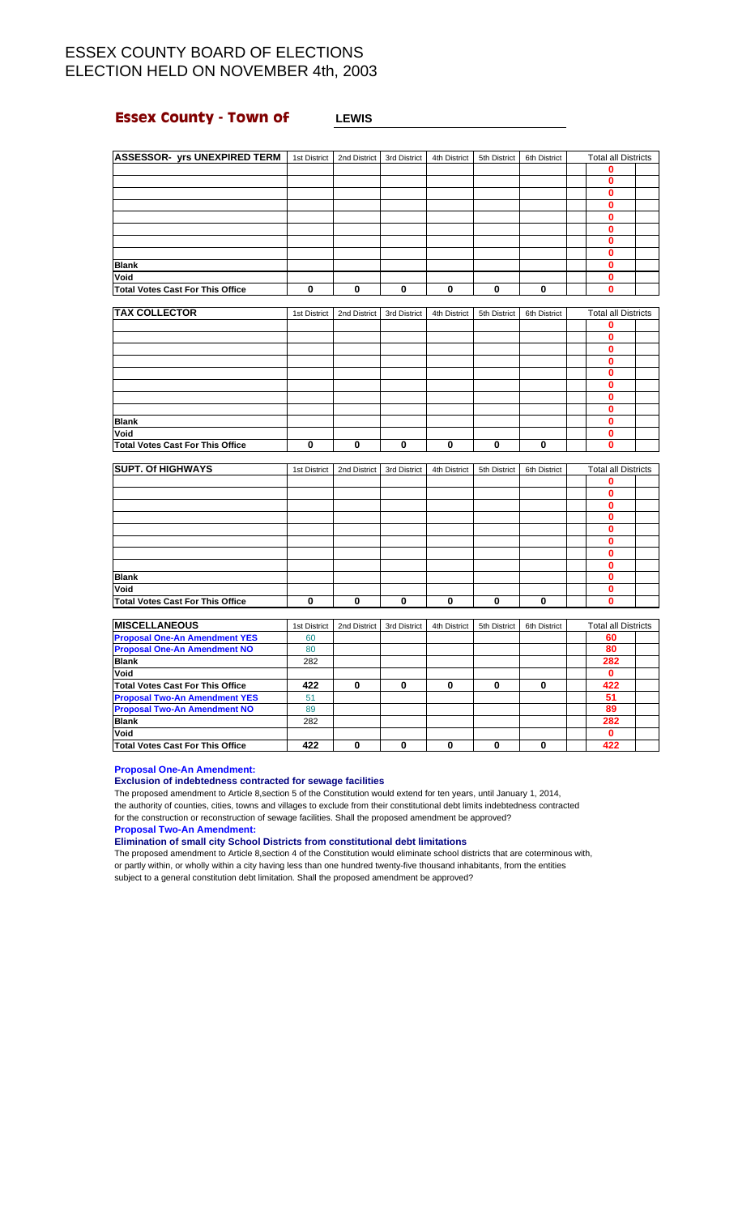# ESSEX COUNTY BOARD OF ELECTIONS
# ELECTION HELD ON NOVEMBER 4th, 2003

## Essex County - Town of LEWIS

| ASSESSOR- yrs UNEXPIRED TERM | 1st District | 2nd District | 3rd District | 4th District | 5th District | 6th District | Total all Districts |
|---|---|---|---|---|---|---|---|
| | | | | | | | 0 |
| | | | | | | | 0 |
| | | | | | | | 0 |
| | | | | | | | 0 |
| | | | | | | | 0 |
| | | | | | | | 0 |
| | | | | | | | 0 |
| | | | | | | | 0 |
| **Blank** | | | | | | | 0 |
| **Void** | | | | | | | 0 |
| **Total Votes Cast For This Office** | 0 | 0 | 0 | 0 | 0 | 0 | 0 |

| TAX COLLECTOR | 1st District | 2nd District | 3rd District | 4th District | 5th District | 6th District | Total all Districts |
|---|---|---|---|---|---|---|---|
| | | | | | | | 0 |
| | | | | | | | 0 |
| | | | | | | | 0 |
| | | | | | | | 0 |
| | | | | | | | 0 |
| | | | | | | | 0 |
| | | | | | | | 0 |
| | | | | | | | 0 |
| **Blank** | | | | | | | 0 |
| **Void** | | | | | | | 0 |
| **Total Votes Cast For This Office** | 0 | 0 | 0 | 0 | 0 | 0 | 0 |

| SUPT. Of HIGHWAYS | 1st District | 2nd District | 3rd District | 4th District | 5th District | 6th District | Total all Districts |
|---|---|---|---|---|---|---|---|
| | | | | | | | 0 |
| | | | | | | | 0 |
| | | | | | | | 0 |
| | | | | | | | 0 |
| | | | | | | | 0 |
| | | | | | | | 0 |
| | | | | | | | 0 |
| | | | | | | | 0 |
| **Blank** | | | | | | | 0 |
| **Void** | | | | | | | 0 |
| **Total Votes Cast For This Office** | 0 | 0 | 0 | 0 | 0 | 0 | 0 |

| MISCELLANEOUS | 1st District | 2nd District | 3rd District | 4th District | 5th District | 6th District | Total all Districts |
|---|---|---|---|---|---|---|---|
| **Proposal One-An Amendment YES** | 60 | | | | | | 60 |
| **Proposal One-An Amendment NO** | 80 | | | | | | 80 |
| **Blank** | 282 | | | | | | 282 |
| **Void** | | | | | | | 0 |
| **Total Votes Cast For This Office** | 422 | 0 | 0 | 0 | 0 | 0 | 422 |
| **Proposal Two-An Amendment YES** | 51 | | | | | | 51 |
| **Proposal Two-An Amendment NO** | 89 | | | | | | 89 |
| **Blank** | 282 | | | | | | 282 |
| **Void** | | | | | | | 0 |
| **Total Votes Cast For This Office** | 422 | 0 | 0 | 0 | 0 | 0 | 422 |

**Proposal One-An Amendment:**

**Exclusion of indebtedness contracted for sewage facilities**

The proposed amendment to Article 8,section 5 of the Constitution would extend for ten years, until January 1, 2014, the authority of counties, cities, towns and villages to exclude from their constitutional debt limits indebtedness contracted for the construction or reconstruction of sewage facilities. Shall the proposed amendment be approved?

**Proposal Two-An Amendment:**

**Elimination of small city School Districts from constitutional debt limitations**

The proposed amendment to Article 8,section 4 of the Constitution would eliminate school districts that are coterminous with, or partly within, or wholly within a city having less than one hundred twenty-five thousand inhabitants, from the entities subject to a general constitution debt limitation. Shall the proposed amendment be approved?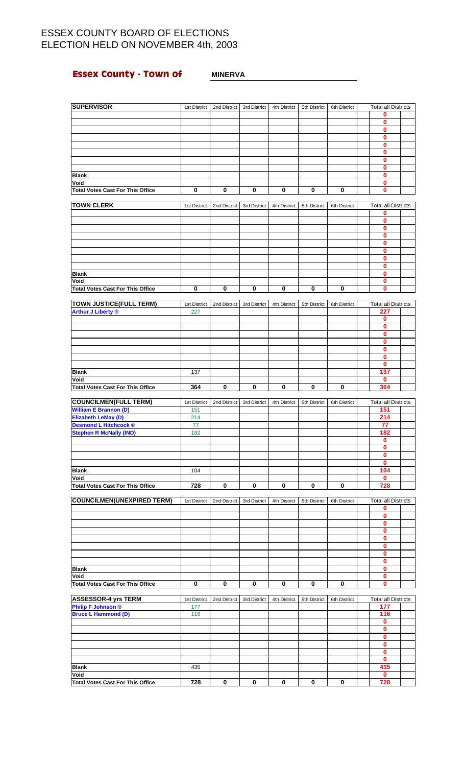# ESSEX COUNTY BOARD OF ELECTIONS
# ELECTION HELD ON NOVEMBER 4th, 2003

**Essex County - Town of** **MINERVA**

| SUPERVISOR | 1st District | 2nd District | 3rd District | 4th District | 5th District | 6th District | Total all Districts |
|---|---|---|---|---|---|---|---|
| | | | | | | | 0 |
| | | | | | | | 0 |
| | | | | | | | 0 |
| | | | | | | | 0 |
| | | | | | | | 0 |
| | | | | | | | 0 |
| | | | | | | | 0 |
| | | | | | | | 0 |
| Blank | | | | | | | 0 |
| Void | | | | | | | 0 |
| Total Votes Cast For This Office | 0 | 0 | 0 | 0 | 0 | 0 | 0 |

| TOWN CLERK | 1st District | 2nd District | 3rd District | 4th District | 5th District | 6th District | Total all Districts |
|---|---|---|---|---|---|---|---|
| | | | | | | | 0 |
| | | | | | | | 0 |
| | | | | | | | 0 |
| | | | | | | | 0 |
| | | | | | | | 0 |
| | | | | | | | 0 |
| | | | | | | | 0 |
| | | | | | | | 0 |
| Blank | | | | | | | 0 |
| Void | | | | | | | 0 |
| Total Votes Cast For This Office | 0 | 0 | 0 | 0 | 0 | 0 | 0 |

| TOWN JUSTICE(FULL TERM) | 1st District | 2nd District | 3rd District | 4th District | 5th District | 6th District | Total all Districts |
|---|---|---|---|---|---|---|---|
| Arthur J Liberty ® | 227 | | | | | | 227 |
| | | | | | | | 0 |
| | | | | | | | 0 |
| | | | | | | | 0 |
| | | | | | | | 0 |
| | | | | | | | 0 |
| | | | | | | | 0 |
| | | | | | | | 0 |
| Blank | 137 | | | | | | 137 |
| Void | | | | | | | 0 |
| Total Votes Cast For This Office | 364 | 0 | 0 | 0 | 0 | 0 | 364 |

| COUNCILMEN(FULL TERM) | 1st District | 2nd District | 3rd District | 4th District | 5th District | 6th District | Total all Districts |
|---|---|---|---|---|---|---|---|
| William E Brannon (D) | 151 | | | | | | 151 |
| Elizabeth LeMay (D) | 214 | | | | | | 214 |
| Desmond L Hitchcock © | 77 | | | | | | 77 |
| Stephen R McNally (IND) | 182 | | | | | | 182 |
| | | | | | | | 0 |
| | | | | | | | 0 |
| | | | | | | | 0 |
| | | | | | | | 0 |
| Blank | 104 | | | | | | 104 |
| Void | | | | | | | 0 |
| Total Votes Cast For This Office | 728 | 0 | 0 | 0 | 0 | 0 | 728 |

| COUNCILMEN(UNEXPIRED TERM) | 1st District | 2nd District | 3rd District | 4th District | 5th District | 6th District | Total all Districts |
|---|---|---|---|---|---|---|---|
| | | | | | | | 0 |
| | | | | | | | 0 |
| | | | | | | | 0 |
| | | | | | | | 0 |
| | | | | | | | 0 |
| | | | | | | | 0 |
| | | | | | | | 0 |
| | | | | | | | 0 |
| Blank | | | | | | | 0 |
| Void | | | | | | | 0 |
| Total Votes Cast For This Office | 0 | 0 | 0 | 0 | 0 | 0 | 0 |

| ASSESSOR-4 yrs TERM | 1st District | 2nd District | 3rd District | 4th District | 5th District | 6th District | Total all Districts |
|---|---|---|---|---|---|---|---|
| Philip F Johnson ® | 177 | | | | | | 177 |
| Bruce L Hammond (D) | 116 | | | | | | 116 |
| | | | | | | | 0 |
| | | | | | | | 0 |
| | | | | | | | 0 |
| | | | | | | | 0 |
| | | | | | | | 0 |
| | | | | | | | 0 |
| Blank | 435 | | | | | | 435 |
| Void | | | | | | | 0 |
| Total Votes Cast For This Office | 728 | 0 | 0 | 0 | 0 | 0 | 728 |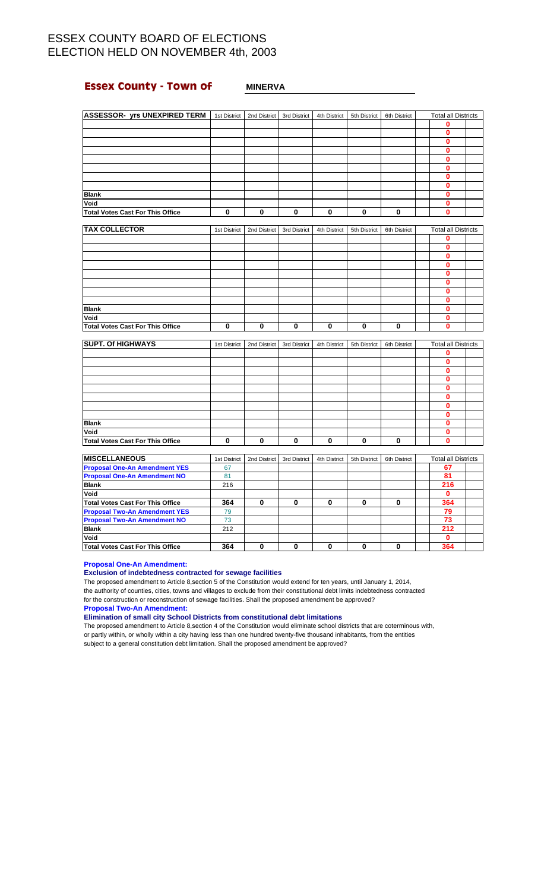# ESSEX COUNTY BOARD OF ELECTIONS
# ELECTION HELD ON NOVEMBER 4th, 2003

## Essex County - Town of MINERVA

| ASSESSOR- yrs UNEXPIRED TERM | 1st District | 2nd District | 3rd District | 4th District | 5th District | 6th District | Total all Districts |
|---|---|---|---|---|---|---|---|
| | | | | | | | 0 |
| | | | | | | | 0 |
| | | | | | | | 0 |
| | | | | | | | 0 |
| | | | | | | | 0 |
| | | | | | | | 0 |
| | | | | | | | 0 |
| | | | | | | | 0 |
| Blank | | | | | | | 0 |
| Void | | | | | | | 0 |
| Total Votes Cast For This Office | 0 | 0 | 0 | 0 | 0 | 0 | 0 |

| TAX COLLECTOR | 1st District | 2nd District | 3rd District | 4th District | 5th District | 6th District | Total all Districts |
|---|---|---|---|---|---|---|---|
| | | | | | | | 0 |
| | | | | | | | 0 |
| | | | | | | | 0 |
| | | | | | | | 0 |
| | | | | | | | 0 |
| | | | | | | | 0 |
| | | | | | | | 0 |
| | | | | | | | 0 |
| Blank | | | | | | | 0 |
| Void | | | | | | | 0 |
| Total Votes Cast For This Office | 0 | 0 | 0 | 0 | 0 | 0 | 0 |

| SUPT. Of HIGHWAYS | 1st District | 2nd District | 3rd District | 4th District | 5th District | 6th District | Total all Districts |
|---|---|---|---|---|---|---|---|
| | | | | | | | 0 |
| | | | | | | | 0 |
| | | | | | | | 0 |
| | | | | | | | 0 |
| | | | | | | | 0 |
| | | | | | | | 0 |
| | | | | | | | 0 |
| | | | | | | | 0 |
| Blank | | | | | | | 0 |
| Void | | | | | | | 0 |
| Total Votes Cast For This Office | 0 | 0 | 0 | 0 | 0 | 0 | 0 |

| MISCELLANEOUS | 1st District | 2nd District | 3rd District | 4th District | 5th District | 6th District | Total all Districts |
|---|---|---|---|---|---|---|---|
| Proposal One-An Amendment YES | 67 | | | | | | 67 |
| Proposal One-An Amendment NO | 81 | | | | | | 81 |
| Blank | 216 | | | | | | 216 |
| Void | | | | | | | 0 |
| Total Votes Cast For This Office | 364 | 0 | 0 | 0 | 0 | 0 | 364 |
| Proposal Two-An Amendment YES | 79 | | | | | | 79 |
| Proposal Two-An Amendment NO | 73 | | | | | | 73 |
| Blank | 212 | | | | | | 212 |
| Void | | | | | | | 0 |
| Total Votes Cast For This Office | 364 | 0 | 0 | 0 | 0 | 0 | 364 |

**Proposal One-An Amendment:**

**Exclusion of indebtedness contracted for sewage facilities**

The proposed amendment to Article 8,section 5 of the Constitution would extend for ten years, until January 1, 2014, the authority of counties, cities, towns and villages to exclude from their constitutional debt limits indebtedness contracted for the construction or reconstruction of sewage facilities. Shall the proposed amendment be approved?

**Proposal Two-An Amendment:**

**Elimination of small city School Districts from constitutional debt limitations**

The proposed amendment to Article 8,section 4 of the Constitution would eliminate school districts that are coterminous with, or partly within, or wholly within a city having less than one hundred twenty-five thousand inhabitants, from the entities subject to a general constitution debt limitation. Shall the proposed amendment be approved?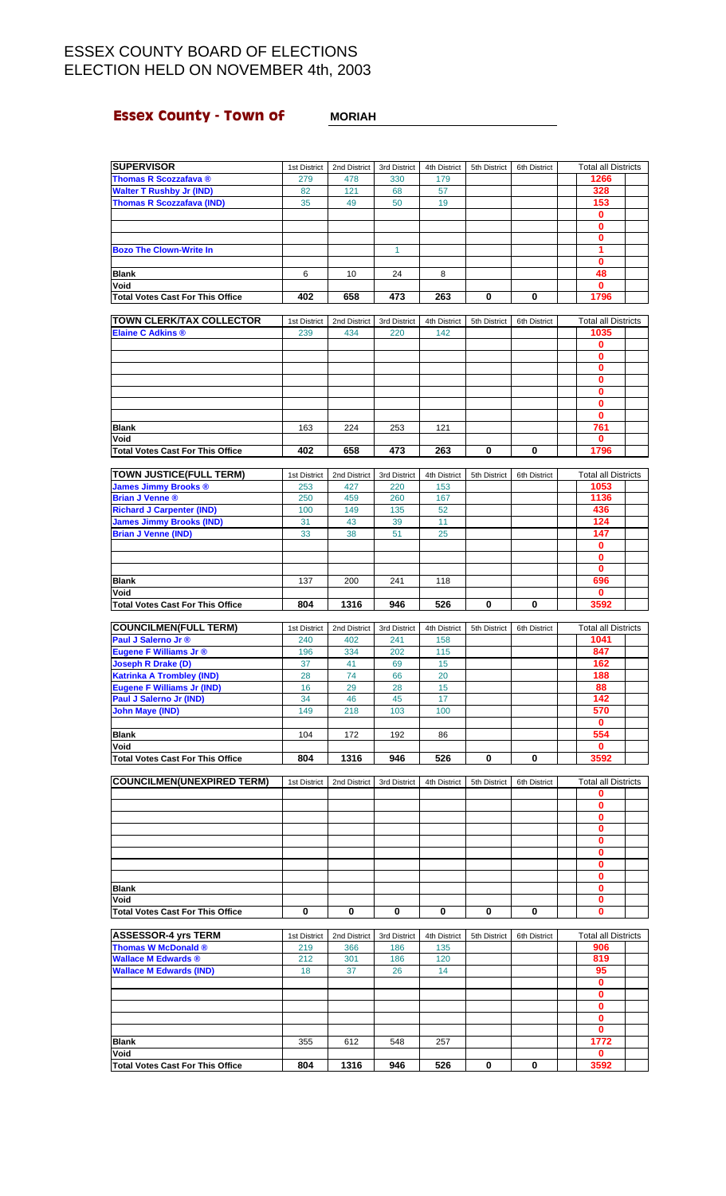# ESSEX COUNTY BOARD OF ELECTIONS
# ELECTION HELD ON NOVEMBER 4th, 2003

## Essex County - Town of MORIAH

| SUPERVISOR | 1st District | 2nd District | 3rd District | 4th District | 5th District | 6th District | Total all Districts |
|---|---|---|---|---|---|---|---|
| Thomas R Scozzafava ® | 279 | 478 | 330 | 179 | | | 1266 |
| Walter T Rushby Jr (IND) | 82 | 121 | 68 | 57 | | | 328 |
| Thomas R Scozzafava (IND) | 35 | 49 | 50 | 19 | | | 153 |
| | | | | | | | 0 |
| | | | | | | | 0 |
| | | | | | | | 0 |
| Bozo The Clown-Write In | | | 1 | | | | 1 |
| | | | | | | | 0 |
| Blank | 6 | 10 | 24 | 8 | | | 48 |
| Void | | | | | | | 0 |
| Total Votes Cast For This Office | 402 | 658 | 473 | 263 | 0 | 0 | 1796 |

| TOWN CLERK/TAX COLLECTOR | 1st District | 2nd District | 3rd District | 4th District | 5th District | 6th District | Total all Districts |
|---|---|---|---|---|---|---|---|
| Elaine C Adkins ® | 239 | 434 | 220 | 142 | | | 1035 |
| | | | | | | | 0 |
| | | | | | | | 0 |
| | | | | | | | 0 |
| | | | | | | | 0 |
| | | | | | | | 0 |
| | | | | | | | 0 |
| | | | | | | | 0 |
| Blank | 163 | 224 | 253 | 121 | | | 761 |
| Void | | | | | | | 0 |
| Total Votes Cast For This Office | 402 | 658 | 473 | 263 | 0 | 0 | 1796 |

| TOWN JUSTICE(FULL TERM) | 1st District | 2nd District | 3rd District | 4th District | 5th District | 6th District | Total all Districts |
|---|---|---|---|---|---|---|---|
| James Jimmy Brooks ® | 253 | 427 | 220 | 153 | | | 1053 |
| Brian J Venne ® | 250 | 459 | 260 | 167 | | | 1136 |
| Richard J Carpenter (IND) | 100 | 149 | 135 | 52 | | | 436 |
| James Jimmy Brooks (IND) | 31 | 43 | 39 | 11 | | | 124 |
| Brian J Venne (IND) | 33 | 38 | 51 | 25 | | | 147 |
| | | | | | | | 0 |
| | | | | | | | 0 |
| | | | | | | | 0 |
| Blank | 137 | 200 | 241 | 118 | | | 696 |
| Void | | | | | | | 0 |
| Total Votes Cast For This Office | 804 | 1316 | 946 | 526 | 0 | 0 | 3592 |

| COUNCILMEN(FULL TERM) | 1st District | 2nd District | 3rd District | 4th District | 5th District | 6th District | Total all Districts |
|---|---|---|---|---|---|---|---|
| Paul J Salerno Jr ® | 240 | 402 | 241 | 158 | | | 1041 |
| Eugene F Williams Jr ® | 196 | 334 | 202 | 115 | | | 847 |
| Joseph R Drake (D) | 37 | 41 | 69 | 15 | | | 162 |
| Katrinka A Trombley (IND) | 28 | 74 | 66 | 20 | | | 188 |
| Eugene F Williams Jr (IND) | 16 | 29 | 28 | 15 | | | 88 |
| Paul J Salerno Jr (IND) | 34 | 46 | 45 | 17 | | | 142 |
| John Maye (IND) | 149 | 218 | 103 | 100 | | | 570 |
| | | | | | | | 0 |
| Blank | 104 | 172 | 192 | 86 | | | 554 |
| Void | | | | | | | 0 |
| Total Votes Cast For This Office | 804 | 1316 | 946 | 526 | 0 | 0 | 3592 |

| COUNCILMEN(UNEXPIRED TERM) | 1st District | 2nd District | 3rd District | 4th District | 5th District | 6th District | Total all Districts |
|---|---|---|---|---|---|---|---|
| | | | | | | | 0 |
| | | | | | | | 0 |
| | | | | | | | 0 |
| | | | | | | | 0 |
| | | | | | | | 0 |
| | | | | | | | 0 |
| | | | | | | | 0 |
| | | | | | | | 0 |
| Blank | | | | | | | 0 |
| Void | | | | | | | 0 |
| Total Votes Cast For This Office | 0 | 0 | 0 | 0 | 0 | 0 | 0 |

| ASSESSOR-4 yrs TERM | 1st District | 2nd District | 3rd District | 4th District | 5th District | 6th District | Total all Districts |
|---|---|---|---|---|---|---|---|
| Thomas W McDonald ® | 219 | 366 | 186 | 135 | | | 906 |
| Wallace M Edwards ® | 212 | 301 | 186 | 120 | | | 819 |
| Wallace M Edwards (IND) | 18 | 37 | 26 | 14 | | | 95 |
| | | | | | | | 0 |
| | | | | | | | 0 |
| | | | | | | | 0 |
| | | | | | | | 0 |
| | | | | | | | 0 |
| Blank | 355 | 612 | 548 | 257 | | | 1772 |
| Void | | | | | | | 0 |
| Total Votes Cast For This Office | 804 | 1316 | 946 | 526 | 0 | 0 | 3592 |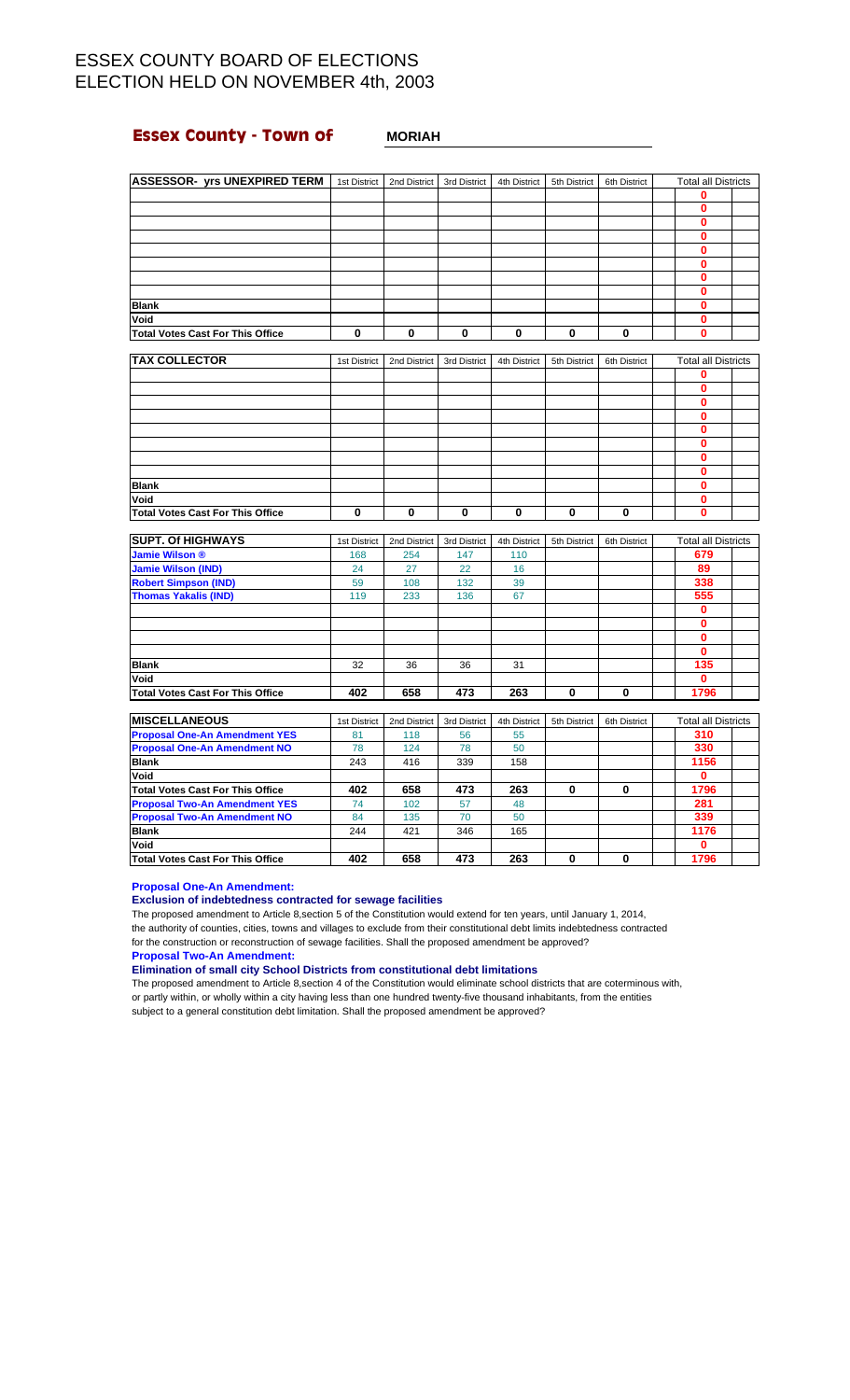# ESSEX COUNTY BOARD OF ELECTIONS
# ELECTION HELD ON NOVEMBER 4th, 2003

## Essex County - Town of MORIAH

| ASSESSOR- yrs UNEXPIRED TERM | 1st District | 2nd District | 3rd District | 4th District | 5th District | 6th District | Total all Districts |
|---|---|---|---|---|---|---|---|
| | | | | | | | 0 |
| | | | | | | | 0 |
| | | | | | | | 0 |
| | | | | | | | 0 |
| | | | | | | | 0 |
| | | | | | | | 0 |
| | | | | | | | 0 |
| | | | | | | | 0 |
| Blank | | | | | | | 0 |
| Void | | | | | | | 0 |
| Total Votes Cast For This Office | 0 | 0 | 0 | 0 | 0 | 0 | 0 |

| TAX COLLECTOR | 1st District | 2nd District | 3rd District | 4th District | 5th District | 6th District | Total all Districts |
|---|---|---|---|---|---|---|---|
| | | | | | | | 0 |
| | | | | | | | 0 |
| | | | | | | | 0 |
| | | | | | | | 0 |
| | | | | | | | 0 |
| | | | | | | | 0 |
| | | | | | | | 0 |
| | | | | | | | 0 |
| Blank | | | | | | | 0 |
| Void | | | | | | | 0 |
| Total Votes Cast For This Office | 0 | 0 | 0 | 0 | 0 | 0 | 0 |

| SUPT. Of HIGHWAYS | 1st District | 2nd District | 3rd District | 4th District | 5th District | 6th District | Total all Districts |
|---|---|---|---|---|---|---|---|
| Jamie Wilson ® | 168 | 254 | 147 | 110 | | | 679 |
| Jamie Wilson (IND) | 24 | 27 | 22 | 16 | | | 89 |
| Robert Simpson (IND) | 59 | 108 | 132 | 39 | | | 338 |
| Thomas Yakalis (IND) | 119 | 233 | 136 | 67 | | | 555 |
| | | | | | | | 0 |
| | | | | | | | 0 |
| | | | | | | | 0 |
| | | | | | | | 0 |
| Blank | 32 | 36 | 36 | 31 | | | 135 |
| Void | | | | | | | 0 |
| Total Votes Cast For This Office | 402 | 658 | 473 | 263 | 0 | 0 | 1796 |

| MISCELLANEOUS | 1st District | 2nd District | 3rd District | 4th District | 5th District | 6th District | Total all Districts |
|---|---|---|---|---|---|---|---|
| Proposal One-An Amendment YES | 81 | 118 | 56 | 55 | | | 310 |
| Proposal One-An Amendment NO | 78 | 124 | 78 | 50 | | | 330 |
| Blank | 243 | 416 | 339 | 158 | | | 1156 |
| Void | | | | | | | 0 |
| Total Votes Cast For This Office | 402 | 658 | 473 | 263 | 0 | 0 | 1796 |
| Proposal Two-An Amendment YES | 74 | 102 | 57 | 48 | | | 281 |
| Proposal Two-An Amendment NO | 84 | 135 | 70 | 50 | | | 339 |
| Blank | 244 | 421 | 346 | 165 | | | 1176 |
| Void | | | | | | | 0 |
| Total Votes Cast For This Office | 402 | 658 | 473 | 263 | 0 | 0 | 1796 |

**Proposal One-An Amendment:**

**Exclusion of indebtedness contracted for sewage facilities**

The proposed amendment to Article 8,section 5 of the Constitution would extend for ten years, until January 1, 2014, the authority of counties, cities, towns and villages to exclude from their constitutional debt limits indebtedness contracted for the construction or reconstruction of sewage facilities. Shall the proposed amendment be approved?

**Proposal Two-An Amendment:**

**Elimination of small city School Districts from constitutional debt limitations**

The proposed amendment to Article 8,section 4 of the Constitution would eliminate school districts that are coterminous with, or partly within, or wholly within a city having less than one hundred twenty-five thousand inhabitants, from the entities subject to a general constitution debt limitation. Shall the proposed amendment be approved?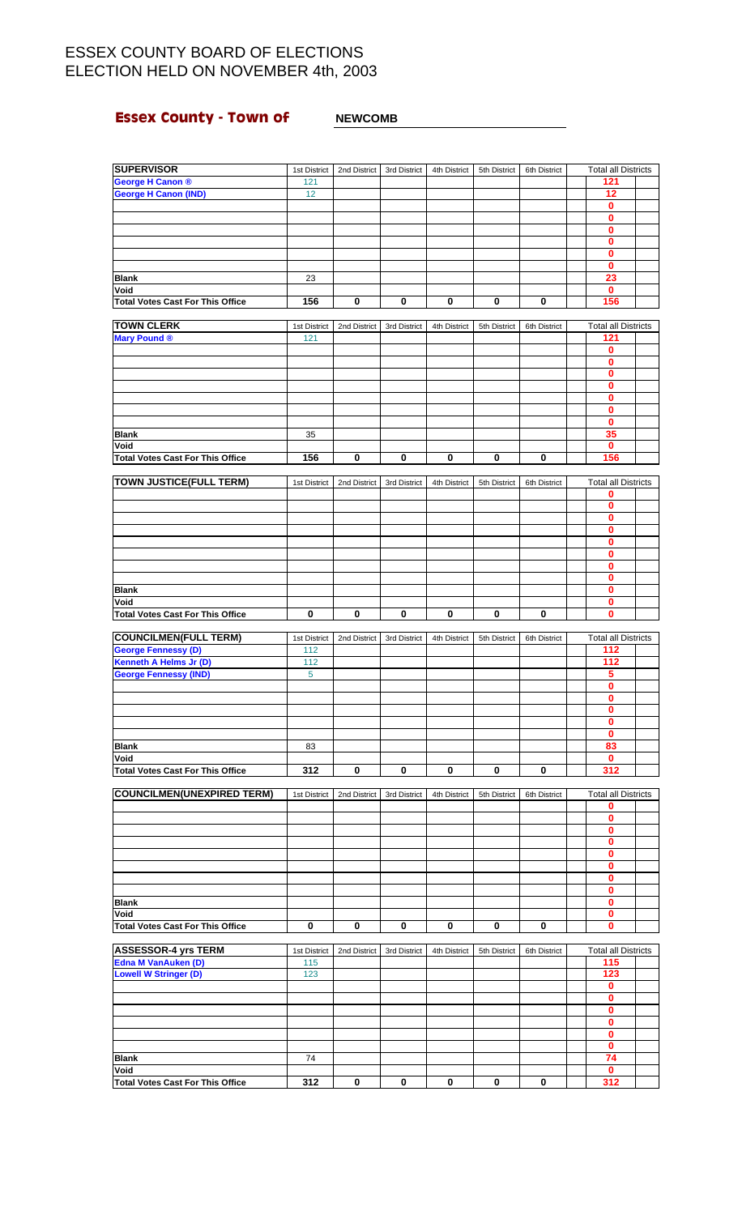# ESSEX COUNTY BOARD OF ELECTIONS
# ELECTION HELD ON NOVEMBER 4th, 2003

**Essex County - Town of** **NEWCOMB**

| SUPERVISOR | 1st District | 2nd District | 3rd District | 4th District | 5th District | 6th District | Total all Districts |
|---|---|---|---|---|---|---|---|
| George H Canon ® | 121 | | | | | | 121 |
| George H Canon (IND) | 12 | | | | | | 12 |
| | | | | | | | 0 |
| | | | | | | | 0 |
| | | | | | | | 0 |
| | | | | | | | 0 |
| | | | | | | | 0 |
| | | | | | | | 0 |
| Blank | 23 | | | | | | 23 |
| Void | | | | | | | 0 |
| Total Votes Cast For This Office | 156 | 0 | 0 | 0 | 0 | 0 | 156 |

| TOWN CLERK | 1st District | 2nd District | 3rd District | 4th District | 5th District | 6th District | Total all Districts |
|---|---|---|---|---|---|---|---|
| Mary Pound ® | 121 | | | | | | 121 |
| | | | | | | | 0 |
| | | | | | | | 0 |
| | | | | | | | 0 |
| | | | | | | | 0 |
| | | | | | | | 0 |
| | | | | | | | 0 |
| | | | | | | | 0 |
| Blank | 35 | | | | | | 35 |
| Void | | | | | | | 0 |
| Total Votes Cast For This Office | 156 | 0 | 0 | 0 | 0 | 0 | 156 |

| TOWN JUSTICE(FULL TERM) | 1st District | 2nd District | 3rd District | 4th District | 5th District | 6th District | Total all Districts |
|---|---|---|---|---|---|---|---|
| | | | | | | | 0 |
| | | | | | | | 0 |
| | | | | | | | 0 |
| | | | | | | | 0 |
| | | | | | | | 0 |
| | | | | | | | 0 |
| | | | | | | | 0 |
| | | | | | | | 0 |
| Blank | | | | | | | 0 |
| Void | | | | | | | 0 |
| Total Votes Cast For This Office | 0 | 0 | 0 | 0 | 0 | 0 | 0 |

| COUNCILMEN(FULL TERM) | 1st District | 2nd District | 3rd District | 4th District | 5th District | 6th District | Total all Districts |
|---|---|---|---|---|---|---|---|
| George Fennessy (D) | 112 | | | | | | 112 |
| Kenneth A Helms Jr (D) | 112 | | | | | | 112 |
| George Fennessy (IND) | 5 | | | | | | 5 |
| | | | | | | | 0 |
| | | | | | | | 0 |
| | | | | | | | 0 |
| | | | | | | | 0 |
| | | | | | | | 0 |
| Blank | 83 | | | | | | 83 |
| Void | | | | | | | 0 |
| Total Votes Cast For This Office | 312 | 0 | 0 | 0 | 0 | 0 | 312 |

| COUNCILMEN(UNEXPIRED TERM) | 1st District | 2nd District | 3rd District | 4th District | 5th District | 6th District | Total all Districts |
|---|---|---|---|---|---|---|---|
| | | | | | | | 0 |
| | | | | | | | 0 |
| | | | | | | | 0 |
| | | | | | | | 0 |
| | | | | | | | 0 |
| | | | | | | | 0 |
| | | | | | | | 0 |
| | | | | | | | 0 |
| Blank | | | | | | | 0 |
| Void | | | | | | | 0 |
| Total Votes Cast For This Office | 0 | 0 | 0 | 0 | 0 | 0 | 0 |

| ASSESSOR-4 yrs TERM | 1st District | 2nd District | 3rd District | 4th District | 5th District | 6th District | Total all Districts |
|---|---|---|---|---|---|---|---|
| Edna M VanAuken (D) | 115 | | | | | | 115 |
| Lowell W Stringer (D) | 123 | | | | | | 123 |
| | | | | | | | 0 |
| | | | | | | | 0 |
| | | | | | | | 0 |
| | | | | | | | 0 |
| | | | | | | | 0 |
| | | | | | | | 0 |
| Blank | 74 | | | | | | 74 |
| Void | | | | | | | 0 |
| Total Votes Cast For This Office | 312 | 0 | 0 | 0 | 0 | 0 | 312 |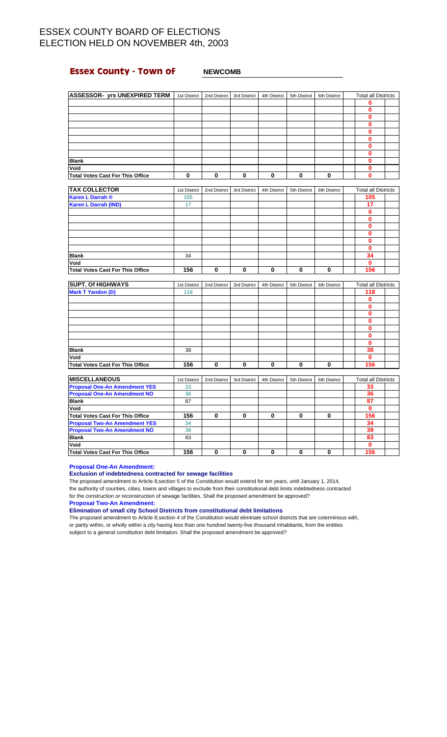# ESSEX COUNTY BOARD OF ELECTIONS
# ELECTION HELD ON NOVEMBER 4th, 2003

## Essex County - Town of NEWCOMB

| ASSESSOR- yrs UNEXPIRED TERM | 1st District | 2nd District | 3rd District | 4th District | 5th District | 6th District | Total all Districts |
|---|---|---|---|---|---|---|---|
| | | | | | | | 0 |
| | | | | | | | 0 |
| | | | | | | | 0 |
| | | | | | | | 0 |
| | | | | | | | 0 |
| | | | | | | | 0 |
| | | | | | | | 0 |
| | | | | | | | 0 |
| Blank | | | | | | | 0 |
| Void | | | | | | | 0 |
| Total Votes Cast For This Office | 0 | 0 | 0 | 0 | 0 | 0 | 0 |

| TAX COLLECTOR | 1st District | 2nd District | 3rd District | 4th District | 5th District | 6th District | Total all Districts |
|---|---|---|---|---|---|---|---|
| Karen L Darrah ® | 105 | | | | | | 105 |
| Karen L Darrah (IND) | 17 | | | | | | 17 |
| | | | | | | | 0 |
| | | | | | | | 0 |
| | | | | | | | 0 |
| | | | | | | | 0 |
| | | | | | | | 0 |
| | | | | | | | 0 |
| Blank | 34 | | | | | | 34 |
| Void | | | | | | | 0 |
| Total Votes Cast For This Office | 156 | 0 | 0 | 0 | 0 | 0 | 156 |

| SUPT. Of HIGHWAYS | 1st District | 2nd District | 3rd District | 4th District | 5th District | 6th District | Total all Districts |
|---|---|---|---|---|---|---|---|
| Mark T Yandon (D) | 118 | | | | | | 118 |
| | | | | | | | 0 |
| | | | | | | | 0 |
| | | | | | | | 0 |
| | | | | | | | 0 |
| | | | | | | | 0 |
| | | | | | | | 0 |
| | | | | | | | 0 |
| Blank | 38 | | | | | | 38 |
| Void | | | | | | | 0 |
| Total Votes Cast For This Office | 156 | 0 | 0 | 0 | 0 | 0 | 156 |

| MISCELLANEOUS | 1st District | 2nd District | 3rd District | 4th District | 5th District | 6th District | Total all Districts |
|---|---|---|---|---|---|---|---|
| Proposal One-An Amendment YES | 33 | | | | | | 33 |
| Proposal One-An Amendment NO | 36 | | | | | | 36 |
| Blank | 87 | | | | | | 87 |
| Void | | | | | | | 0 |
| Total Votes Cast For This Office | 156 | 0 | 0 | 0 | 0 | 0 | 156 |
| Proposal Two-An Amendment YES | 34 | | | | | | 34 |
| Proposal Two-An Amendment NO | 39 | | | | | | 39 |
| Blank | 83 | | | | | | 83 |
| Void | | | | | | | 0 |
| Total Votes Cast For This Office | 156 | 0 | 0 | 0 | 0 | 0 | 156 |

**Proposal One-An Amendment:**

**Exclusion of indebtedness contracted for sewage facilities**

The proposed amendment to Article 8,section 5 of the Constitution would extend for ten years, until January 1, 2014, the authority of counties, cities, towns and villages to exclude from their constitutional debt limits indebtedness contracted for the construction or reconstruction of sewage facilities. Shall the proposed amendment be approved?

**Proposal Two-An Amendment:**

**Elimination of small city School Districts from constitutional debt limitations**

The proposed amendment to Article 8,section 4 of the Constitution would eliminate school districts that are coterminous with, or partly within, or wholly within a city having less than one hundred twenty-five thousand inhabitants, from the entities subject to a general constitution debt limitation. Shall the proposed amendment be approved?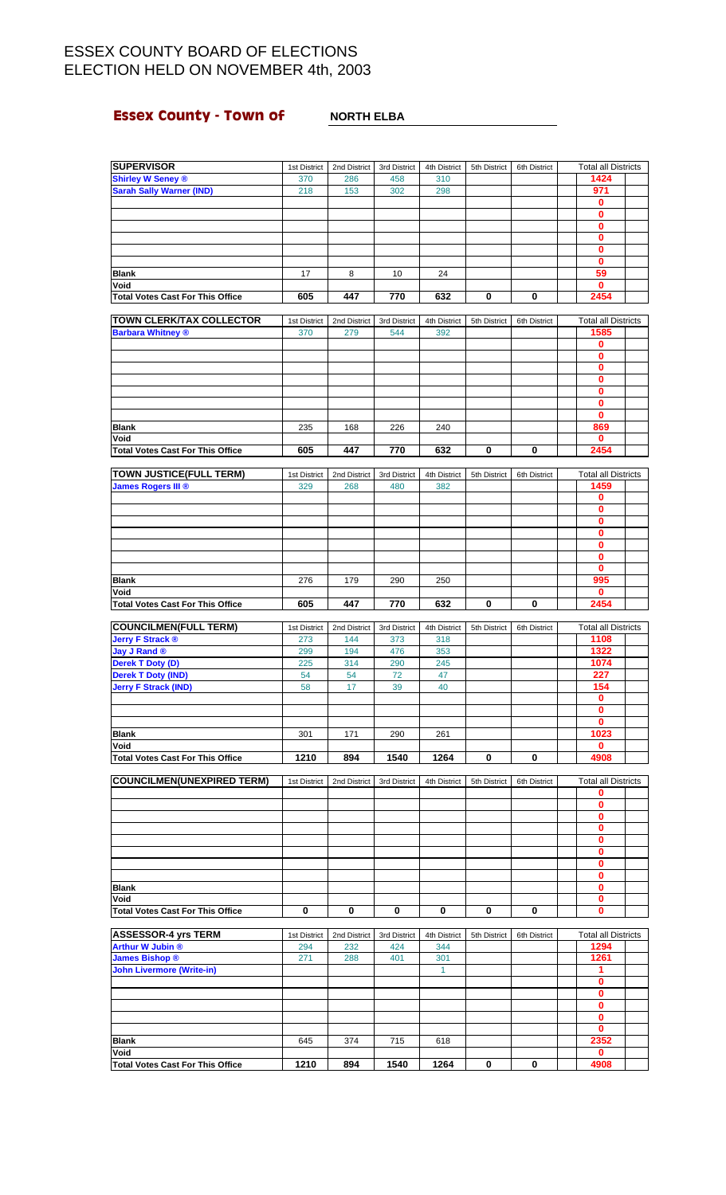# ESSEX COUNTY BOARD OF ELECTIONS
# ELECTION HELD ON NOVEMBER 4th, 2003

## Essex County - Town of NORTH ELBA

| SUPERVISOR | 1st District | 2nd District | 3rd District | 4th District | 5th District | 6th District | Total all Districts |
|---|---|---|---|---|---|---|---|
| Shirley W Seney ® | 370 | 286 | 458 | 310 | | | 1424 |
| Sarah Sally Warner (IND) | 218 | 153 | 302 | 298 | | | 971 |
| | | | | | | | 0 |
| | | | | | | | 0 |
| | | | | | | | 0 |
| | | | | | | | 0 |
| | | | | | | | 0 |
| | | | | | | | 0 |
| Blank | 17 | 8 | 10 | 24 | | | 59 |
| Void | | | | | | | 0 |
| Total Votes Cast For This Office | 605 | 447 | 770 | 632 | 0 | 0 | 2454 |

| TOWN CLERK/TAX COLLECTOR | 1st District | 2nd District | 3rd District | 4th District | 5th District | 6th District | Total all Districts |
|---|---|---|---|---|---|---|---|
| Barbara Whitney ® | 370 | 279 | 544 | 392 | | | 1585 |
| | | | | | | | 0 |
| | | | | | | | 0 |
| | | | | | | | 0 |
| | | | | | | | 0 |
| | | | | | | | 0 |
| | | | | | | | 0 |
| | | | | | | | 0 |
| Blank | 235 | 168 | 226 | 240 | | | 869 |
| Void | | | | | | | 0 |
| Total Votes Cast For This Office | 605 | 447 | 770 | 632 | 0 | 0 | 2454 |

| TOWN JUSTICE(FULL TERM) | 1st District | 2nd District | 3rd District | 4th District | 5th District | 6th District | Total all Districts |
|---|---|---|---|---|---|---|---|
| James Rogers III ® | 329 | 268 | 480 | 382 | | | 1459 |
| | | | | | | | 0 |
| | | | | | | | 0 |
| | | | | | | | 0 |
| | | | | | | | 0 |
| | | | | | | | 0 |
| | | | | | | | 0 |
| | | | | | | | 0 |
| Blank | 276 | 179 | 290 | 250 | | | 995 |
| Void | | | | | | | 0 |
| Total Votes Cast For This Office | 605 | 447 | 770 | 632 | 0 | 0 | 2454 |

| COUNCILMEN(FULL TERM) | 1st District | 2nd District | 3rd District | 4th District | 5th District | 6th District | Total all Districts |
|---|---|---|---|---|---|---|---|
| Jerry F Strack ® | 273 | 144 | 373 | 318 | | | 1108 |
| Jay J Rand ® | 299 | 194 | 476 | 353 | | | 1322 |
| Derek T Doty (D) | 225 | 314 | 290 | 245 | | | 1074 |
| Derek T Doty (IND) | 54 | 54 | 72 | 47 | | | 227 |
| Jerry F Strack (IND) | 58 | 17 | 39 | 40 | | | 154 |
| | | | | | | | 0 |
| | | | | | | | 0 |
| | | | | | | | 0 |
| Blank | 301 | 171 | 290 | 261 | | | 1023 |
| Void | | | | | | | 0 |
| Total Votes Cast For This Office | 1210 | 894 | 1540 | 1264 | 0 | 0 | 4908 |

| COUNCILMEN(UNEXPIRED TERM) | 1st District | 2nd District | 3rd District | 4th District | 5th District | 6th District | Total all Districts |
|---|---|---|---|---|---|---|---|
| | | | | | | | 0 |
| | | | | | | | 0 |
| | | | | | | | 0 |
| | | | | | | | 0 |
| | | | | | | | 0 |
| | | | | | | | 0 |
| | | | | | | | 0 |
| | | | | | | | 0 |
| Blank | | | | | | | 0 |
| Void | | | | | | | 0 |
| Total Votes Cast For This Office | 0 | 0 | 0 | 0 | 0 | 0 | 0 |

| ASSESSOR-4 yrs TERM | 1st District | 2nd District | 3rd District | 4th District | 5th District | 6th District | Total all Districts |
|---|---|---|---|---|---|---|---|
| Arthur W Jubin ® | 294 | 232 | 424 | 344 | | | 1294 |
| James Bishop ® | 271 | 288 | 401 | 301 | | | 1261 |
| John Livermore (Write-in) | | | | 1 | | | 1 |
| | | | | | | | 0 |
| | | | | | | | 0 |
| | | | | | | | 0 |
| | | | | | | | 0 |
| | | | | | | | 0 |
| Blank | 645 | 374 | 715 | 618 | | | 2352 |
| Void | | | | | | | 0 |
| Total Votes Cast For This Office | 1210 | 894 | 1540 | 1264 | 0 | 0 | 4908 |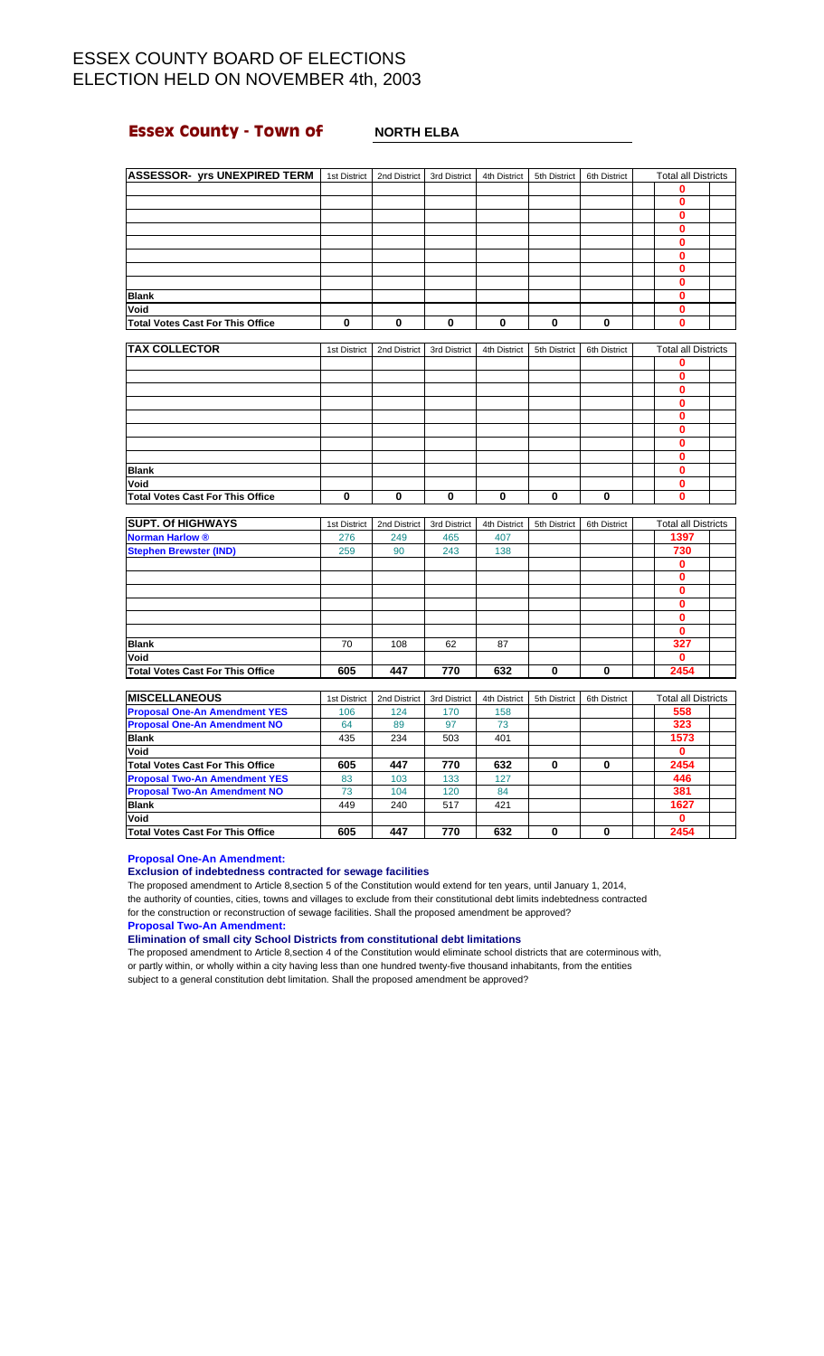# ESSEX COUNTY BOARD OF ELECTIONS
# ELECTION HELD ON NOVEMBER 4th, 2003

## Essex County - Town of NORTH ELBA

| ASSESSOR- yrs UNEXPIRED TERM | 1st District | 2nd District | 3rd District | 4th District | 5th District | 6th District | Total all Districts |
|---|---|---|---|---|---|---|---|
| | | | | | | | 0 |
| | | | | | | | 0 |
| | | | | | | | 0 |
| | | | | | | | 0 |
| | | | | | | | 0 |
| | | | | | | | 0 |
| | | | | | | | 0 |
| | | | | | | | 0 |
| Blank | | | | | | | 0 |
| Void | | | | | | | 0 |
| Total Votes Cast For This Office | 0 | 0 | 0 | 0 | 0 | 0 | 0 |

| TAX COLLECTOR | 1st District | 2nd District | 3rd District | 4th District | 5th District | 6th District | Total all Districts |
|---|---|---|---|---|---|---|---|
| | | | | | | | 0 |
| | | | | | | | 0 |
| | | | | | | | 0 |
| | | | | | | | 0 |
| | | | | | | | 0 |
| | | | | | | | 0 |
| | | | | | | | 0 |
| | | | | | | | 0 |
| Blank | | | | | | | 0 |
| Void | | | | | | | 0 |
| Total Votes Cast For This Office | 0 | 0 | 0 | 0 | 0 | 0 | 0 |

| SUPT. Of HIGHWAYS | 1st District | 2nd District | 3rd District | 4th District | 5th District | 6th District | Total all Districts |
|---|---|---|---|---|---|---|---|
| Norman Harlow ® | 276 | 249 | 465 | 407 | | | 1397 |
| Stephen Brewster (IND) | 259 | 90 | 243 | 138 | | | 730 |
| | | | | | | | 0 |
| | | | | | | | 0 |
| | | | | | | | 0 |
| | | | | | | | 0 |
| | | | | | | | 0 |
| | | | | | | | 0 |
| Blank | 70 | 108 | 62 | 87 | | | 327 |
| Void | | | | | | | 0 |
| Total Votes Cast For This Office | 605 | 447 | 770 | 632 | 0 | 0 | 2454 |

| MISCELLANEOUS | 1st District | 2nd District | 3rd District | 4th District | 5th District | 6th District | Total all Districts |
|---|---|---|---|---|---|---|---|
| Proposal One-An Amendment YES | 106 | 124 | 170 | 158 | | | 558 |
| Proposal One-An Amendment NO | 64 | 89 | 97 | 73 | | | 323 |
| Blank | 435 | 234 | 503 | 401 | | | 1573 |
| Void | | | | | | | 0 |
| Total Votes Cast For This Office | 605 | 447 | 770 | 632 | 0 | 0 | 2454 |
| Proposal Two-An Amendment YES | 83 | 103 | 133 | 127 | | | 446 |
| Proposal Two-An Amendment NO | 73 | 104 | 120 | 84 | | | 381 |
| Blank | 449 | 240 | 517 | 421 | | | 1627 |
| Void | | | | | | | 0 |
| Total Votes Cast For This Office | 605 | 447 | 770 | 632 | 0 | 0 | 2454 |

**Proposal One-An Amendment:**

**Exclusion of indebtedness contracted for sewage facilities**

The proposed amendment to Article 8,section 5 of the Constitution would extend for ten years, until January 1, 2014, the authority of counties, cities, towns and villages to exclude from their constitutional debt limits indebtedness contracted for the construction or reconstruction of sewage facilities. Shall the proposed amendment be approved?

**Proposal Two-An Amendment:**

**Elimination of small city School Districts from constitutional debt limitations**

The proposed amendment to Article 8,section 4 of the Constitution would eliminate school districts that are coterminous with, or partly within, or wholly within a city having less than one hundred twenty-five thousand inhabitants, from the entities subject to a general constitution debt limitation. Shall the proposed amendment be approved?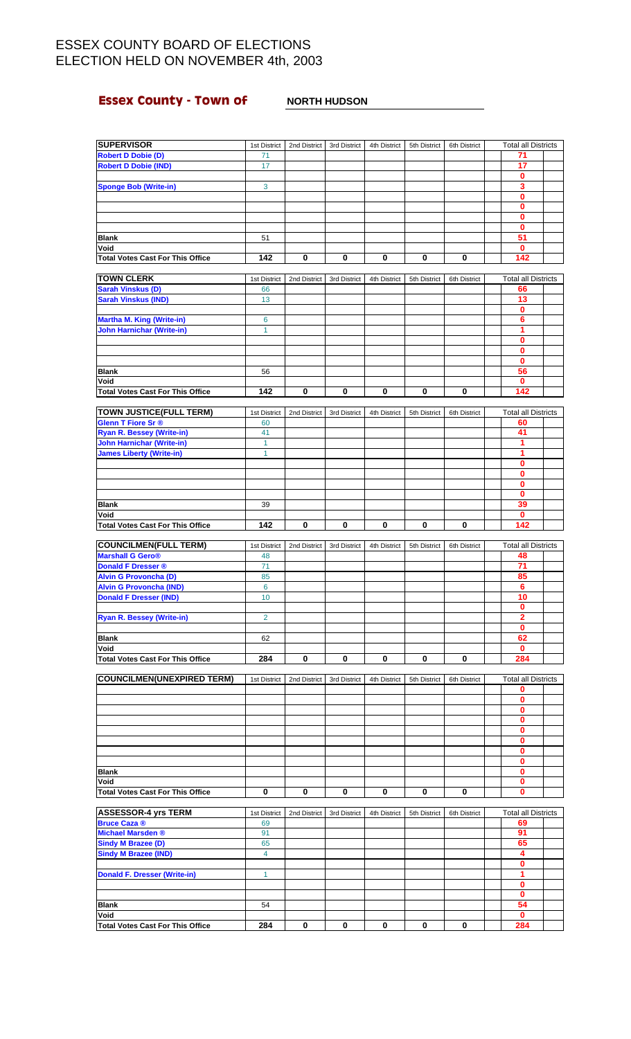# ESSEX COUNTY BOARD OF ELECTIONS
# ELECTION HELD ON NOVEMBER 4th, 2003

## Essex County - Town of NORTH HUDSON

| SUPERVISOR | 1st District | 2nd District | 3rd District | 4th District | 5th District | 6th District | Total all Districts |
|---|---|---|---|---|---|---|---|
| Robert D Dobie (D) | 71 | | | | | | 71 |
| Robert D Dobie (IND) | 17 | | | | | | 17 |
| | | | | | | | 0 |
| Sponge Bob (Write-in) | 3 | | | | | | 3 |
| | | | | | | | 0 |
| | | | | | | | 0 |
| | | | | | | | 0 |
| | | | | | | | 0 |
| Blank | 51 | | | | | | 51 |
| Void | | | | | | | 0 |
| Total Votes Cast For This Office | 142 | 0 | 0 | 0 | 0 | 0 | 142 |

| TOWN CLERK | 1st District | 2nd District | 3rd District | 4th District | 5th District | 6th District | Total all Districts |
|---|---|---|---|---|---|---|---|
| Sarah Vinskus (D) | 66 | | | | | | 66 |
| Sarah Vinskus (IND) | 13 | | | | | | 13 |
| | | | | | | | 0 |
| Martha M. King (Write-in) | 6 | | | | | | 6 |
| John Harnichar (Write-in) | 1 | | | | | | 1 |
| | | | | | | | 0 |
| | | | | | | | 0 |
| | | | | | | | 0 |
| Blank | 56 | | | | | | 56 |
| Void | | | | | | | 0 |
| Total Votes Cast For This Office | 142 | 0 | 0 | 0 | 0 | 0 | 142 |

| TOWN JUSTICE(FULL TERM) | 1st District | 2nd District | 3rd District | 4th District | 5th District | 6th District | Total all Districts |
|---|---|---|---|---|---|---|---|
| Glenn T Fiore Sr ® | 60 | | | | | | 60 |
| Ryan R. Bessey (Write-in) | 41 | | | | | | 41 |
| John Harnichar (Write-in) | 1 | | | | | | 1 |
| James Liberty (Write-in) | 1 | | | | | | 1 |
| | | | | | | | 0 |
| | | | | | | | 0 |
| | | | | | | | 0 |
| | | | | | | | 0 |
| Blank | 39 | | | | | | 39 |
| Void | | | | | | | 0 |
| Total Votes Cast For This Office | 142 | 0 | 0 | 0 | 0 | 0 | 142 |

| COUNCILMEN(FULL TERM) | 1st District | 2nd District | 3rd District | 4th District | 5th District | 6th District | Total all Districts |
|---|---|---|---|---|---|---|---|
| Marshall G Gero® | 48 | | | | | | 48 |
| Donald F Dresser ® | 71 | | | | | | 71 |
| Alvin G Provoncha (D) | 85 | | | | | | 85 |
| Alvin G Provoncha (IND) | 6 | | | | | | 6 |
| Donald F Dresser (IND) | 10 | | | | | | 10 |
| | | | | | | | 0 |
| Ryan R. Bessey (Write-in) | 2 | | | | | | 2 |
| | | | | | | | 0 |
| Blank | 62 | | | | | | 62 |
| Void | | | | | | | 0 |
| Total Votes Cast For This Office | 284 | 0 | 0 | 0 | 0 | 0 | 284 |

| COUNCILMEN(UNEXPIRED TERM) | 1st District | 2nd District | 3rd District | 4th District | 5th District | 6th District | Total all Districts |
|---|---|---|---|---|---|---|---|
| | | | | | | | 0 |
| | | | | | | | 0 |
| | | | | | | | 0 |
| | | | | | | | 0 |
| | | | | | | | 0 |
| | | | | | | | 0 |
| | | | | | | | 0 |
| | | | | | | | 0 |
| Blank | | | | | | | 0 |
| Void | | | | | | | 0 |
| Total Votes Cast For This Office | 0 | 0 | 0 | 0 | 0 | 0 | 0 |

| ASSESSOR-4 yrs TERM | 1st District | 2nd District | 3rd District | 4th District | 5th District | 6th District | Total all Districts |
|---|---|---|---|---|---|---|---|
| Bruce Caza ® | 69 | | | | | | 69 |
| Michael Marsden ® | 91 | | | | | | 91 |
| Sindy M Brazee (D) | 65 | | | | | | 65 |
| Sindy M Brazee (IND) | 4 | | | | | | 4 |
| | | | | | | | 0 |
| Donald F. Dresser (Write-in) | 1 | | | | | | 1 |
| | | | | | | | 0 |
| | | | | | | | 0 |
| Blank | 54 | | | | | | 54 |
| Void | | | | | | | 0 |
| Total Votes Cast For This Office | 284 | 0 | 0 | 0 | 0 | 0 | 284 |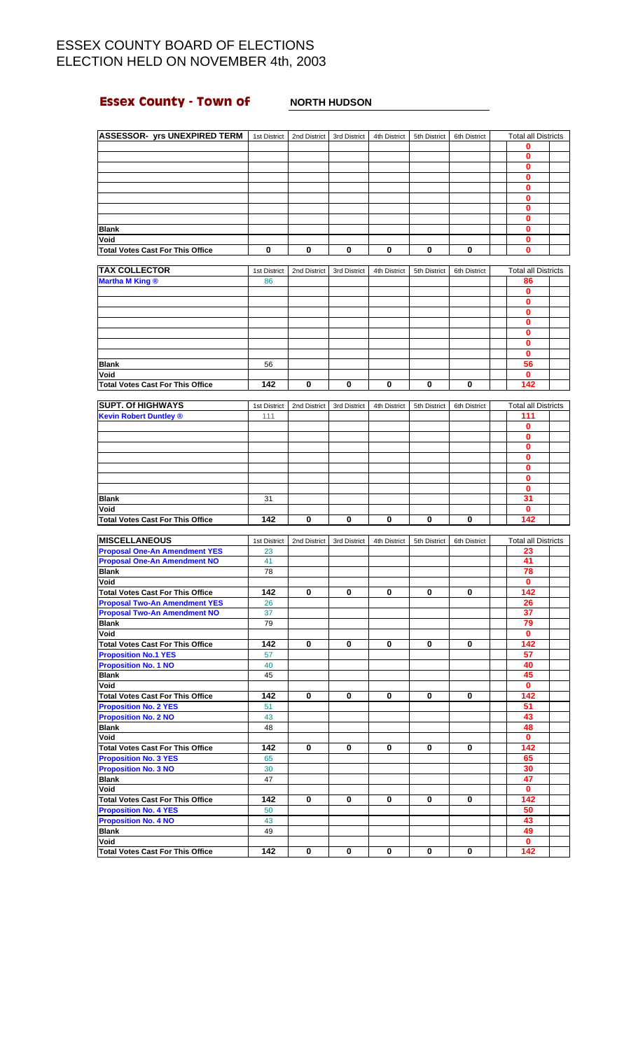# ESSEX COUNTY BOARD OF ELECTIONS
# ELECTION HELD ON NOVEMBER 4th, 2003

## Essex County - Town of NORTH HUDSON

| ASSESSOR- yrs UNEXPIRED TERM | 1st District | 2nd District | 3rd District | 4th District | 5th District | 6th District | Total all Districts |
|---|---|---|---|---|---|---|---|
| | | | | | | | 0 |
| | | | | | | | 0 |
| | | | | | | | 0 |
| | | | | | | | 0 |
| | | | | | | | 0 |
| | | | | | | | 0 |
| | | | | | | | 0 |
| | | | | | | | 0 |
| Blank | | | | | | | 0 |
| Void | | | | | | | 0 |
| Total Votes Cast For This Office | 0 | 0 | 0 | 0 | 0 | 0 | 0 |

| TAX COLLECTOR | 1st District | 2nd District | 3rd District | 4th District | 5th District | 6th District | Total all Districts |
|---|---|---|---|---|---|---|---|
| Martha M King ® | 86 | | | | | | 86 |
| | | | | | | | 0 |
| | | | | | | | 0 |
| | | | | | | | 0 |
| | | | | | | | 0 |
| | | | | | | | 0 |
| | | | | | | | 0 |
| | | | | | | | 0 |
| Blank | 56 | | | | | | 56 |
| Void | | | | | | | 0 |
| Total Votes Cast For This Office | 142 | 0 | 0 | 0 | 0 | 0 | 142 |

| SUPT. Of HIGHWAYS | 1st District | 2nd District | 3rd District | 4th District | 5th District | 6th District | Total all Districts |
|---|---|---|---|---|---|---|---|
| Kevin Robert Duntley ® | 111 | | | | | | 111 |
| | | | | | | | 0 |
| | | | | | | | 0 |
| | | | | | | | 0 |
| | | | | | | | 0 |
| | | | | | | | 0 |
| | | | | | | | 0 |
| | | | | | | | 0 |
| Blank | 31 | | | | | | 31 |
| Void | | | | | | | 0 |
| Total Votes Cast For This Office | 142 | 0 | 0 | 0 | 0 | 0 | 142 |

| MISCELLANEOUS | 1st District | 2nd District | 3rd District | 4th District | 5th District | 6th District | Total all Districts |
|---|---|---|---|---|---|---|---|
| Proposal One-An Amendment YES | 23 | | | | | | 23 |
| Proposal One-An Amendment NO | 41 | | | | | | 41 |
| Blank | 78 | | | | | | 78 |
| Void | | | | | | | 0 |
| Total Votes Cast For This Office | 142 | 0 | 0 | 0 | 0 | 0 | 142 |
| Proposal Two-An Amendment YES | 26 | | | | | | 26 |
| Proposal Two-An Amendment NO | 37 | | | | | | 37 |
| Blank | 79 | | | | | | 79 |
| Void | | | | | | | 0 |
| Total Votes Cast For This Office | 142 | 0 | 0 | 0 | 0 | 0 | 142 |
| Proposition No.1 YES | 57 | | | | | | 57 |
| Proposition No. 1 NO | 40 | | | | | | 40 |
| Blank | 45 | | | | | | 45 |
| Void | | | | | | | 0 |
| Total Votes Cast For This Office | 142 | 0 | 0 | 0 | 0 | 0 | 142 |
| Proposition No. 2 YES | 51 | | | | | | 51 |
| Proposition No. 2 NO | 43 | | | | | | 43 |
| Blank | 48 | | | | | | 48 |
| Void | | | | | | | 0 |
| Total Votes Cast For This Office | 142 | 0 | 0 | 0 | 0 | 0 | 142 |
| Proposition No. 3 YES | 65 | | | | | | 65 |
| Proposition No. 3 NO | 30 | | | | | | 30 |
| Blank | 47 | | | | | | 47 |
| Void | | | | | | | 0 |
| Total Votes Cast For This Office | 142 | 0 | 0 | 0 | 0 | 0 | 142 |
| Proposition No. 4 YES | 50 | | | | | | 50 |
| Proposition No. 4 NO | 43 | | | | | | 43 |
| Blank | 49 | | | | | | 49 |
| Void | | | | | | | 0 |
| Total Votes Cast For This Office | 142 | 0 | 0 | 0 | 0 | 0 | 142 |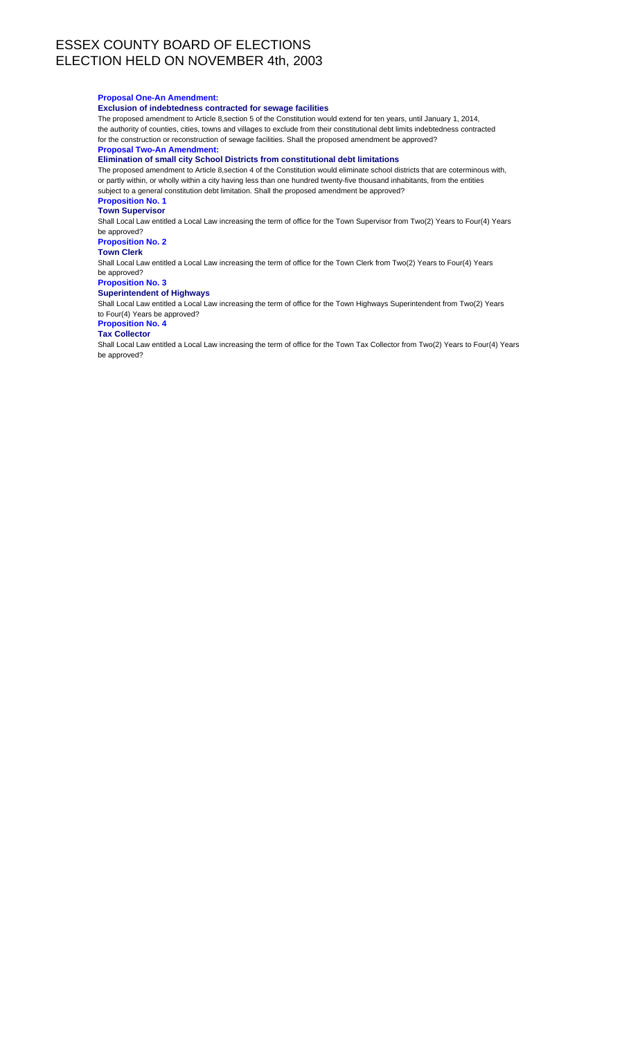# ESSEX COUNTY BOARD OF ELECTIONS
# ELECTION HELD ON NOVEMBER 4th, 2003

**Proposal One-An Amendment:**

**Exclusion of indebtedness contracted for sewage facilities**

The proposed amendment to Article 8,section 5 of the Constitution would extend for ten years, until January 1, 2014, the authority of counties, cities, towns and villages to exclude from their constitutional debt limits indebtedness contracted for the construction or reconstruction of sewage facilities. Shall the proposed amendment be approved?

**Proposal Two-An Amendment:**

**Elimination of small city School Districts from constitutional debt limitations**

The proposed amendment to Article 8,section 4 of the Constitution would eliminate school districts that are coterminous with, or partly within, or wholly within a city having less than one hundred twenty-five thousand inhabitants, from the entities subject to a general constitution debt limitation. Shall the proposed amendment be approved?

**Proposition No. 1**

**Town Supervisor**

Shall Local Law entitled a Local Law increasing the term of office for the Town Supervisor from Two(2) Years to Four(4) Years be approved?

**Proposition No. 2**

**Town Clerk**

Shall Local Law entitled a Local Law increasing the term of office for the Town Clerk from Two(2) Years to Four(4) Years be approved?

**Proposition No. 3**

**Superintendent of Highways**

Shall Local Law entitled a Local Law increasing the term of office for the Town Highways Superintendent from Two(2) Years to Four(4) Years be approved?

**Proposition No. 4**

**Tax Collector**

Shall Local Law entitled a Local Law increasing the term of office for the Town Tax Collector from Two(2) Years to Four(4) Years be approved?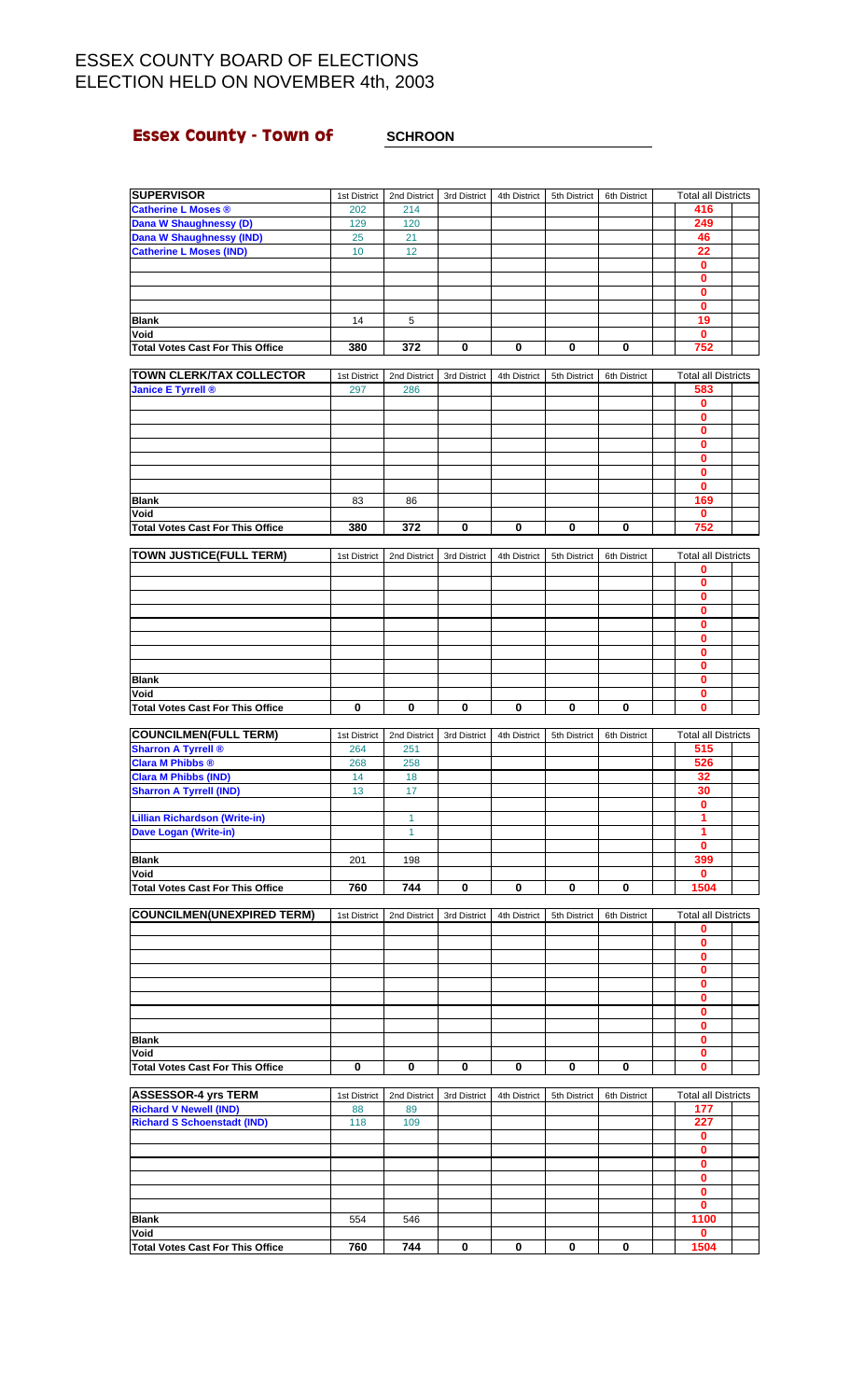# ESSEX COUNTY BOARD OF ELECTIONS
# ELECTION HELD ON NOVEMBER 4th, 2003

## Essex County - Town of SCHROON

| SUPERVISOR | 1st District | 2nd District | 3rd District | 4th District | 5th District | 6th District | Total all Districts |
|---|---|---|---|---|---|---|---|
| Catherine L Moses ® | 202 | 214 | | | | | 416 |
| Dana W Shaughnessy (D) | 129 | 120 | | | | | 249 |
| Dana W Shaughnessy (IND) | 25 | 21 | | | | | 46 |
| Catherine L Moses (IND) | 10 | 12 | | | | | 22 |
| | | | | | | | 0 |
| | | | | | | | 0 |
| | | | | | | | 0 |
| | | | | | | | 0 |
| Blank | 14 | 5 | | | | | 19 |
| Void | | | | | | | 0 |
| Total Votes Cast For This Office | 380 | 372 | 0 | 0 | 0 | 0 | 752 |

| TOWN CLERK/TAX COLLECTOR | 1st District | 2nd District | 3rd District | 4th District | 5th District | 6th District | Total all Districts |
|---|---|---|---|---|---|---|---|
| Janice E Tyrrell ® | 297 | 286 | | | | | 583 |
| | | | | | | | 0 |
| | | | | | | | 0 |
| | | | | | | | 0 |
| | | | | | | | 0 |
| | | | | | | | 0 |
| | | | | | | | 0 |
| | | | | | | | 0 |
| Blank | 83 | 86 | | | | | 169 |
| Void | | | | | | | 0 |
| Total Votes Cast For This Office | 380 | 372 | 0 | 0 | 0 | 0 | 752 |

| TOWN JUSTICE(FULL TERM) | 1st District | 2nd District | 3rd District | 4th District | 5th District | 6th District | Total all Districts |
|---|---|---|---|---|---|---|---|
| | | | | | | | 0 |
| | | | | | | | 0 |
| | | | | | | | 0 |
| | | | | | | | 0 |
| | | | | | | | 0 |
| | | | | | | | 0 |
| | | | | | | | 0 |
| | | | | | | | 0 |
| Blank | | | | | | | 0 |
| Void | | | | | | | 0 |
| Total Votes Cast For This Office | 0 | 0 | 0 | 0 | 0 | 0 | 0 |

| COUNCILMEN(FULL TERM) | 1st District | 2nd District | 3rd District | 4th District | 5th District | 6th District | Total all Districts |
|---|---|---|---|---|---|---|---|
| Sharron A Tyrrell ® | 264 | 251 | | | | | 515 |
| Clara M Phibbs ® | 268 | 258 | | | | | 526 |
| Clara M Phibbs (IND) | 14 | 18 | | | | | 32 |
| Sharron A Tyrrell (IND) | 13 | 17 | | | | | 30 |
| | | | | | | | 0 |
| Lillian Richardson (Write-in) | | 1 | | | | | 1 |
| Dave Logan (Write-in) | | 1 | | | | | 1 |
| | | | | | | | 0 |
| Blank | 201 | 198 | | | | | 399 |
| Void | | | | | | | 0 |
| Total Votes Cast For This Office | 760 | 744 | 0 | 0 | 0 | 0 | 1504 |

| COUNCILMEN(UNEXPIRED TERM) | 1st District | 2nd District | 3rd District | 4th District | 5th District | 6th District | Total all Districts |
|---|---|---|---|---|---|---|---|
| | | | | | | | 0 |
| | | | | | | | 0 |
| | | | | | | | 0 |
| | | | | | | | 0 |
| | | | | | | | 0 |
| | | | | | | | 0 |
| | | | | | | | 0 |
| | | | | | | | 0 |
| Blank | | | | | | | 0 |
| Void | | | | | | | 0 |
| Total Votes Cast For This Office | 0 | 0 | 0 | 0 | 0 | 0 | 0 |

| ASSESSOR-4 yrs TERM | 1st District | 2nd District | 3rd District | 4th District | 5th District | 6th District | Total all Districts |
|---|---|---|---|---|---|---|---|
| Richard V Newell (IND) | 88 | 89 | | | | | 177 |
| Richard S Schoenstadt (IND) | 118 | 109 | | | | | 227 |
| | | | | | | | 0 |
| | | | | | | | 0 |
| | | | | | | | 0 |
| | | | | | | | 0 |
| | | | | | | | 0 |
| | | | | | | | 0 |
| Blank | 554 | 546 | | | | | 1100 |
| Void | | | | | | | 0 |
| Total Votes Cast For This Office | 760 | 744 | 0 | 0 | 0 | 0 | 1504 |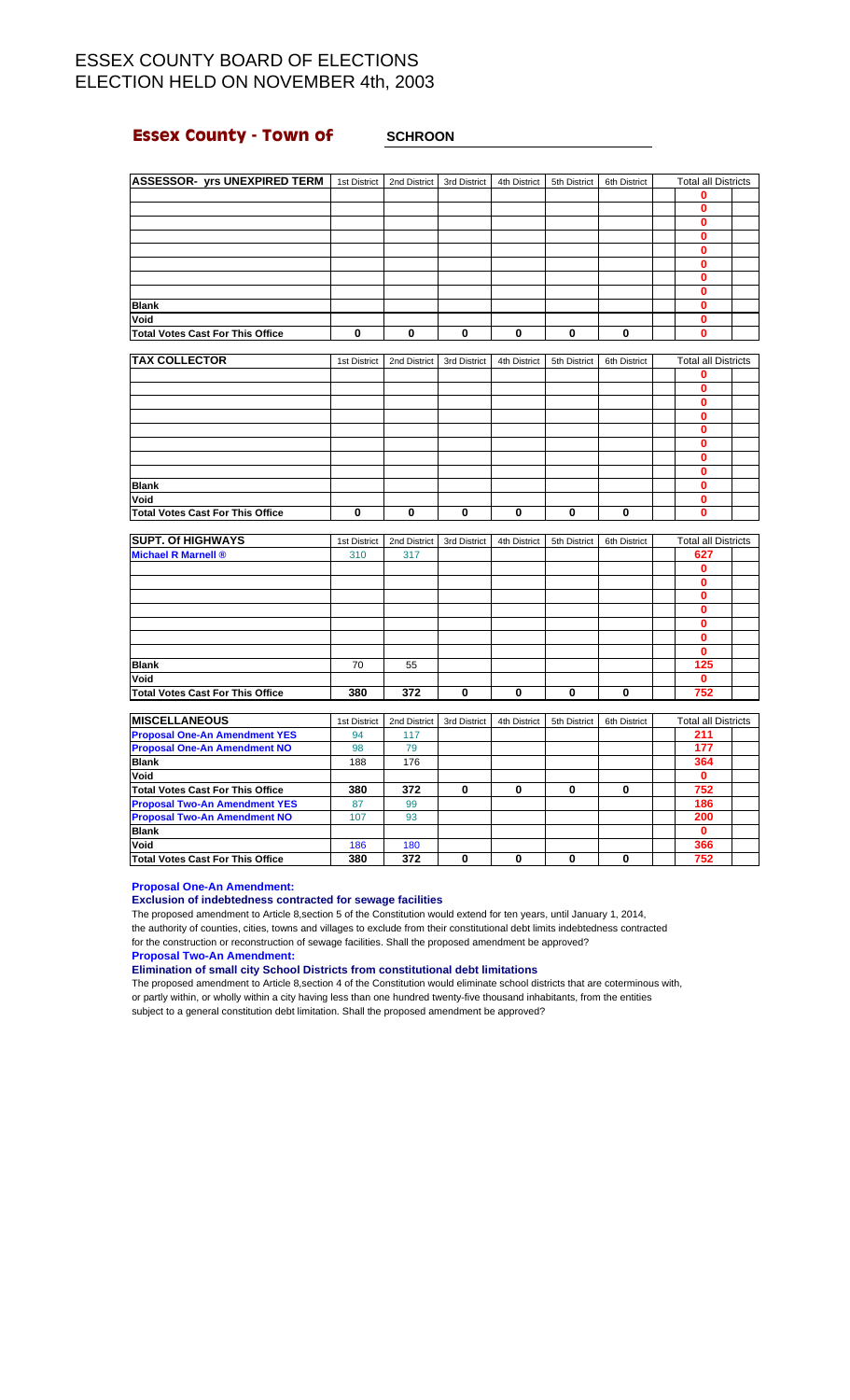# ESSEX COUNTY BOARD OF ELECTIONS
# ELECTION HELD ON NOVEMBER 4th, 2003

## Essex County - Town of SCHROON

| ASSESSOR- yrs UNEXPIRED TERM | 1st District | 2nd District | 3rd District | 4th District | 5th District | 6th District | Total all Districts |
|---|---|---|---|---|---|---|---|
| | | | | | | | 0 |
| | | | | | | | 0 |
| | | | | | | | 0 |
| | | | | | | | 0 |
| | | | | | | | 0 |
| | | | | | | | 0 |
| | | | | | | | 0 |
| | | | | | | | 0 |
| Blank | | | | | | | 0 |
| Void | | | | | | | 0 |
| Total Votes Cast For This Office | 0 | 0 | 0 | 0 | 0 | 0 | 0 |

| TAX COLLECTOR | 1st District | 2nd District | 3rd District | 4th District | 5th District | 6th District | Total all Districts |
|---|---|---|---|---|---|---|---|
| | | | | | | | 0 |
| | | | | | | | 0 |
| | | | | | | | 0 |
| | | | | | | | 0 |
| | | | | | | | 0 |
| | | | | | | | 0 |
| | | | | | | | 0 |
| | | | | | | | 0 |
| Blank | | | | | | | 0 |
| Void | | | | | | | 0 |
| Total Votes Cast For This Office | 0 | 0 | 0 | 0 | 0 | 0 | 0 |

| SUPT. Of HIGHWAYS | 1st District | 2nd District | 3rd District | 4th District | 5th District | 6th District | Total all Districts |
|---|---|---|---|---|---|---|---|
| Michael R Marnell ® | 310 | 317 | | | | | 627 |
| | | | | | | | 0 |
| | | | | | | | 0 |
| | | | | | | | 0 |
| | | | | | | | 0 |
| | | | | | | | 0 |
| | | | | | | | 0 |
| | | | | | | | 0 |
| Blank | 70 | 55 | | | | | 125 |
| Void | | | | | | | 0 |
| Total Votes Cast For This Office | 380 | 372 | 0 | 0 | 0 | 0 | 752 |

| MISCELLANEOUS | 1st District | 2nd District | 3rd District | 4th District | 5th District | 6th District | Total all Districts |
|---|---|---|---|---|---|---|---|
| Proposal One-An Amendment YES | 94 | 117 | | | | | 211 |
| Proposal One-An Amendment NO | 98 | 79 | | | | | 177 |
| Blank | 188 | 176 | | | | | 364 |
| Void | | | | | | | 0 |
| Total Votes Cast For This Office | 380 | 372 | 0 | 0 | 0 | 0 | 752 |
| Proposal Two-An Amendment YES | 87 | 99 | | | | | 186 |
| Proposal Two-An Amendment NO | 107 | 93 | | | | | 200 |
| Blank | | | | | | | 0 |
| Void | 186 | 180 | | | | | 366 |
| Total Votes Cast For This Office | 380 | 372 | 0 | 0 | 0 | 0 | 752 |

**Proposal One-An Amendment:**

**Exclusion of indebtedness contracted for sewage facilities**

The proposed amendment to Article 8,section 5 of the Constitution would extend for ten years, until January 1, 2014, the authority of counties, cities, towns and villages to exclude from their constitutional debt limits indebtedness contracted for the construction or reconstruction of sewage facilities. Shall the proposed amendment be approved?

**Proposal Two-An Amendment:**

**Elimination of small city School Districts from constitutional debt limitations**

The proposed amendment to Article 8,section 4 of the Constitution would eliminate school districts that are coterminous with, or partly within, or wholly within a city having less than one hundred twenty-five thousand inhabitants, from the entities subject to a general constitution debt limitation. Shall the proposed amendment be approved?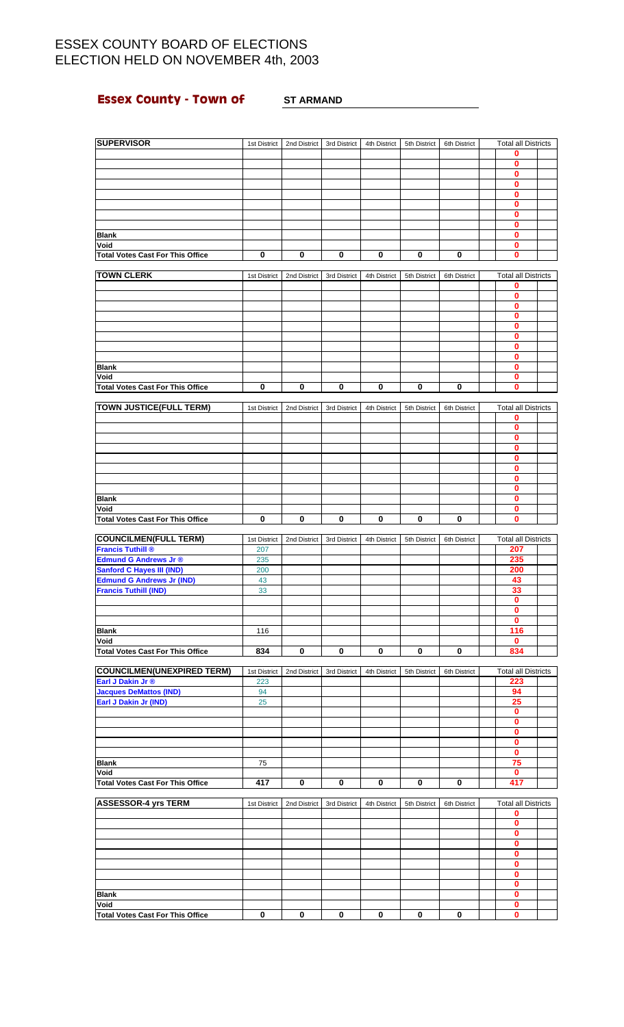# ESSEX COUNTY BOARD OF ELECTIONS
# ELECTION HELD ON NOVEMBER 4th, 2003

## Essex County - Town of ST ARMAND

| SUPERVISOR | 1st District | 2nd District | 3rd District | 4th District | 5th District | 6th District | Total all Districts |
|---|---|---|---|---|---|---|---|
| | | | | | | | 0 |
| | | | | | | | 0 |
| | | | | | | | 0 |
| | | | | | | | 0 |
| | | | | | | | 0 |
| | | | | | | | 0 |
| | | | | | | | 0 |
| | | | | | | | 0 |
| Blank | | | | | | | 0 |
| Void | | | | | | | 0 |
| Total Votes Cast For This Office | 0 | 0 | 0 | 0 | 0 | 0 | 0 |

| TOWN CLERK | 1st District | 2nd District | 3rd District | 4th District | 5th District | 6th District | Total all Districts |
|---|---|---|---|---|---|---|---|
| | | | | | | | 0 |
| | | | | | | | 0 |
| | | | | | | | 0 |
| | | | | | | | 0 |
| | | | | | | | 0 |
| | | | | | | | 0 |
| | | | | | | | 0 |
| | | | | | | | 0 |
| Blank | | | | | | | 0 |
| Void | | | | | | | 0 |
| Total Votes Cast For This Office | 0 | 0 | 0 | 0 | 0 | 0 | 0 |

| TOWN JUSTICE(FULL TERM) | 1st District | 2nd District | 3rd District | 4th District | 5th District | 6th District | Total all Districts |
|---|---|---|---|---|---|---|---|
| | | | | | | | 0 |
| | | | | | | | 0 |
| | | | | | | | 0 |
| | | | | | | | 0 |
| | | | | | | | 0 |
| | | | | | | | 0 |
| | | | | | | | 0 |
| | | | | | | | 0 |
| Blank | | | | | | | 0 |
| Void | | | | | | | 0 |
| Total Votes Cast For This Office | 0 | 0 | 0 | 0 | 0 | 0 | 0 |

| COUNCILMEN(FULL TERM) | 1st District | 2nd District | 3rd District | 4th District | 5th District | 6th District | Total all Districts |
|---|---|---|---|---|---|---|---|
| Francis Tuthill ® | 207 | | | | | | 207 |
| Edmund G Andrews Jr ® | 235 | | | | | | 235 |
| Sanford C Hayes III (IND) | 200 | | | | | | 200 |
| Edmund G Andrews Jr (IND) | 43 | | | | | | 43 |
| Francis Tuthill (IND) | 33 | | | | | | 33 |
| | | | | | | | 0 |
| | | | | | | | 0 |
| | | | | | | | 0 |
| Blank | 116 | | | | | | 116 |
| Void | | | | | | | 0 |
| Total Votes Cast For This Office | 834 | 0 | 0 | 0 | 0 | 0 | 834 |

| COUNCILMEN(UNEXPIRED TERM) | 1st District | 2nd District | 3rd District | 4th District | 5th District | 6th District | Total all Districts |
|---|---|---|---|---|---|---|---|
| Earl J Dakin Jr ® | 223 | | | | | | 223 |
| Jacques DeMattos (IND) | 94 | | | | | | 94 |
| Earl J Dakin Jr (IND) | 25 | | | | | | 25 |
| | | | | | | | 0 |
| | | | | | | | 0 |
| | | | | | | | 0 |
| | | | | | | | 0 |
| | | | | | | | 0 |
| Blank | 75 | | | | | | 75 |
| Void | | | | | | | 0 |
| Total Votes Cast For This Office | 417 | 0 | 0 | 0 | 0 | 0 | 417 |

| ASSESSOR-4 yrs TERM | 1st District | 2nd District | 3rd District | 4th District | 5th District | 6th District | Total all Districts |
|---|---|---|---|---|---|---|---|
| | | | | | | | 0 |
| | | | | | | | 0 |
| | | | | | | | 0 |
| | | | | | | | 0 |
| | | | | | | | 0 |
| | | | | | | | 0 |
| | | | | | | | 0 |
| | | | | | | | 0 |
| Blank | | | | | | | 0 |
| Void | | | | | | | 0 |
| Total Votes Cast For This Office | 0 | 0 | 0 | 0 | 0 | 0 | 0 |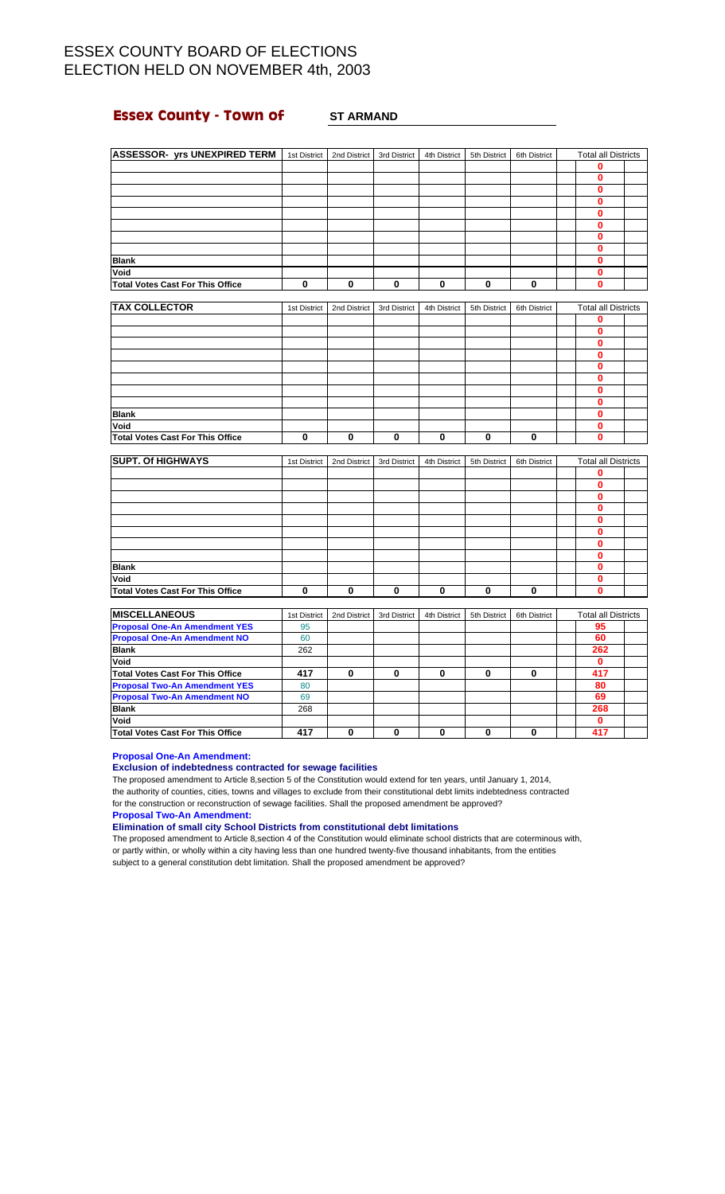# ESSEX COUNTY BOARD OF ELECTIONS
# ELECTION HELD ON NOVEMBER 4th, 2003

## Essex County - Town of ST ARMAND

| ASSESSOR- yrs UNEXPIRED TERM | 1st District | 2nd District | 3rd District | 4th District | 5th District | 6th District | Total all Districts |
|---|---|---|---|---|---|---|---|
| | | | | | | | 0 |
| | | | | | | | 0 |
| | | | | | | | 0 |
| | | | | | | | 0 |
| | | | | | | | 0 |
| | | | | | | | 0 |
| | | | | | | | 0 |
| | | | | | | | 0 |
| Blank | | | | | | | 0 |
| Void | | | | | | | 0 |
| Total Votes Cast For This Office | 0 | 0 | 0 | 0 | 0 | 0 | 0 |

| TAX COLLECTOR | 1st District | 2nd District | 3rd District | 4th District | 5th District | 6th District | Total all Districts |
|---|---|---|---|---|---|---|---|
| | | | | | | | 0 |
| | | | | | | | 0 |
| | | | | | | | 0 |
| | | | | | | | 0 |
| | | | | | | | 0 |
| | | | | | | | 0 |
| | | | | | | | 0 |
| | | | | | | | 0 |
| Blank | | | | | | | 0 |
| Void | | | | | | | 0 |
| Total Votes Cast For This Office | 0 | 0 | 0 | 0 | 0 | 0 | 0 |

| SUPT. Of HIGHWAYS | 1st District | 2nd District | 3rd District | 4th District | 5th District | 6th District | Total all Districts |
|---|---|---|---|---|---|---|---|
| | | | | | | | 0 |
| | | | | | | | 0 |
| | | | | | | | 0 |
| | | | | | | | 0 |
| | | | | | | | 0 |
| | | | | | | | 0 |
| | | | | | | | 0 |
| | | | | | | | 0 |
| Blank | | | | | | | 0 |
| Void | | | | | | | 0 |
| Total Votes Cast For This Office | 0 | 0 | 0 | 0 | 0 | 0 | 0 |

| MISCELLANEOUS | 1st District | 2nd District | 3rd District | 4th District | 5th District | 6th District | Total all Districts |
|---|---|---|---|---|---|---|---|
| Proposal One-An Amendment YES | 95 | | | | | | 95 |
| Proposal One-An Amendment NO | 60 | | | | | | 60 |
| Blank | 262 | | | | | | 262 |
| Void | | | | | | | 0 |
| Total Votes Cast For This Office | 417 | 0 | 0 | 0 | 0 | 0 | 417 |
| Proposal Two-An Amendment YES | 80 | | | | | | 80 |
| Proposal Two-An Amendment NO | 69 | | | | | | 69 |
| Blank | 268 | | | | | | 268 |
| Void | | | | | | | 0 |
| Total Votes Cast For This Office | 417 | 0 | 0 | 0 | 0 | 0 | 417 |

**Proposal One-An Amendment:**

**Exclusion of indebtedness contracted for sewage facilities**

The proposed amendment to Article 8,section 5 of the Constitution would extend for ten years, until January 1, 2014, the authority of counties, cities, towns and villages to exclude from their constitutional debt limits indebtedness contracted for the construction or reconstruction of sewage facilities. Shall the proposed amendment be approved?

**Proposal Two-An Amendment:**

**Elimination of small city School Districts from constitutional debt limitations**

The proposed amendment to Article 8,section 4 of the Constitution would eliminate school districts that are coterminous with, or partly within, or wholly within a city having less than one hundred twenty-five thousand inhabitants, from the entities subject to a general constitution debt limitation. Shall the proposed amendment be approved?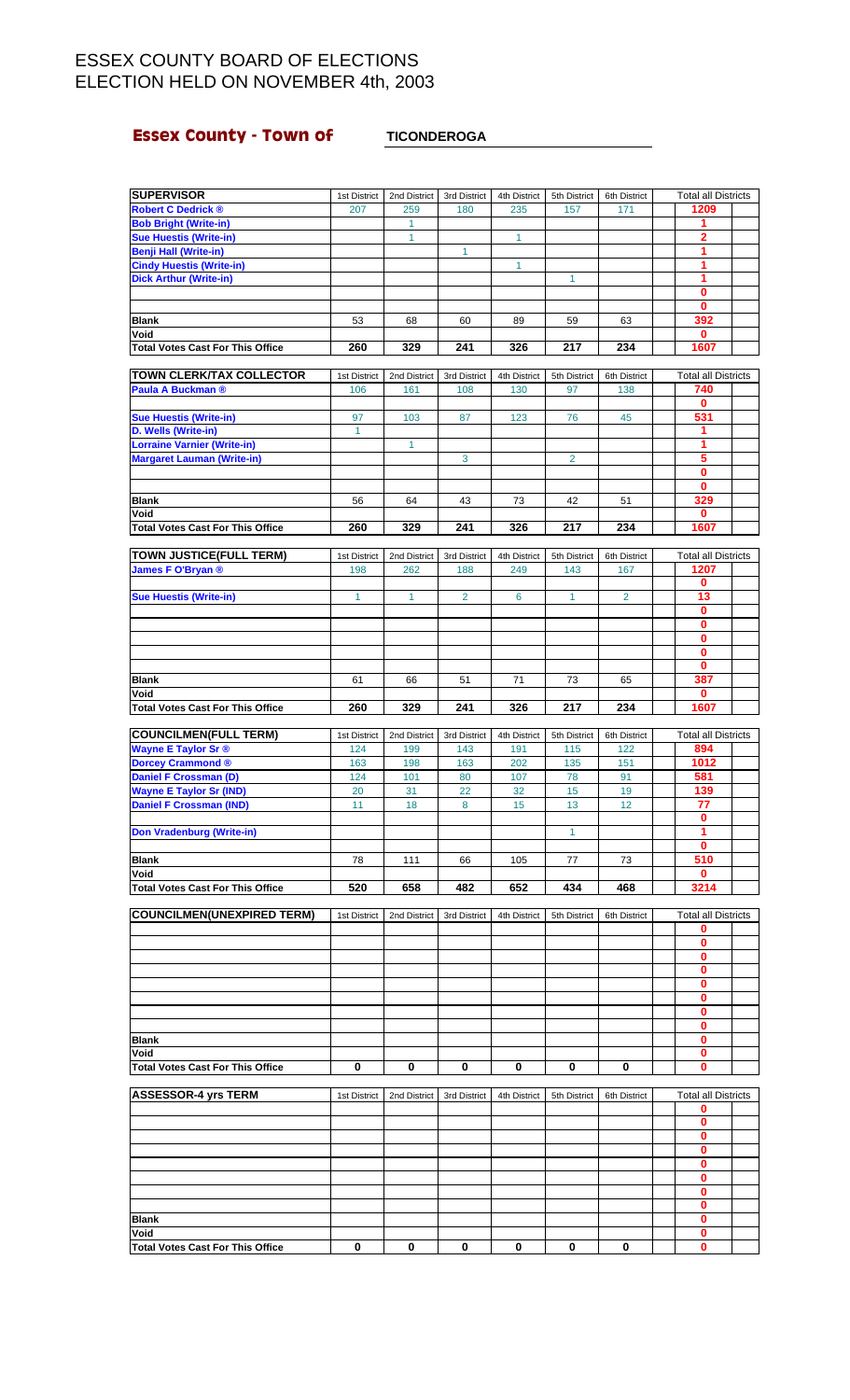# ESSEX COUNTY BOARD OF ELECTIONS
# ELECTION HELD ON NOVEMBER 4th, 2003

## Essex County - Town of TICONDEROGA

| SUPERVISOR | 1st District | 2nd District | 3rd District | 4th District | 5th District | 6th District | Total all Districts |
|---|---|---|---|---|---|---|---|
| Robert C Dedrick ® | 207 | 259 | 180 | 235 | 157 | 171 | 1209 |
| Bob Bright (Write-in) | | 1 | | | | | 1 |
| Sue Huestis (Write-in) | | 1 | | 1 | | | 2 |
| Benji Hall (Write-in) | | | 1 | | | | 1 |
| Cindy Huestis (Write-in) | | | | 1 | | | 1 |
| Dick Arthur (Write-in) | | | | | 1 | | 1 |
| | | | | | | | 0 |
| | | | | | | | 0 |
| Blank | 53 | 68 | 60 | 89 | 59 | 63 | 392 |
| Void | | | | | | | 0 |
| Total Votes Cast For This Office | 260 | 329 | 241 | 326 | 217 | 234 | 1607 |

| TOWN CLERK/TAX COLLECTOR | 1st District | 2nd District | 3rd District | 4th District | 5th District | 6th District | Total all Districts |
|---|---|---|---|---|---|---|---|
| Paula A Buckman ® | 106 | 161 | 108 | 130 | 97 | 138 | 740 |
| | | | | | | | 0 |
| Sue Huestis (Write-in) | 97 | 103 | 87 | 123 | 76 | 45 | 531 |
| D. Wells (Write-in) | 1 | | | | | | 1 |
| Lorraine Varnier (Write-in) | | 1 | | | | | 1 |
| Margaret Lauman (Write-in) | | | 3 | | 2 | | 5 |
| | | | | | | | 0 |
| | | | | | | | 0 |
| Blank | 56 | 64 | 43 | 73 | 42 | 51 | 329 |
| Void | | | | | | | 0 |
| Total Votes Cast For This Office | 260 | 329 | 241 | 326 | 217 | 234 | 1607 |

| TOWN JUSTICE(FULL TERM) | 1st District | 2nd District | 3rd District | 4th District | 5th District | 6th District | Total all Districts |
|---|---|---|---|---|---|---|---|
| James F O'Bryan ® | 198 | 262 | 188 | 249 | 143 | 167 | 1207 |
| | | | | | | | 0 |
| Sue Huestis (Write-in) | 1 | 1 | 2 | 6 | 1 | 2 | 13 |
| | | | | | | | 0 |
| | | | | | | | 0 |
| | | | | | | | 0 |
| | | | | | | | 0 |
| | | | | | | | 0 |
| Blank | 61 | 66 | 51 | 71 | 73 | 65 | 387 |
| Void | | | | | | | 0 |
| Total Votes Cast For This Office | 260 | 329 | 241 | 326 | 217 | 234 | 1607 |

| COUNCILMEN(FULL TERM) | 1st District | 2nd District | 3rd District | 4th District | 5th District | 6th District | Total all Districts |
|---|---|---|---|---|---|---|---|
| Wayne E Taylor Sr ® | 124 | 199 | 143 | 191 | 115 | 122 | 894 |
| Dorcey Crammond ® | 163 | 198 | 163 | 202 | 135 | 151 | 1012 |
| Daniel F Crossman (D) | 124 | 101 | 80 | 107 | 78 | 91 | 581 |
| Wayne E Taylor Sr (IND) | 20 | 31 | 22 | 32 | 15 | 19 | 139 |
| Daniel F Crossman (IND) | 11 | 18 | 8 | 15 | 13 | 12 | 77 |
| | | | | | | | 0 |
| Don Vradenburg (Write-in) | | | | | 1 | | 1 |
| | | | | | | | 0 |
| Blank | 78 | 111 | 66 | 105 | 77 | 73 | 510 |
| Void | | | | | | | 0 |
| Total Votes Cast For This Office | 520 | 658 | 482 | 652 | 434 | 468 | 3214 |

| COUNCILMEN(UNEXPIRED TERM) | 1st District | 2nd District | 3rd District | 4th District | 5th District | 6th District | Total all Districts |
|---|---|---|---|---|---|---|---|
| | | | | | | | 0 |
| | | | | | | | 0 |
| | | | | | | | 0 |
| | | | | | | | 0 |
| | | | | | | | 0 |
| | | | | | | | 0 |
| | | | | | | | 0 |
| | | | | | | | 0 |
| Blank | | | | | | | 0 |
| Void | | | | | | | 0 |
| Total Votes Cast For This Office | 0 | 0 | 0 | 0 | 0 | 0 | 0 |

| ASSESSOR-4 yrs TERM | 1st District | 2nd District | 3rd District | 4th District | 5th District | 6th District | Total all Districts |
|---|---|---|---|---|---|---|---|
| | | | | | | | 0 |
| | | | | | | | 0 |
| | | | | | | | 0 |
| | | | | | | | 0 |
| | | | | | | | 0 |
| | | | | | | | 0 |
| | | | | | | | 0 |
| | | | | | | | 0 |
| Blank | | | | | | | 0 |
| Void | | | | | | | 0 |
| Total Votes Cast For This Office | 0 | 0 | 0 | 0 | 0 | 0 | 0 |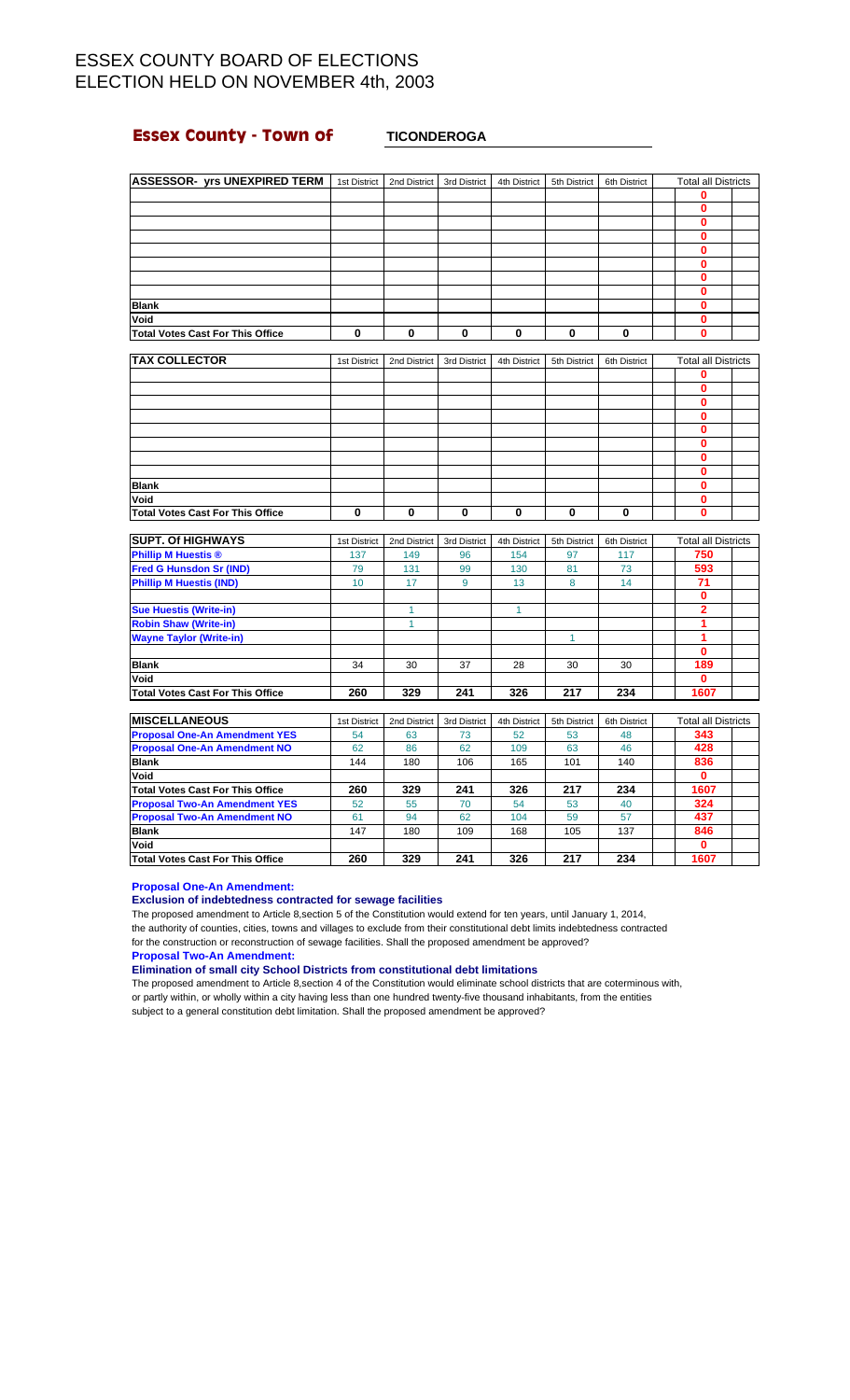# ESSEX COUNTY BOARD OF ELECTIONS
# ELECTION HELD ON NOVEMBER 4th, 2003

## Essex County - Town of TICONDEROGA

| ASSESSOR- yrs UNEXPIRED TERM | 1st District | 2nd District | 3rd District | 4th District | 5th District | 6th District | Total all Districts |
|---|---|---|---|---|---|---|---|
| | | | | | | | 0 |
| | | | | | | | 0 |
| | | | | | | | 0 |
| | | | | | | | 0 |
| | | | | | | | 0 |
| | | | | | | | 0 |
| | | | | | | | 0 |
| | | | | | | | 0 |
| Blank | | | | | | | 0 |
| Void | | | | | | | 0 |
| Total Votes Cast For This Office | 0 | 0 | 0 | 0 | 0 | 0 | 0 |

| TAX COLLECTOR | 1st District | 2nd District | 3rd District | 4th District | 5th District | 6th District | Total all Districts |
|---|---|---|---|---|---|---|---|
| | | | | | | | 0 |
| | | | | | | | 0 |
| | | | | | | | 0 |
| | | | | | | | 0 |
| | | | | | | | 0 |
| | | | | | | | 0 |
| | | | | | | | 0 |
| | | | | | | | 0 |
| Blank | | | | | | | 0 |
| Void | | | | | | | 0 |
| Total Votes Cast For This Office | 0 | 0 | 0 | 0 | 0 | 0 | 0 |

| SUPT. Of HIGHWAYS | 1st District | 2nd District | 3rd District | 4th District | 5th District | 6th District | Total all Districts |
|---|---|---|---|---|---|---|---|
| Phillip M Huestis ® | 137 | 149 | 96 | 154 | 97 | 117 | 750 |
| Fred G Hunsdon Sr (IND) | 79 | 131 | 99 | 130 | 81 | 73 | 593 |
| Phillip M Huestis (IND) | 10 | 17 | 9 | 13 | 8 | 14 | 71 |
| | | | | | | | 0 |
| Sue Huestis (Write-in) | | 1 | | 1 | | | 2 |
| Robin Shaw (Write-in) | | 1 | | | | | 1 |
| Wayne Taylor (Write-in) | | | | | 1 | | 1 |
| | | | | | | | 0 |
| Blank | 34 | 30 | 37 | 28 | 30 | 30 | 189 |
| Void | | | | | | | 0 |
| Total Votes Cast For This Office | 260 | 329 | 241 | 326 | 217 | 234 | 1607 |

| MISCELLANEOUS | 1st District | 2nd District | 3rd District | 4th District | 5th District | 6th District | Total all Districts |
|---|---|---|---|---|---|---|---|
| Proposal One-An Amendment YES | 54 | 63 | 73 | 52 | 53 | 48 | 343 |
| Proposal One-An Amendment NO | 62 | 86 | 62 | 109 | 63 | 46 | 428 |
| Blank | 144 | 180 | 106 | 165 | 101 | 140 | 836 |
| Void | | | | | | | 0 |
| Total Votes Cast For This Office | 260 | 329 | 241 | 326 | 217 | 234 | 1607 |
| Proposal Two-An Amendment YES | 52 | 55 | 70 | 54 | 53 | 40 | 324 |
| Proposal Two-An Amendment NO | 61 | 94 | 62 | 104 | 59 | 57 | 437 |
| Blank | 147 | 180 | 109 | 168 | 105 | 137 | 846 |
| Void | | | | | | | 0 |
| Total Votes Cast For This Office | 260 | 329 | 241 | 326 | 217 | 234 | 1607 |

**Proposal One-An Amendment:**

**Exclusion of indebtedness contracted for sewage facilities**

The proposed amendment to Article 8,section 5 of the Constitution would extend for ten years, until January 1, 2014, the authority of counties, cities, towns and villages to exclude from their constitutional debt limits indebtedness contracted for the construction or reconstruction of sewage facilities. Shall the proposed amendment be approved?

**Proposal Two-An Amendment:**

**Elimination of small city School Districts from constitutional debt limitations**

The proposed amendment to Article 8,section 4 of the Constitution would eliminate school districts that are coterminous with, or partly within, or wholly within a city having less than one hundred twenty-five thousand inhabitants, from the entities subject to a general constitution debt limitation. Shall the proposed amendment be approved?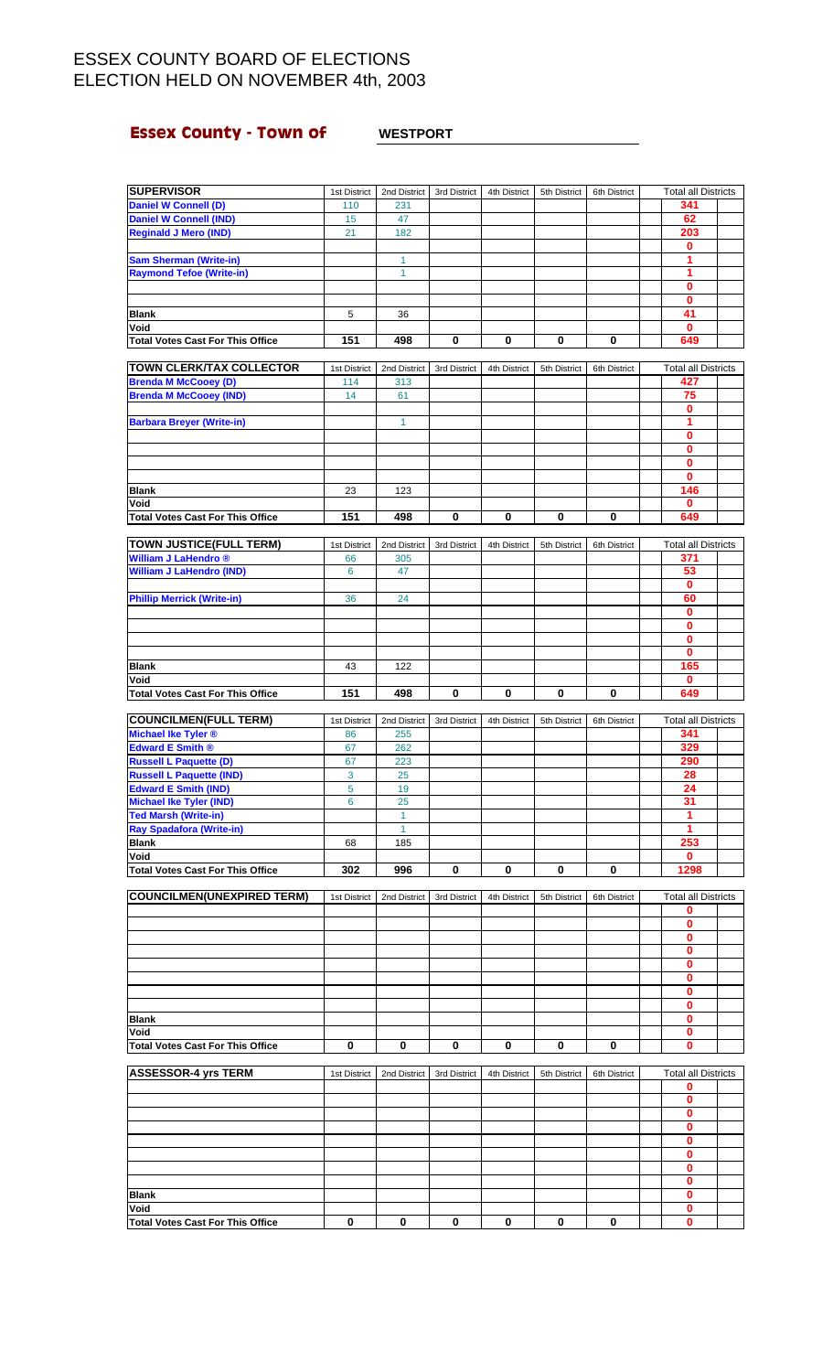# ESSEX COUNTY BOARD OF ELECTIONS
# ELECTION HELD ON NOVEMBER 4th, 2003

## Essex County - Town of WESTPORT

| SUPERVISOR | 1st District | 2nd District | 3rd District | 4th District | 5th District | 6th District | Total all Districts |
|---|---|---|---|---|---|---|---|
| Daniel W Connell (D) | 110 | 231 | | | | | 341 |
| Daniel W Connell (IND) | 15 | 47 | | | | | 62 |
| Reginald J Mero (IND) | 21 | 182 | | | | | 203 |
| | | | | | | | 0 |
| Sam Sherman (Write-in) | | 1 | | | | | 1 |
| Raymond Tefoe (Write-in) | | 1 | | | | | 1 |
| | | | | | | | 0 |
| | | | | | | | 0 |
| Blank | 5 | 36 | | | | | 41 |
| Void | | | | | | | 0 |
| Total Votes Cast For This Office | 151 | 498 | 0 | 0 | 0 | 0 | 649 |

| TOWN CLERK/TAX COLLECTOR | 1st District | 2nd District | 3rd District | 4th District | 5th District | 6th District | Total all Districts |
|---|---|---|---|---|---|---|---|
| Brenda M McCooey (D) | 114 | 313 | | | | | 427 |
| Brenda M McCooey (IND) | 14 | 61 | | | | | 75 |
| | | | | | | | 0 |
| Barbara Breyer (Write-in) | | 1 | | | | | 1 |
| | | | | | | | 0 |
| | | | | | | | 0 |
| | | | | | | | 0 |
| | | | | | | | 0 |
| Blank | 23 | 123 | | | | | 146 |
| Void | | | | | | | 0 |
| Total Votes Cast For This Office | 151 | 498 | 0 | 0 | 0 | 0 | 649 |

| TOWN JUSTICE(FULL TERM) | 1st District | 2nd District | 3rd District | 4th District | 5th District | 6th District | Total all Districts |
|---|---|---|---|---|---|---|---|
| William J LaHendro ® | 66 | 305 | | | | | 371 |
| William J LaHendro (IND) | 6 | 47 | | | | | 53 |
| | | | | | | | 0 |
| Phillip Merrick (Write-in) | 36 | 24 | | | | | 60 |
| | | | | | | | 0 |
| | | | | | | | 0 |
| | | | | | | | 0 |
| | | | | | | | 0 |
| Blank | 43 | 122 | | | | | 165 |
| Void | | | | | | | 0 |
| Total Votes Cast For This Office | 151 | 498 | 0 | 0 | 0 | 0 | 649 |

| COUNCILMEN(FULL TERM) | 1st District | 2nd District | 3rd District | 4th District | 5th District | 6th District | Total all Districts |
|---|---|---|---|---|---|---|---|
| Michael Ike Tyler ® | 86 | 255 | | | | | 341 |
| Edward E Smith ® | 67 | 262 | | | | | 329 |
| Russell L Paquette (D) | 67 | 223 | | | | | 290 |
| Russell L Paquette (IND) | 3 | 25 | | | | | 28 |
| Edward E Smith (IND) | 5 | 19 | | | | | 24 |
| Michael Ike Tyler (IND) | 6 | 25 | | | | | 31 |
| Ted Marsh (Write-in) | | 1 | | | | | 1 |
| Ray Spadafora (Write-in) | | 1 | | | | | 1 |
| Blank | 68 | 185 | | | | | 253 |
| Void | | | | | | | 0 |
| Total Votes Cast For This Office | 302 | 996 | 0 | 0 | 0 | 0 | 1298 |

| COUNCILMEN(UNEXPIRED TERM) | 1st District | 2nd District | 3rd District | 4th District | 5th District | 6th District | Total all Districts |
|---|---|---|---|---|---|---|---|
| | | | | | | | 0 |
| | | | | | | | 0 |
| | | | | | | | 0 |
| | | | | | | | 0 |
| | | | | | | | 0 |
| | | | | | | | 0 |
| | | | | | | | 0 |
| | | | | | | | 0 |
| Blank | | | | | | | 0 |
| Void | | | | | | | 0 |
| Total Votes Cast For This Office | 0 | 0 | 0 | 0 | 0 | 0 | 0 |

| ASSESSOR-4 yrs TERM | 1st District | 2nd District | 3rd District | 4th District | 5th District | 6th District | Total all Districts |
|---|---|---|---|---|---|---|---|
| | | | | | | | 0 |
| | | | | | | | 0 |
| | | | | | | | 0 |
| | | | | | | | 0 |
| | | | | | | | 0 |
| | | | | | | | 0 |
| | | | | | | | 0 |
| | | | | | | | 0 |
| Blank | | | | | | | 0 |
| Void | | | | | | | 0 |
| Total Votes Cast For This Office | 0 | 0 | 0 | 0 | 0 | 0 | 0 |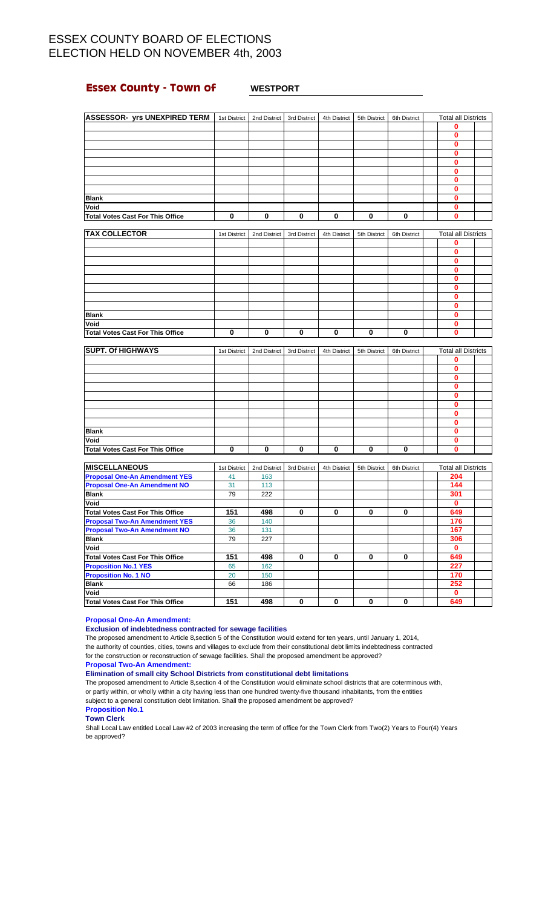# ESSEX COUNTY BOARD OF ELECTIONS
# ELECTION HELD ON NOVEMBER 4th, 2003

## Essex County - Town of WESTPORT

| ASSESSOR- yrs UNEXPIRED TERM | 1st District | 2nd District | 3rd District | 4th District | 5th District | 6th District | Total all Districts |
|---|---|---|---|---|---|---|---|
| | | | | | | | 0 |
| | | | | | | | 0 |
| | | | | | | | 0 |
| | | | | | | | 0 |
| | | | | | | | 0 |
| | | | | | | | 0 |
| | | | | | | | 0 |
| | | | | | | | 0 |
| **Blank** | | | | | | | 0 |
| **Void** | | | | | | | 0 |
| **Total Votes Cast For This Office** | 0 | 0 | 0 | 0 | 0 | 0 | 0 |

| TAX COLLECTOR | 1st District | 2nd District | 3rd District | 4th District | 5th District | 6th District | Total all Districts |
|---|---|---|---|---|---|---|---|
| | | | | | | | 0 |
| | | | | | | | 0 |
| | | | | | | | 0 |
| | | | | | | | 0 |
| | | | | | | | 0 |
| | | | | | | | 0 |
| | | | | | | | 0 |
| | | | | | | | 0 |
| **Blank** | | | | | | | 0 |
| **Void** | | | | | | | 0 |
| **Total Votes Cast For This Office** | 0 | 0 | 0 | 0 | 0 | 0 | 0 |

| SUPT. Of HIGHWAYS | 1st District | 2nd District | 3rd District | 4th District | 5th District | 6th District | Total all Districts |
|---|---|---|---|---|---|---|---|
| | | | | | | | 0 |
| | | | | | | | 0 |
| | | | | | | | 0 |
| | | | | | | | 0 |
| | | | | | | | 0 |
| | | | | | | | 0 |
| | | | | | | | 0 |
| | | | | | | | 0 |
| **Blank** | | | | | | | 0 |
| **Void** | | | | | | | 0 |
| **Total Votes Cast For This Office** | 0 | 0 | 0 | 0 | 0 | 0 | 0 |

| MISCELLANEOUS | 1st District | 2nd District | 3rd District | 4th District | 5th District | 6th District | Total all Districts |
|---|---|---|---|---|---|---|---|
| **Proposal One-An Amendment YES** | 41 | 163 | | | | | 204 |
| **Proposal One-An Amendment NO** | 31 | 113 | | | | | 144 |
| **Blank** | 79 | 222 | | | | | 301 |
| **Void** | | | | | | | 0 |
| **Total Votes Cast For This Office** | 151 | 498 | 0 | 0 | 0 | 0 | 649 |
| **Proposal Two-An Amendment YES** | 36 | 140 | | | | | 176 |
| **Proposal Two-An Amendment NO** | 36 | 131 | | | | | 167 |
| **Blank** | 79 | 227 | | | | | 306 |
| **Void** | | | | | | | 0 |
| **Total Votes Cast For This Office** | 151 | 498 | 0 | 0 | 0 | 0 | 649 |
| **Proposition No.1 YES** | 65 | 162 | | | | | 227 |
| **Proposition No. 1 NO** | 20 | 150 | | | | | 170 |
| **Blank** | 66 | 186 | | | | | 252 |
| **Void** | | | | | | | 0 |
| **Total Votes Cast For This Office** | 151 | 498 | 0 | 0 | 0 | 0 | 649 |

**Proposal One-An Amendment:**

**Exclusion of indebtedness contracted for sewage facilities**

The proposed amendment to Article 8,section 5 of the Constitution would extend for ten years, until January 1, 2014, the authority of counties, cities, towns and villages to exclude from their constitutional debt limits indebtedness contracted for the construction or reconstruction of sewage facilities. Shall the proposed amendment be approved?

**Proposal Two-An Amendment:**

**Elimination of small city School Districts from constitutional debt limitations**

The proposed amendment to Article 8,section 4 of the Constitution would eliminate school districts that are coterminous with, or partly within, or wholly within a city having less than one hundred twenty-five thousand inhabitants, from the entities subject to a general constitution debt limitation. Shall the proposed amendment be approved?

**Proposition No.1**

**Town Clerk**

Shall Local Law entitled Local Law #2 of 2003 increasing the term of office for the Town Clerk from Two(2) Years to Four(4) Years be approved?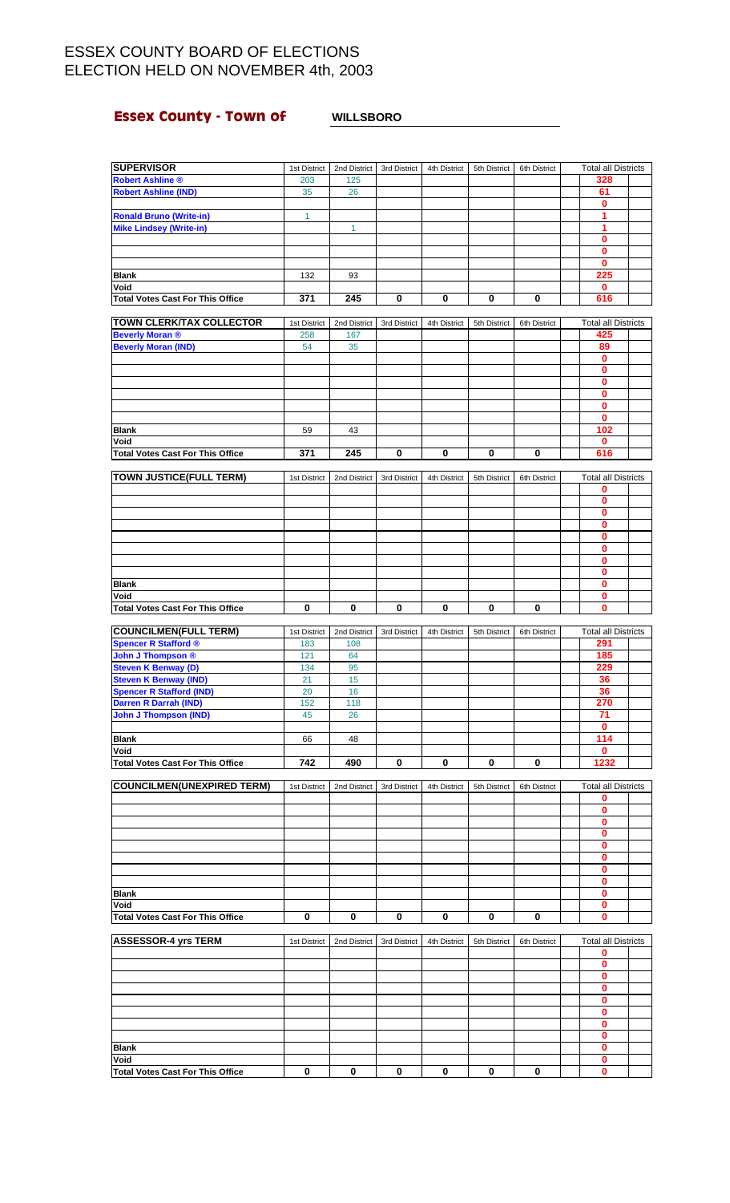# ESSEX COUNTY BOARD OF ELECTIONS
# ELECTION HELD ON NOVEMBER 4th, 2003

## Essex County - Town of WILLSBORO

| SUPERVISOR | 1st District | 2nd District | 3rd District | 4th District | 5th District | 6th District | Total all Districts |
|---|---|---|---|---|---|---|---|
| Robert Ashline ® | 203 | 125 | | | | | 328 |
| Robert Ashline (IND) | 35 | 26 | | | | | 61 |
| | | | | | | | 0 |
| Ronald Bruno (Write-in) | 1 | | | | | | 1 |
| Mike Lindsey (Write-in) | | 1 | | | | | 1 |
| | | | | | | | 0 |
| | | | | | | | 0 |
| | | | | | | | 0 |
| Blank | 132 | 93 | | | | | 225 |
| Void | | | | | | | 0 |
| Total Votes Cast For This Office | 371 | 245 | 0 | 0 | 0 | 0 | 616 |

| TOWN CLERK/TAX COLLECTOR | 1st District | 2nd District | 3rd District | 4th District | 5th District | 6th District | Total all Districts |
|---|---|---|---|---|---|---|---|
| Beverly Moran ® | 258 | 167 | | | | | 425 |
| Beverly Moran (IND) | 54 | 35 | | | | | 89 |
| | | | | | | | 0 |
| | | | | | | | 0 |
| | | | | | | | 0 |
| | | | | | | | 0 |
| | | | | | | | 0 |
| | | | | | | | 0 |
| Blank | 59 | 43 | | | | | 102 |
| Void | | | | | | | 0 |
| Total Votes Cast For This Office | 371 | 245 | 0 | 0 | 0 | 0 | 616 |

| TOWN JUSTICE(FULL TERM) | 1st District | 2nd District | 3rd District | 4th District | 5th District | 6th District | Total all Districts |
|---|---|---|---|---|---|---|---|
| | | | | | | | 0 |
| | | | | | | | 0 |
| | | | | | | | 0 |
| | | | | | | | 0 |
| | | | | | | | 0 |
| | | | | | | | 0 |
| | | | | | | | 0 |
| | | | | | | | 0 |
| Blank | | | | | | | 0 |
| Void | | | | | | | 0 |
| Total Votes Cast For This Office | 0 | 0 | 0 | 0 | 0 | 0 | 0 |

| COUNCILMEN(FULL TERM) | 1st District | 2nd District | 3rd District | 4th District | 5th District | 6th District | Total all Districts |
|---|---|---|---|---|---|---|---|
| Spencer R Stafford ® | 183 | 108 | | | | | 291 |
| John J Thompson ® | 121 | 64 | | | | | 185 |
| Steven K Benway (D) | 134 | 95 | | | | | 229 |
| Steven K Benway (IND) | 21 | 15 | | | | | 36 |
| Spencer R Stafford (IND) | 20 | 16 | | | | | 36 |
| Darren R Darrah (IND) | 152 | 118 | | | | | 270 |
| John J Thompson (IND) | 45 | 26 | | | | | 71 |
| | | | | | | | 0 |
| Blank | 66 | 48 | | | | | 114 |
| Void | | | | | | | 0 |
| Total Votes Cast For This Office | 742 | 490 | 0 | 0 | 0 | 0 | 1232 |

| COUNCILMEN(UNEXPIRED TERM) | 1st District | 2nd District | 3rd District | 4th District | 5th District | 6th District | Total all Districts |
|---|---|---|---|---|---|---|---|
| | | | | | | | 0 |
| | | | | | | | 0 |
| | | | | | | | 0 |
| | | | | | | | 0 |
| | | | | | | | 0 |
| | | | | | | | 0 |
| | | | | | | | 0 |
| | | | | | | | 0 |
| Blank | | | | | | | 0 |
| Void | | | | | | | 0 |
| Total Votes Cast For This Office | 0 | 0 | 0 | 0 | 0 | 0 | 0 |

| ASSESSOR-4 yrs TERM | 1st District | 2nd District | 3rd District | 4th District | 5th District | 6th District | Total all Districts |
|---|---|---|---|---|---|---|---|
| | | | | | | | 0 |
| | | | | | | | 0 |
| | | | | | | | 0 |
| | | | | | | | 0 |
| | | | | | | | 0 |
| | | | | | | | 0 |
| | | | | | | | 0 |
| | | | | | | | 0 |
| Blank | | | | | | | 0 |
| Void | | | | | | | 0 |
| Total Votes Cast For This Office | 0 | 0 | 0 | 0 | 0 | 0 | 0 |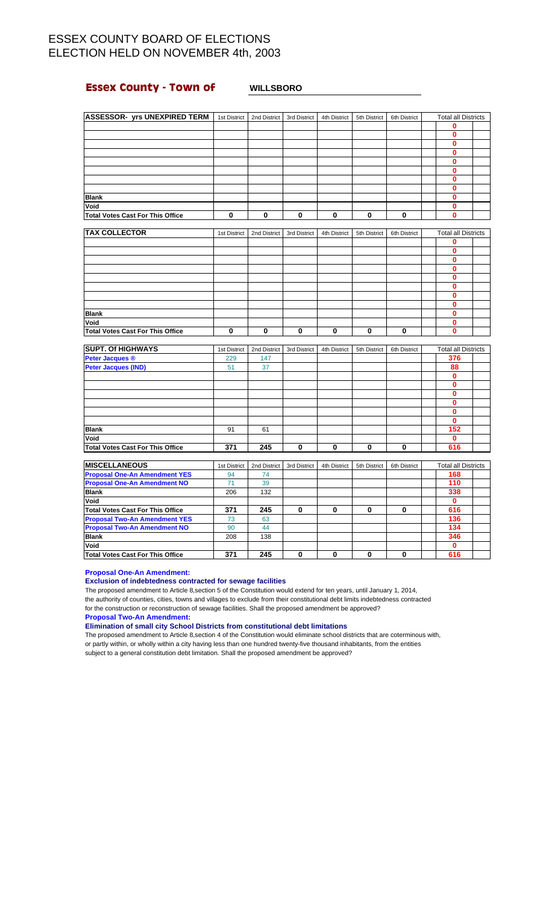# ESSEX COUNTY BOARD OF ELECTIONS
# ELECTION HELD ON NOVEMBER 4th, 2003

## Essex County - Town of WILLSBORO

| ASSESSOR- yrs UNEXPIRED TERM | 1st District | 2nd District | 3rd District | 4th District | 5th District | 6th District | Total all Districts |
|---|---|---|---|---|---|---|---|
| | | | | | | | 0 |
| | | | | | | | 0 |
| | | | | | | | 0 |
| | | | | | | | 0 |
| | | | | | | | 0 |
| | | | | | | | 0 |
| | | | | | | | 0 |
| | | | | | | | 0 |
| **Blank** | | | | | | | 0 |
| **Void** | | | | | | | 0 |
| **Total Votes Cast For This Office** | 0 | 0 | 0 | 0 | 0 | 0 | 0 |

| TAX COLLECTOR | 1st District | 2nd District | 3rd District | 4th District | 5th District | 6th District | Total all Districts |
|---|---|---|---|---|---|---|---|
| | | | | | | | 0 |
| | | | | | | | 0 |
| | | | | | | | 0 |
| | | | | | | | 0 |
| | | | | | | | 0 |
| | | | | | | | 0 |
| | | | | | | | 0 |
| | | | | | | | 0 |
| **Blank** | | | | | | | 0 |
| **Void** | | | | | | | 0 |
| **Total Votes Cast For This Office** | 0 | 0 | 0 | 0 | 0 | 0 | 0 |

| SUPT. Of HIGHWAYS | 1st District | 2nd District | 3rd District | 4th District | 5th District | 6th District | Total all Districts |
|---|---|---|---|---|---|---|---|
| Peter Jacques ® | 229 | 147 | | | | | 376 |
| Peter Jacques (IND) | 51 | 37 | | | | | 88 |
| | | | | | | | 0 |
| | | | | | | | 0 |
| | | | | | | | 0 |
| | | | | | | | 0 |
| | | | | | | | 0 |
| | | | | | | | 0 |
| **Blank** | 91 | 61 | | | | | 152 |
| **Void** | | | | | | | 0 |
| **Total Votes Cast For This Office** | 371 | 245 | 0 | 0 | 0 | 0 | 616 |

| MISCELLANEOUS | 1st District | 2nd District | 3rd District | 4th District | 5th District | 6th District | Total all Districts |
|---|---|---|---|---|---|---|---|
| Proposal One-An Amendment YES | 94 | 74 | | | | | 168 |
| Proposal One-An Amendment NO | 71 | 39 | | | | | 110 |
| **Blank** | 206 | 132 | | | | | 338 |
| **Void** | | | | | | | 0 |
| **Total Votes Cast For This Office** | 371 | 245 | 0 | 0 | 0 | 0 | 616 |
| Proposal Two-An Amendment YES | 73 | 63 | | | | | 136 |
| Proposal Two-An Amendment NO | 90 | 44 | | | | | 134 |
| **Blank** | 208 | 138 | | | | | 346 |
| **Void** | | | | | | | 0 |
| **Total Votes Cast For This Office** | 371 | 245 | 0 | 0 | 0 | 0 | 616 |

**Proposal One-An Amendment:**

**Exclusion of indebtedness contracted for sewage facilities**

The proposed amendment to Article 8,section 5 of the Constitution would extend for ten years, until January 1, 2014, the authority of counties, cities, towns and villages to exclude from their constitutional debt limits indebtedness contracted for the construction or reconstruction of sewage facilities. Shall the proposed amendment be approved?

**Proposal Two-An Amendment:**

**Elimination of small city School Districts from constitutional debt limitations**

The proposed amendment to Article 8,section 4 of the Constitution would eliminate school districts that are coterminous with, or partly within, or wholly within a city having less than one hundred twenty-five thousand inhabitants, from the entities subject to a general constitution debt limitation. Shall the proposed amendment be approved?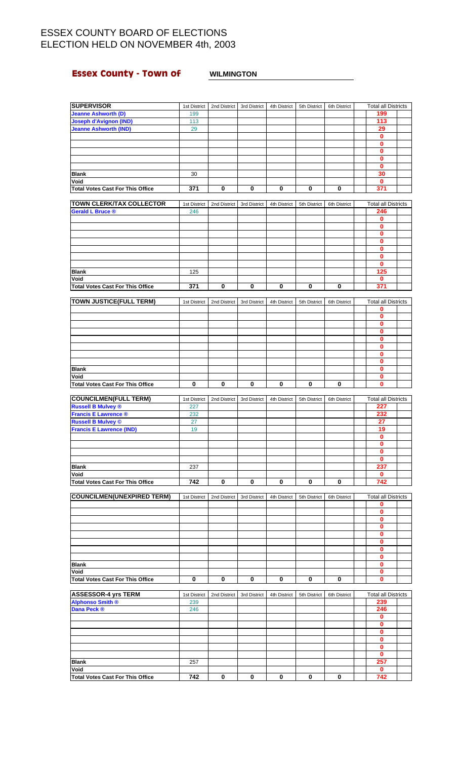# ESSEX COUNTY BOARD OF ELECTIONS
# ELECTION HELD ON NOVEMBER 4th, 2003

## Essex County - Town of WILMINGTON

| SUPERVISOR | 1st District | 2nd District | 3rd District | 4th District | 5th District | 6th District | Total all Districts |
|---|---|---|---|---|---|---|---|
| Jeanne Ashworth (D) | 199 | | | | | | 199 |
| Joseph d'Avignon (IND) | 113 | | | | | | 113 |
| Jeanne Ashworth (IND) | 29 | | | | | | 29 |
| | | | | | | | 0 |
| | | | | | | | 0 |
| | | | | | | | 0 |
| | | | | | | | 0 |
| | | | | | | | 0 |
| Blank | 30 | | | | | | 30 |
| Void | | | | | | | 0 |
| Total Votes Cast For This Office | 371 | 0 | 0 | 0 | 0 | 0 | 371 |

| TOWN CLERK/TAX COLLECTOR | 1st District | 2nd District | 3rd District | 4th District | 5th District | 6th District | Total all Districts |
|---|---|---|---|---|---|---|---|
| Gerald L Bruce ® | 246 | | | | | | 246 |
| | | | | | | | 0 |
| | | | | | | | 0 |
| | | | | | | | 0 |
| | | | | | | | 0 |
| | | | | | | | 0 |
| | | | | | | | 0 |
| | | | | | | | 0 |
| Blank | 125 | | | | | | 125 |
| Void | | | | | | | 0 |
| Total Votes Cast For This Office | 371 | 0 | 0 | 0 | 0 | 0 | 371 |

| TOWN JUSTICE(FULL TERM) | 1st District | 2nd District | 3rd District | 4th District | 5th District | 6th District | Total all Districts |
|---|---|---|---|---|---|---|---|
| | | | | | | | 0 |
| | | | | | | | 0 |
| | | | | | | | 0 |
| | | | | | | | 0 |
| | | | | | | | 0 |
| | | | | | | | 0 |
| | | | | | | | 0 |
| | | | | | | | 0 |
| Blank | | | | | | | 0 |
| Void | | | | | | | 0 |
| Total Votes Cast For This Office | 0 | 0 | 0 | 0 | 0 | 0 | 0 |

| COUNCILMEN(FULL TERM) | 1st District | 2nd District | 3rd District | 4th District | 5th District | 6th District | Total all Districts |
|---|---|---|---|---|---|---|---|
| Russell B Mulvey ® | 227 | | | | | | 227 |
| Francis E Lawrence ® | 232 | | | | | | 232 |
| Russell B Mulvey © | 27 | | | | | | 27 |
| Francis E Lawrence (IND) | 19 | | | | | | 19 |
| | | | | | | | 0 |
| | | | | | | | 0 |
| | | | | | | | 0 |
| | | | | | | | 0 |
| Blank | 237 | | | | | | 237 |
| Void | | | | | | | 0 |
| Total Votes Cast For This Office | 742 | 0 | 0 | 0 | 0 | 0 | 742 |

| COUNCILMEN(UNEXPIRED TERM) | 1st District | 2nd District | 3rd District | 4th District | 5th District | 6th District | Total all Districts |
|---|---|---|---|---|---|---|---|
| | | | | | | | 0 |
| | | | | | | | 0 |
| | | | | | | | 0 |
| | | | | | | | 0 |
| | | | | | | | 0 |
| | | | | | | | 0 |
| | | | | | | | 0 |
| | | | | | | | 0 |
| Blank | | | | | | | 0 |
| Void | | | | | | | 0 |
| Total Votes Cast For This Office | 0 | 0 | 0 | 0 | 0 | 0 | 0 |

| ASSESSOR-4 yrs TERM | 1st District | 2nd District | 3rd District | 4th District | 5th District | 6th District | Total all Districts |
|---|---|---|---|---|---|---|---|
| Alphonso Smith ® | 239 | | | | | | 239 |
| Dana Peck ® | 246 | | | | | | 246 |
| | | | | | | | 0 |
| | | | | | | | 0 |
| | | | | | | | 0 |
| | | | | | | | 0 |
| | | | | | | | 0 |
| | | | | | | | 0 |
| Blank | 257 | | | | | | 257 |
| Void | | | | | | | 0 |
| Total Votes Cast For This Office | 742 | 0 | 0 | 0 | 0 | 0 | 742 |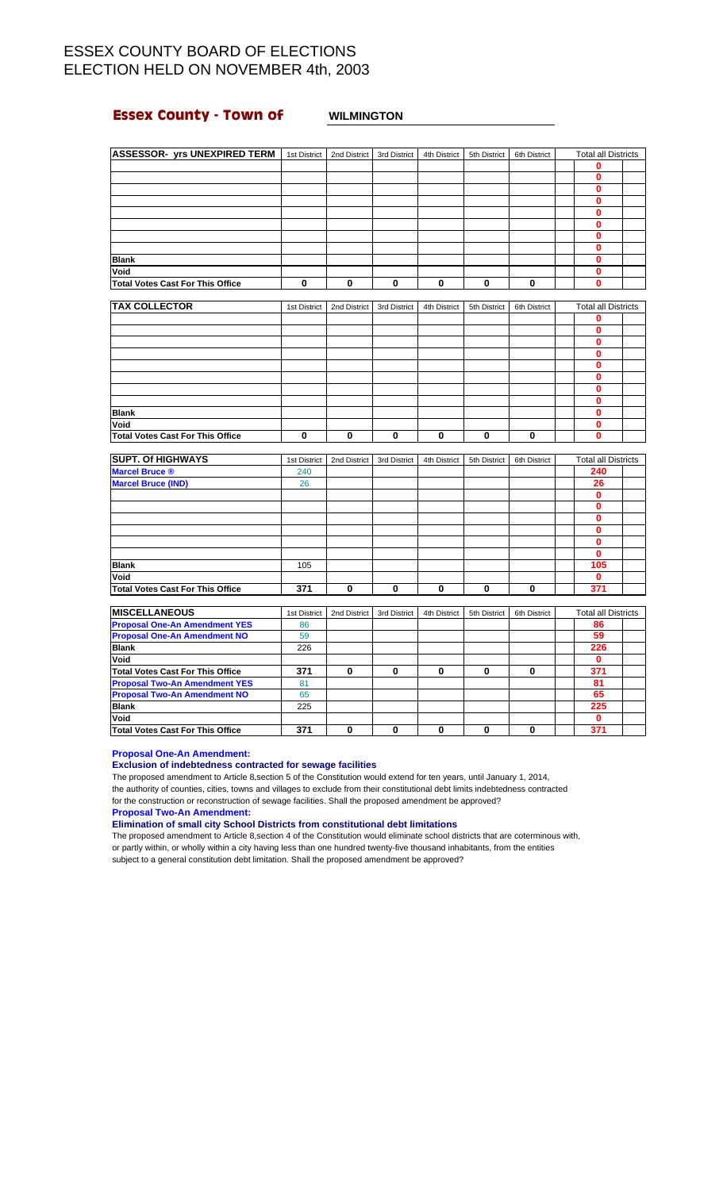# ESSEX COUNTY BOARD OF ELECTIONS
# ELECTION HELD ON NOVEMBER 4th, 2003

## Essex County - Town of WILMINGTON

| ASSESSOR- yrs UNEXPIRED TERM | 1st District | 2nd District | 3rd District | 4th District | 5th District | 6th District | Total all Districts |
|---|---|---|---|---|---|---|---|
| | | | | | | | 0 |
| | | | | | | | 0 |
| | | | | | | | 0 |
| | | | | | | | 0 |
| | | | | | | | 0 |
| | | | | | | | 0 |
| | | | | | | | 0 |
| | | | | | | | 0 |
| Blank | | | | | | | 0 |
| Void | | | | | | | 0 |
| Total Votes Cast For This Office | 0 | 0 | 0 | 0 | 0 | 0 | 0 |

| TAX COLLECTOR | 1st District | 2nd District | 3rd District | 4th District | 5th District | 6th District | Total all Districts |
|---|---|---|---|---|---|---|---|
| | | | | | | | 0 |
| | | | | | | | 0 |
| | | | | | | | 0 |
| | | | | | | | 0 |
| | | | | | | | 0 |
| | | | | | | | 0 |
| | | | | | | | 0 |
| | | | | | | | 0 |
| Blank | | | | | | | 0 |
| Void | | | | | | | 0 |
| Total Votes Cast For This Office | 0 | 0 | 0 | 0 | 0 | 0 | 0 |

| SUPT. Of HIGHWAYS | 1st District | 2nd District | 3rd District | 4th District | 5th District | 6th District | Total all Districts |
|---|---|---|---|---|---|---|---|
| Marcel Bruce ® | 240 | | | | | | 240 |
| Marcel Bruce (IND) | 26 | | | | | | 26 |
| | | | | | | | 0 |
| | | | | | | | 0 |
| | | | | | | | 0 |
| | | | | | | | 0 |
| | | | | | | | 0 |
| | | | | | | | 0 |
| Blank | 105 | | | | | | 105 |
| Void | | | | | | | 0 |
| Total Votes Cast For This Office | 371 | 0 | 0 | 0 | 0 | 0 | 371 |

| MISCELLANEOUS | 1st District | 2nd District | 3rd District | 4th District | 5th District | 6th District | Total all Districts |
|---|---|---|---|---|---|---|---|
| Proposal One-An Amendment YES | 86 | | | | | | 86 |
| Proposal One-An Amendment NO | 59 | | | | | | 59 |
| Blank | 226 | | | | | | 226 |
| Void | | | | | | | 0 |
| Total Votes Cast For This Office | 371 | 0 | 0 | 0 | 0 | 0 | 371 |
| Proposal Two-An Amendment YES | 81 | | | | | | 81 |
| Proposal Two-An Amendment NO | 65 | | | | | | 65 |
| Blank | 225 | | | | | | 225 |
| Void | | | | | | | 0 |
| Total Votes Cast For This Office | 371 | 0 | 0 | 0 | 0 | 0 | 371 |

**Proposal One-An Amendment:**

**Exclusion of indebtedness contracted for sewage facilities**

The proposed amendment to Article 8,section 5 of the Constitution would extend for ten years, until January 1, 2014, the authority of counties, cities, towns and villages to exclude from their constitutional debt limits indebtedness contracted for the construction or reconstruction of sewage facilities. Shall the proposed amendment be approved?

**Proposal Two-An Amendment:**

**Elimination of small city School Districts from constitutional debt limitations**

The proposed amendment to Article 8,section 4 of the Constitution would eliminate school districts that are coterminous with, or partly within, or wholly within a city having less than one hundred twenty-five thousand inhabitants, from the entities subject to a general constitution debt limitation. Shall the proposed amendment be approved?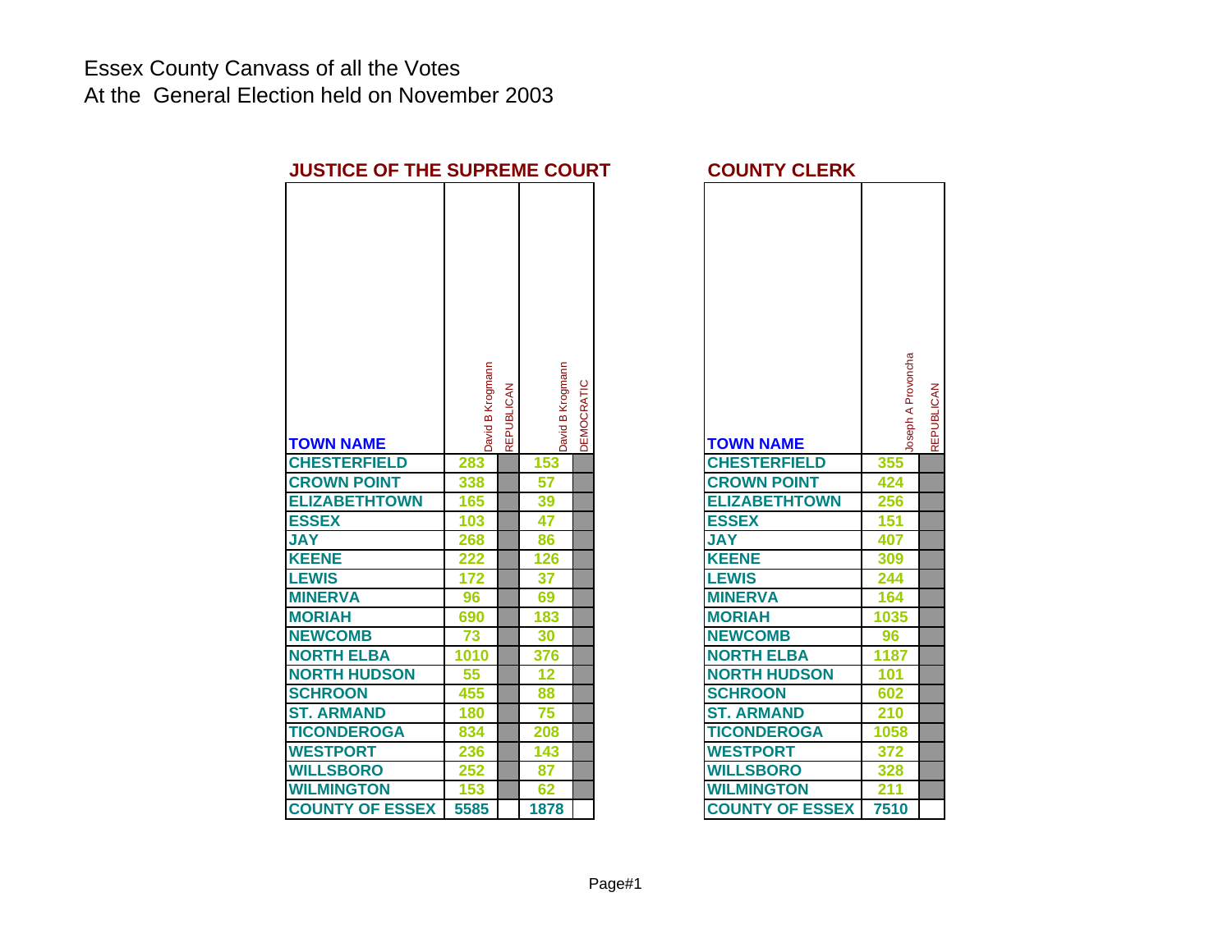Essex County Canvass of all the Votes
At the General Election held on November 2003

## JUSTICE OF THE SUPREME COURT

| TOWN NAME | David B Krogmann | REPUBLICAN | David B Krogmann | DEMOCRATIC |
|---|---|---|---|---|
| CHESTERFIELD | 283 | | 153 | |
| CROWN POINT | 338 | | 57 | |
| ELIZABETHTOWN | 165 | | 39 | |
| ESSEX | 103 | | 47 | |
| JAY | 268 | | 86 | |
| KEENE | 222 | | 126 | |
| LEWIS | 172 | | 37 | |
| MINERVA | 96 | | 69 | |
| MORIAH | 690 | | 183 | |
| NEWCOMB | 73 | | 30 | |
| NORTH ELBA | 1010 | | 376 | |
| NORTH HUDSON | 55 | | 12 | |
| SCHROON | 455 | | 88 | |
| ST. ARMAND | 180 | | 75 | |
| TICONDEROGA | 834 | | 208 | |
| WESTPORT | 236 | | 143 | |
| WILLSBORO | 252 | | 87 | |
| WILMINGTON | 153 | | 62 | |
| COUNTY OF ESSEX | 5585 | | 1878 | |

## COUNTY CLERK

| TOWN NAME | Joseph A Provoncha | REPUBLICAN |
|---|---|---|
| CHESTERFIELD | 355 | |
| CROWN POINT | 424 | |
| ELIZABETHTOWN | 256 | |
| ESSEX | 151 | |
| JAY | 407 | |
| KEENE | 309 | |
| LEWIS | 244 | |
| MINERVA | 164 | |
| MORIAH | 1035 | |
| NEWCOMB | 96 | |
| NORTH ELBA | 1187 | |
| NORTH HUDSON | 101 | |
| SCHROON | 602 | |
| ST. ARMAND | 210 | |
| TICONDEROGA | 1058 | |
| WESTPORT | 372 | |
| WILLSBORO | 328 | |
| WILMINGTON | 211 | |
| COUNTY OF ESSEX | 7510 | |